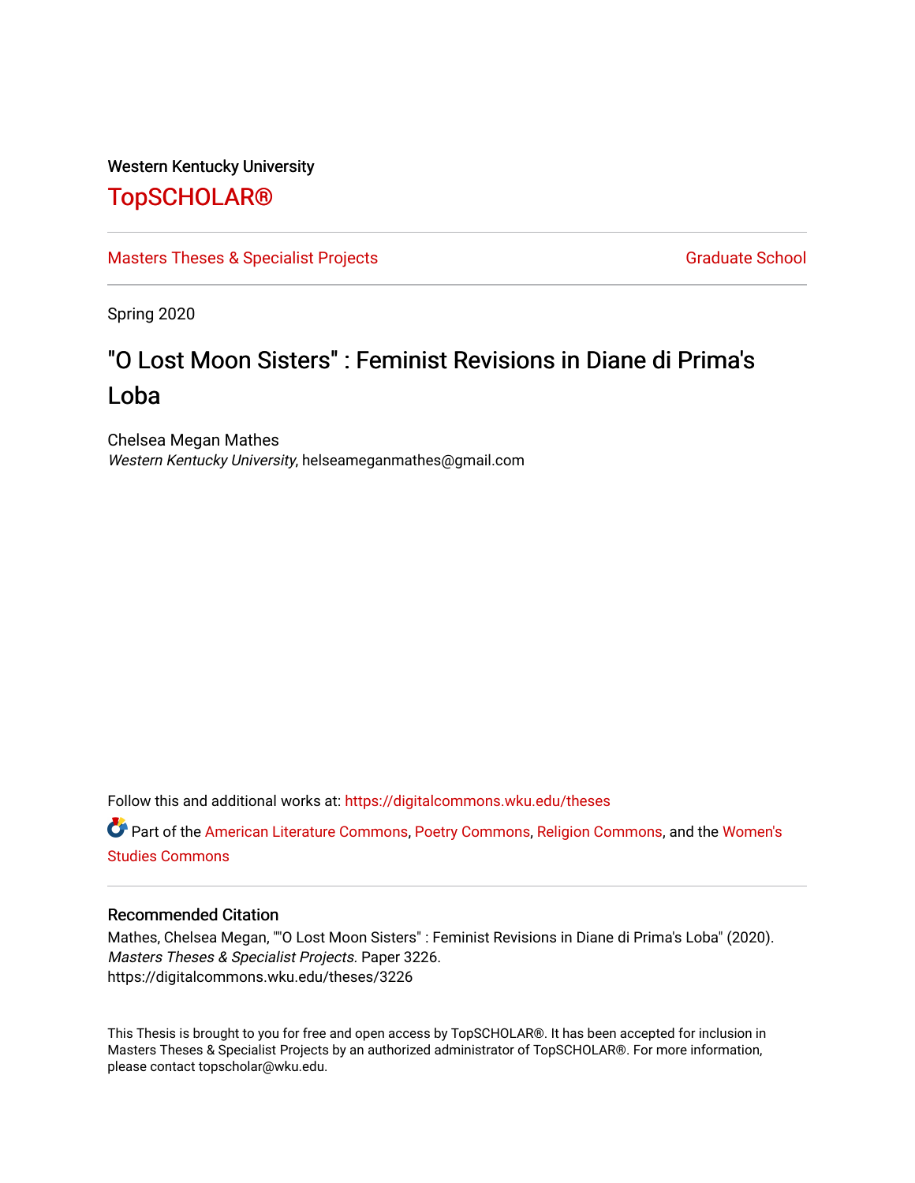Western Kentucky University

# TopSCHOLAR®

Masters Theses & Specialist Projects

Graduate School

Spring 2020

# "O Lost Moon Sisters" : Feminist Revisions in Diane di Prima's Loba

Chelsea Megan Mathes
*Western Kentucky University*, helseameganmathes@gmail.com

Follow this and additional works at: https://digitalcommons.wku.edu/theses

Part of the American Literature Commons, Poetry Commons, Religion Commons, and the Women's Studies Commons

## Recommended Citation

Mathes, Chelsea Megan, ""O Lost Moon Sisters" : Feminist Revisions in Diane di Prima's Loba" (2020). *Masters Theses & Specialist Projects*. Paper 3226.
https://digitalcommons.wku.edu/theses/3226

This Thesis is brought to you for free and open access by TopSCHOLAR®. It has been accepted for inclusion in Masters Theses & Specialist Projects by an authorized administrator of TopSCHOLAR®. For more information, please contact topscholar@wku.edu.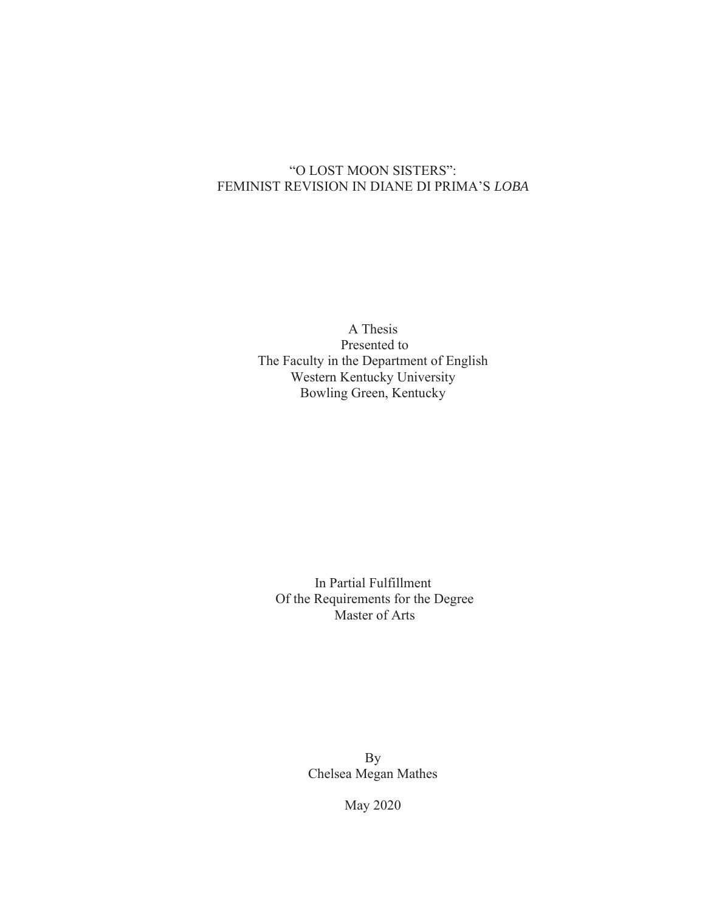# "O LOST MOON SISTERS": FEMINIST REVISION IN DIANE DI PRIMA'S *LOBA*

A Thesis
Presented to
The Faculty in the Department of English
Western Kentucky University
Bowling Green, Kentucky

In Partial Fulfillment
Of the Requirements for the Degree
Master of Arts

By
Chelsea Megan Mathes

May 2020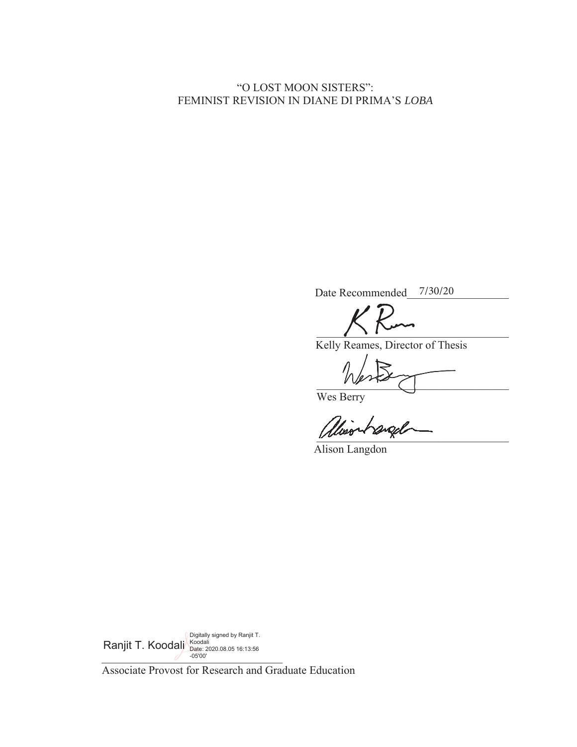“O LOST MOON SISTERS”:
FEMINIST REVISION IN DIANE DI PRIMA’S *LOBA*

Date Recommended 7/30/20

Kelly Reames, Director of Thesis

Wes Berry

Alison Langdon

Ranjit T. Koodali Digitally signed by Ranjit T. Koodali Date: 2020.08.05 16:13:56 -05'00'

Associate Provost for Research and Graduate Education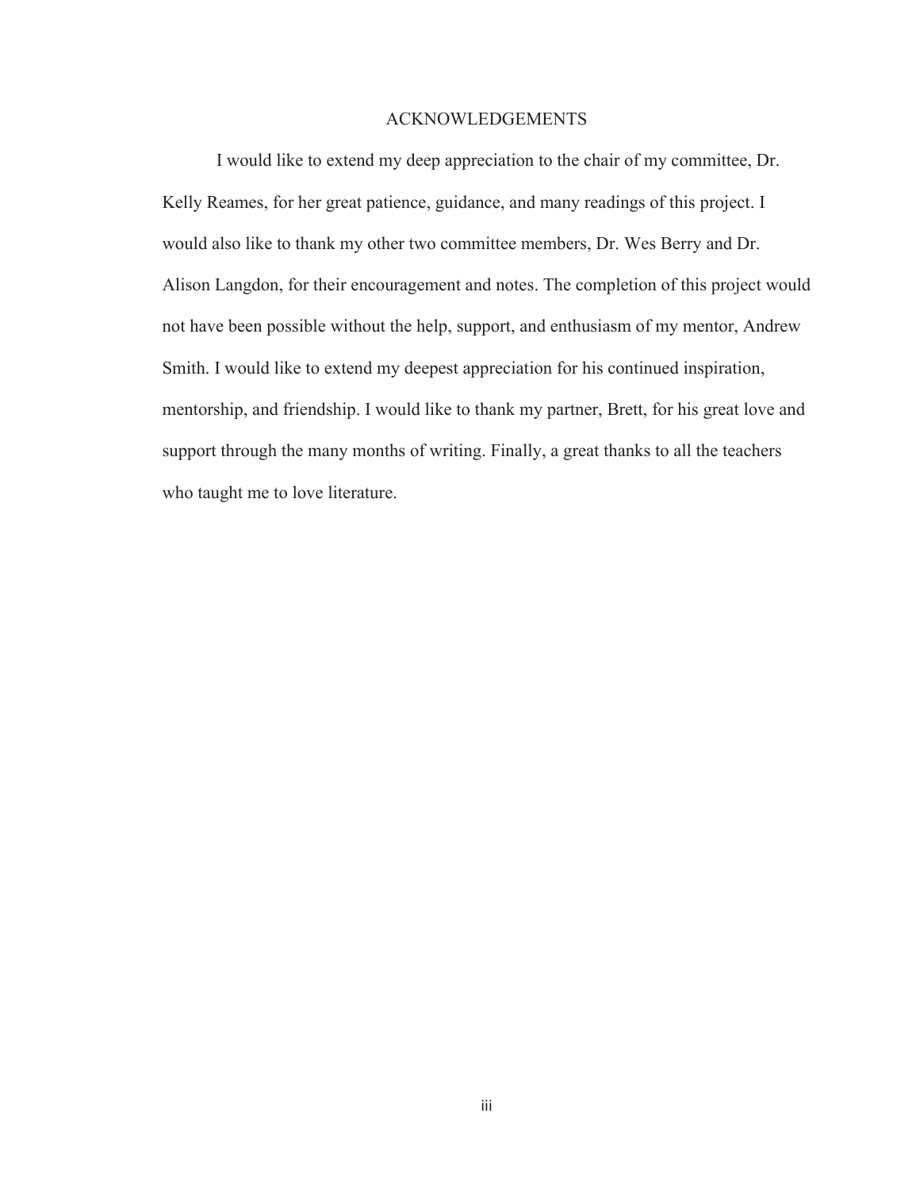# ACKNOWLEDGEMENTS

I would like to extend my deep appreciation to the chair of my committee, Dr. Kelly Reames, for her great patience, guidance, and many readings of this project. I would also like to thank my other two committee members, Dr. Wes Berry and Dr. Alison Langdon, for their encouragement and notes. The completion of this project would not have been possible without the help, support, and enthusiasm of my mentor, Andrew Smith. I would like to extend my deepest appreciation for his continued inspiration, mentorship, and friendship. I would like to thank my partner, Brett, for his great love and support through the many months of writing. Finally, a great thanks to all the teachers who taught me to love literature.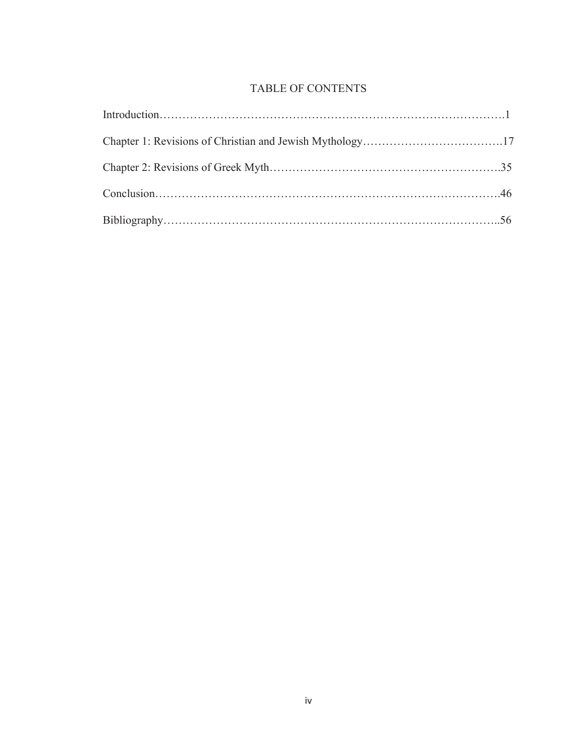# TABLE OF CONTENTS

Introduction……………………………………………………………………………….1

Chapter 1: Revisions of Christian and Jewish Mythology……………………………….17

Chapter 2: Revisions of Greek Myth……………………………………………………..35

Conclusion……………………………………………………………………………….46

Bibliography……………………………………………………………………………..56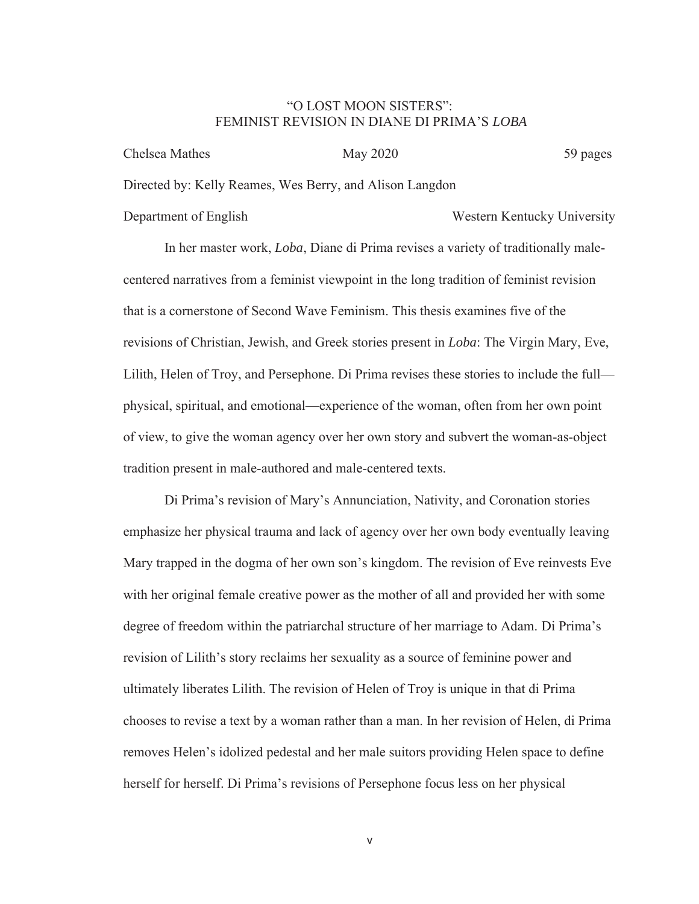“O LOST MOON SISTERS”:
FEMINIST REVISION IN DIANE DI PRIMA’S *LOBA*

Chelsea Mathes May 2020 59 pages

Directed by: Kelly Reames, Wes Berry, and Alison Langdon

Department of English Western Kentucky University

In her master work, *Loba*, Diane di Prima revises a variety of traditionally male-centered narratives from a feminist viewpoint in the long tradition of feminist revision that is a cornerstone of Second Wave Feminism. This thesis examines five of the revisions of Christian, Jewish, and Greek stories present in *Loba*: The Virgin Mary, Eve, Lilith, Helen of Troy, and Persephone. Di Prima revises these stories to include the full—physical, spiritual, and emotional—experience of the woman, often from her own point of view, to give the woman agency over her own story and subvert the woman-as-object tradition present in male-authored and male-centered texts.

Di Prima’s revision of Mary’s Annunciation, Nativity, and Coronation stories emphasize her physical trauma and lack of agency over her own body eventually leaving Mary trapped in the dogma of her own son’s kingdom. The revision of Eve reinvests Eve with her original female creative power as the mother of all and provided her with some degree of freedom within the patriarchal structure of her marriage to Adam. Di Prima’s revision of Lilith’s story reclaims her sexuality as a source of feminine power and ultimately liberates Lilith. The revision of Helen of Troy is unique in that di Prima chooses to revise a text by a woman rather than a man. In her revision of Helen, di Prima removes Helen’s idolized pedestal and her male suitors providing Helen space to define herself for herself. Di Prima’s revisions of Persephone focus less on her physical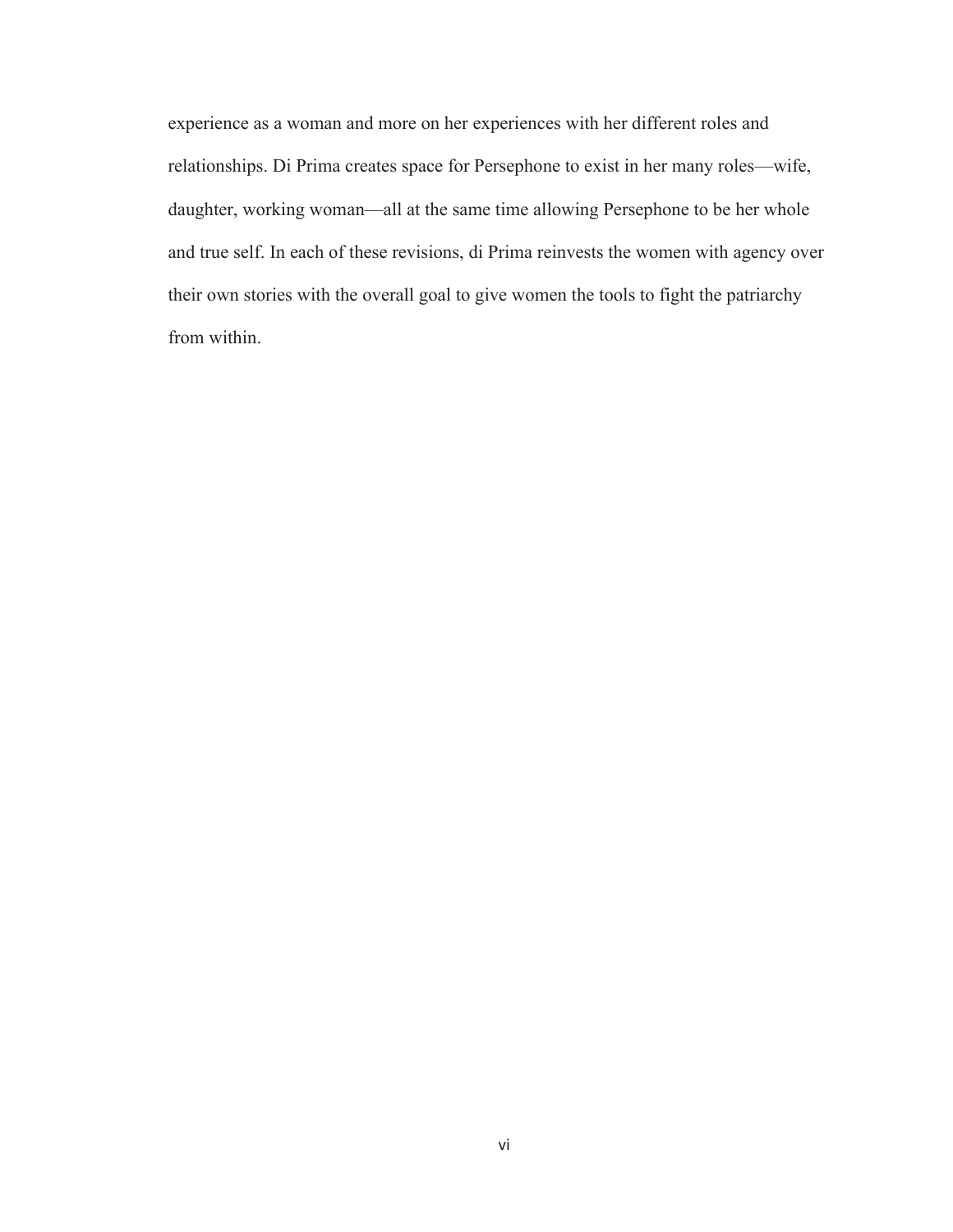experience as a woman and more on her experiences with her different roles and relationships. Di Prima creates space for Persephone to exist in her many roles—wife, daughter, working woman—all at the same time allowing Persephone to be her whole and true self. In each of these revisions, di Prima reinvests the women with agency over their own stories with the overall goal to give women the tools to fight the patriarchy from within.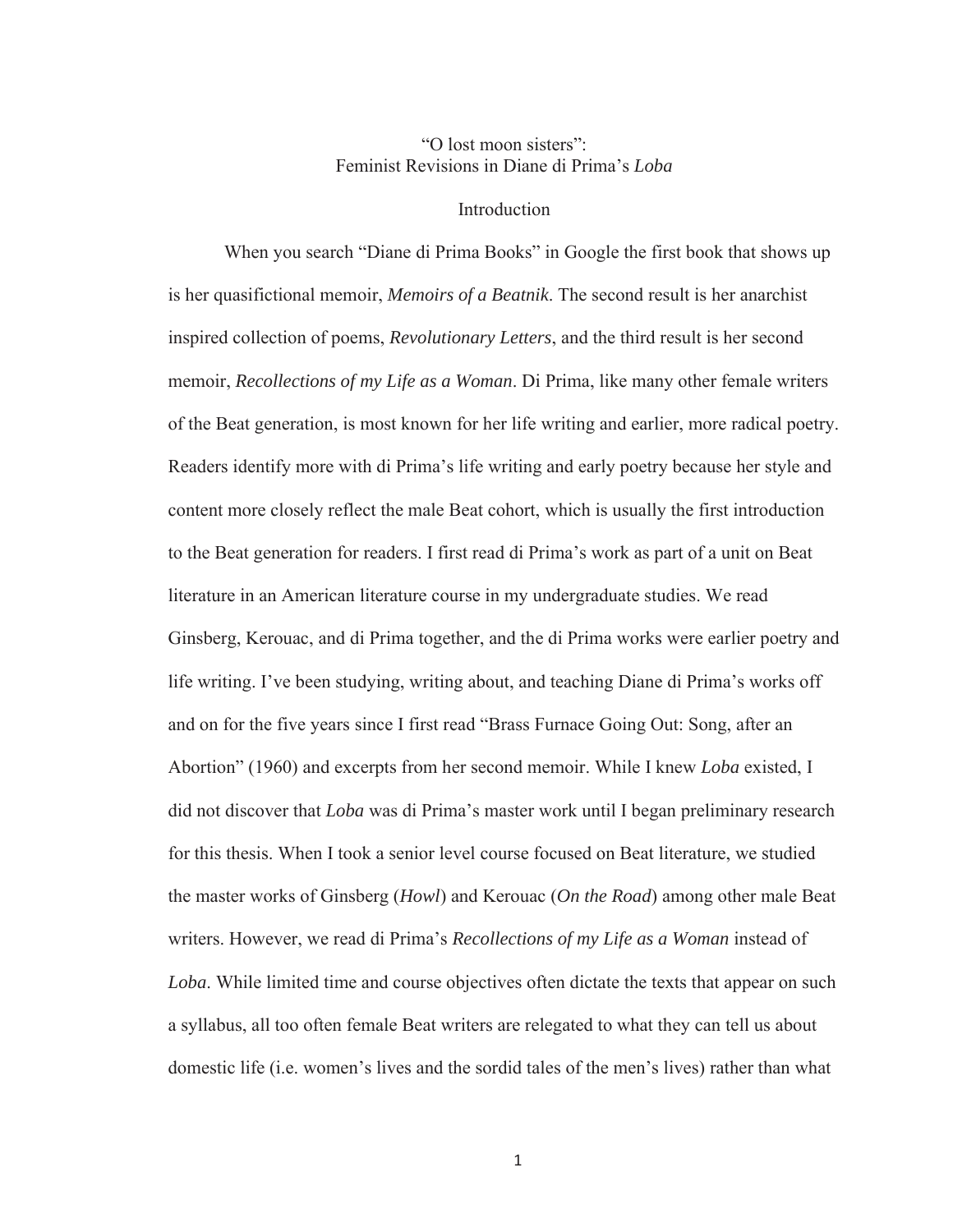# "O lost moon sisters": Feminist Revisions in Diane di Prima's *Loba*

## Introduction

When you search "Diane di Prima Books" in Google the first book that shows up is her quasifictional memoir, *Memoirs of a Beatnik*. The second result is her anarchist inspired collection of poems, *Revolutionary Letters*, and the third result is her second memoir, *Recollections of my Life as a Woman*. Di Prima, like many other female writers of the Beat generation, is most known for her life writing and earlier, more radical poetry. Readers identify more with di Prima's life writing and early poetry because her style and content more closely reflect the male Beat cohort, which is usually the first introduction to the Beat generation for readers. I first read di Prima's work as part of a unit on Beat literature in an American literature course in my undergraduate studies. We read Ginsberg, Kerouac, and di Prima together, and the di Prima works were earlier poetry and life writing. I've been studying, writing about, and teaching Diane di Prima's works off and on for the five years since I first read "Brass Furnace Going Out: Song, after an Abortion" (1960) and excerpts from her second memoir. While I knew *Loba* existed, I did not discover that *Loba* was di Prima's master work until I began preliminary research for this thesis. When I took a senior level course focused on Beat literature, we studied the master works of Ginsberg (*Howl*) and Kerouac (*On the Road*) among other male Beat writers. However, we read di Prima's *Recollections of my Life as a Woman* instead of *Loba*. While limited time and course objectives often dictate the texts that appear on such a syllabus, all too often female Beat writers are relegated to what they can tell us about domestic life (i.e. women's lives and the sordid tales of the men's lives) rather than what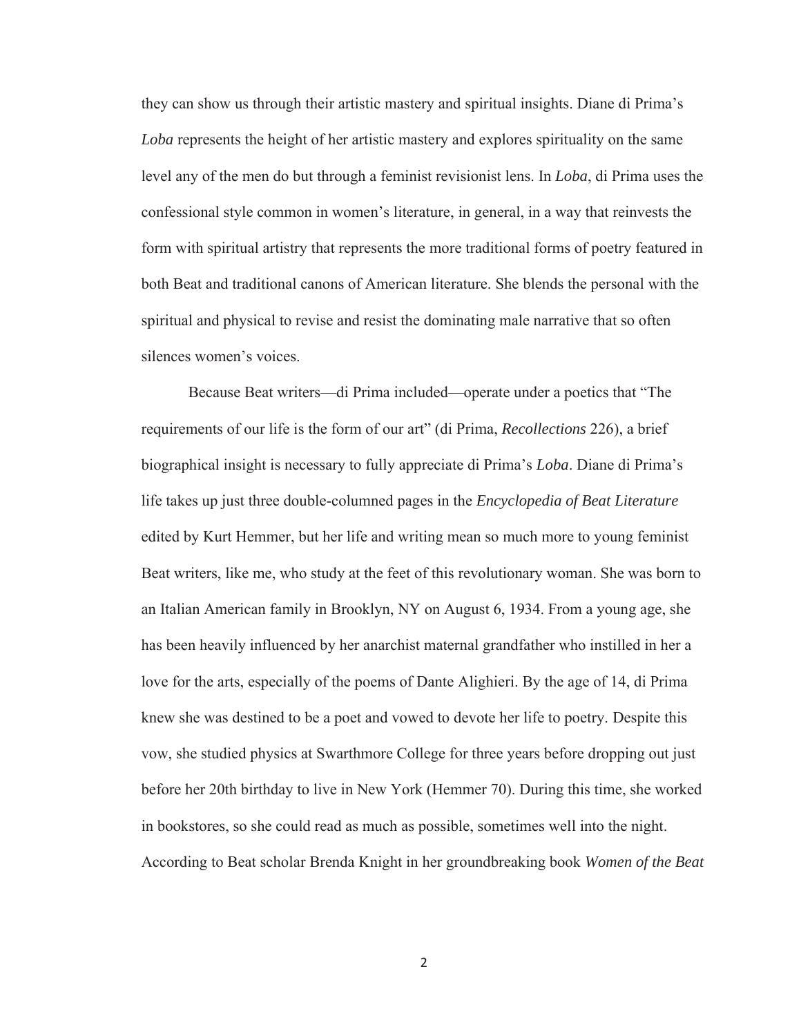they can show us through their artistic mastery and spiritual insights. Diane di Prima's *Loba* represents the height of her artistic mastery and explores spirituality on the same level any of the men do but through a feminist revisionist lens. In *Loba*, di Prima uses the confessional style common in women's literature, in general, in a way that reinvests the form with spiritual artistry that represents the more traditional forms of poetry featured in both Beat and traditional canons of American literature. She blends the personal with the spiritual and physical to revise and resist the dominating male narrative that so often silences women's voices.

Because Beat writers—di Prima included—operate under a poetics that "The requirements of our life is the form of our art" (di Prima, *Recollections* 226), a brief biographical insight is necessary to fully appreciate di Prima's *Loba*. Diane di Prima's life takes up just three double-columned pages in the *Encyclopedia of Beat Literature* edited by Kurt Hemmer, but her life and writing mean so much more to young feminist Beat writers, like me, who study at the feet of this revolutionary woman. She was born to an Italian American family in Brooklyn, NY on August 6, 1934. From a young age, she has been heavily influenced by her anarchist maternal grandfather who instilled in her a love for the arts, especially of the poems of Dante Alighieri. By the age of 14, di Prima knew she was destined to be a poet and vowed to devote her life to poetry. Despite this vow, she studied physics at Swarthmore College for three years before dropping out just before her 20th birthday to live in New York (Hemmer 70). During this time, she worked in bookstores, so she could read as much as possible, sometimes well into the night. According to Beat scholar Brenda Knight in her groundbreaking book *Women of the Beat*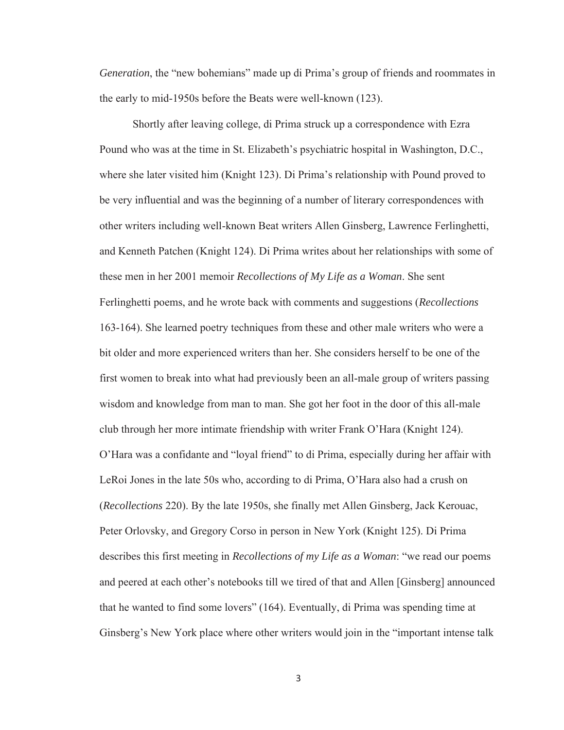*Generation*, the "new bohemians" made up di Prima's group of friends and roommates in the early to mid-1950s before the Beats were well-known (123).

Shortly after leaving college, di Prima struck up a correspondence with Ezra Pound who was at the time in St. Elizabeth's psychiatric hospital in Washington, D.C., where she later visited him (Knight 123). Di Prima's relationship with Pound proved to be very influential and was the beginning of a number of literary correspondences with other writers including well-known Beat writers Allen Ginsberg, Lawrence Ferlinghetti, and Kenneth Patchen (Knight 124). Di Prima writes about her relationships with some of these men in her 2001 memoir *Recollections of My Life as a Woman*. She sent Ferlinghetti poems, and he wrote back with comments and suggestions (*Recollections* 163-164). She learned poetry techniques from these and other male writers who were a bit older and more experienced writers than her. She considers herself to be one of the first women to break into what had previously been an all-male group of writers passing wisdom and knowledge from man to man. She got her foot in the door of this all-male club through her more intimate friendship with writer Frank O'Hara (Knight 124). O'Hara was a confidante and "loyal friend" to di Prima, especially during her affair with LeRoi Jones in the late 50s who, according to di Prima, O'Hara also had a crush on (*Recollections* 220). By the late 1950s, she finally met Allen Ginsberg, Jack Kerouac, Peter Orlovsky, and Gregory Corso in person in New York (Knight 125). Di Prima describes this first meeting in *Recollections of my Life as a Woman*: "we read our poems and peered at each other's notebooks till we tired of that and Allen [Ginsberg] announced that he wanted to find some lovers" (164). Eventually, di Prima was spending time at Ginsberg's New York place where other writers would join in the "important intense talk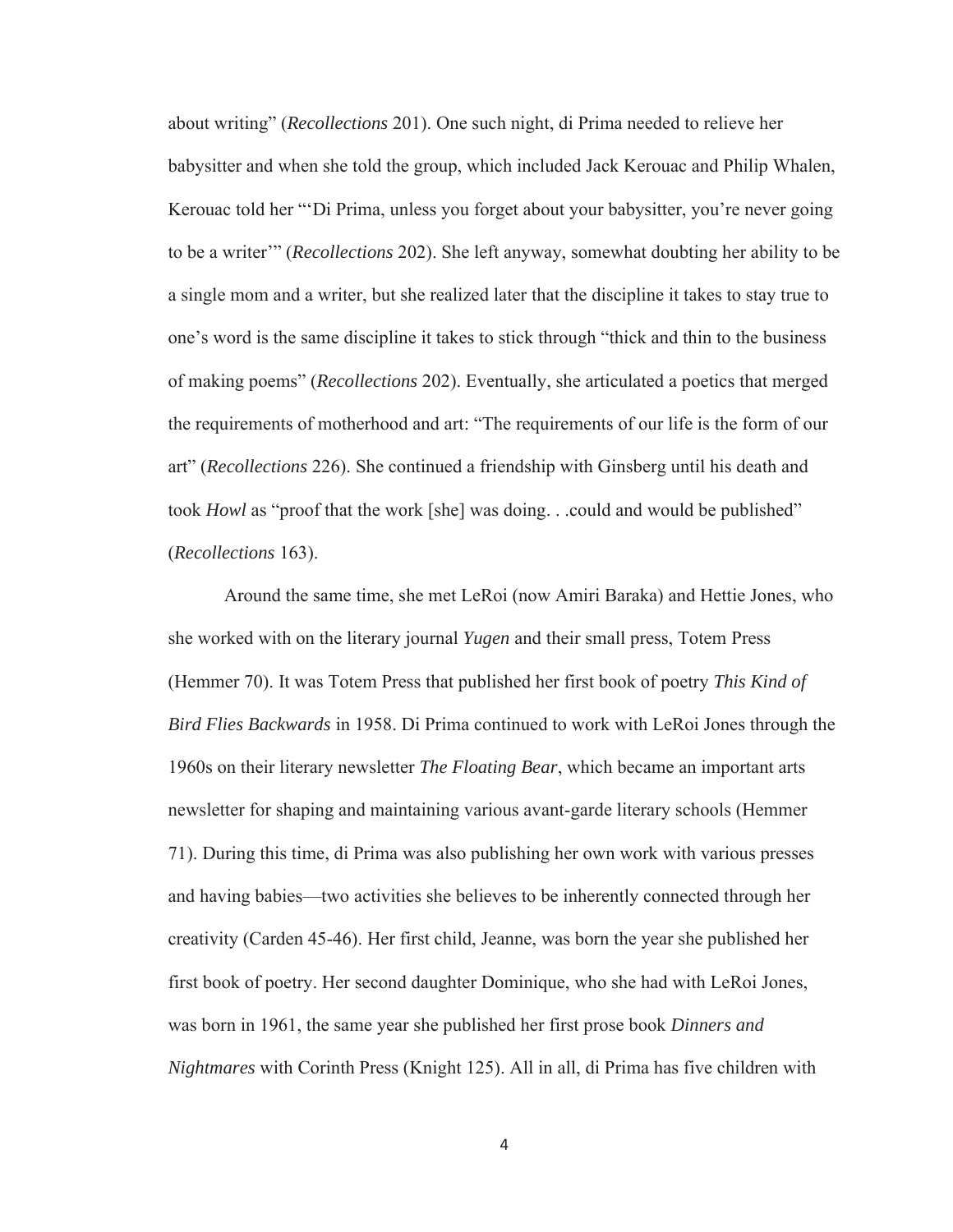about writing" (*Recollections* 201). One such night, di Prima needed to relieve her babysitter and when she told the group, which included Jack Kerouac and Philip Whalen, Kerouac told her "'Di Prima, unless you forget about your babysitter, you're never going to be a writer'" (*Recollections* 202). She left anyway, somewhat doubting her ability to be a single mom and a writer, but she realized later that the discipline it takes to stay true to one's word is the same discipline it takes to stick through "thick and thin to the business of making poems" (*Recollections* 202). Eventually, she articulated a poetics that merged the requirements of motherhood and art: "The requirements of our life is the form of our art" (*Recollections* 226). She continued a friendship with Ginsberg until his death and took *Howl* as "proof that the work [she] was doing. . .could and would be published" (*Recollections* 163).

Around the same time, she met LeRoi (now Amiri Baraka) and Hettie Jones, who she worked with on the literary journal *Yugen* and their small press, Totem Press (Hemmer 70). It was Totem Press that published her first book of poetry *This Kind of Bird Flies Backwards* in 1958. Di Prima continued to work with LeRoi Jones through the 1960s on their literary newsletter *The Floating Bear*, which became an important arts newsletter for shaping and maintaining various avant-garde literary schools (Hemmer 71). During this time, di Prima was also publishing her own work with various presses and having babies—two activities she believes to be inherently connected through her creativity (Carden 45-46). Her first child, Jeanne, was born the year she published her first book of poetry. Her second daughter Dominique, who she had with LeRoi Jones, was born in 1961, the same year she published her first prose book *Dinners and Nightmares* with Corinth Press (Knight 125). All in all, di Prima has five children with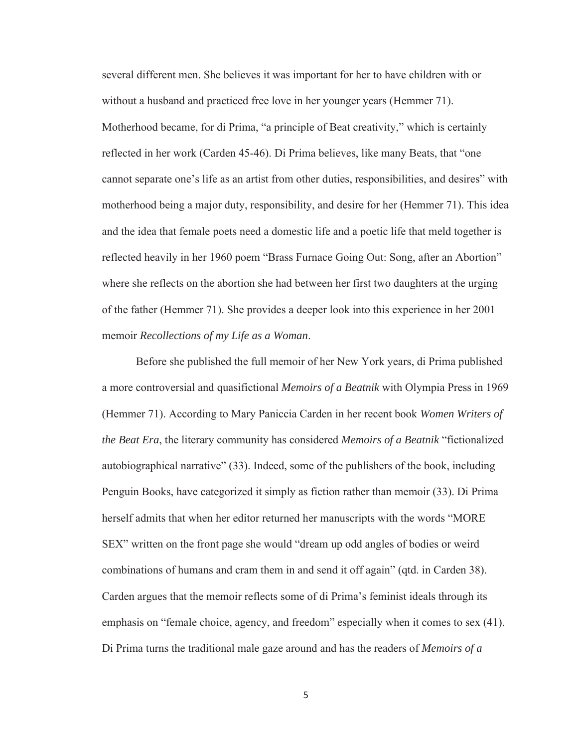several different men. She believes it was important for her to have children with or without a husband and practiced free love in her younger years (Hemmer 71). Motherhood became, for di Prima, "a principle of Beat creativity," which is certainly reflected in her work (Carden 45-46). Di Prima believes, like many Beats, that "one cannot separate one's life as an artist from other duties, responsibilities, and desires" with motherhood being a major duty, responsibility, and desire for her (Hemmer 71). This idea and the idea that female poets need a domestic life and a poetic life that meld together is reflected heavily in her 1960 poem "Brass Furnace Going Out: Song, after an Abortion" where she reflects on the abortion she had between her first two daughters at the urging of the father (Hemmer 71). She provides a deeper look into this experience in her 2001 memoir *Recollections of my Life as a Woman*.

Before she published the full memoir of her New York years, di Prima published a more controversial and quasifictional *Memoirs of a Beatnik* with Olympia Press in 1969 (Hemmer 71). According to Mary Paniccia Carden in her recent book *Women Writers of the Beat Era*, the literary community has considered *Memoirs of a Beatnik* "fictionalized autobiographical narrative" (33). Indeed, some of the publishers of the book, including Penguin Books, have categorized it simply as fiction rather than memoir (33). Di Prima herself admits that when her editor returned her manuscripts with the words "MORE SEX" written on the front page she would "dream up odd angles of bodies or weird combinations of humans and cram them in and send it off again" (qtd. in Carden 38). Carden argues that the memoir reflects some of di Prima's feminist ideals through its emphasis on "female choice, agency, and freedom" especially when it comes to sex (41). Di Prima turns the traditional male gaze around and has the readers of *Memoirs of a*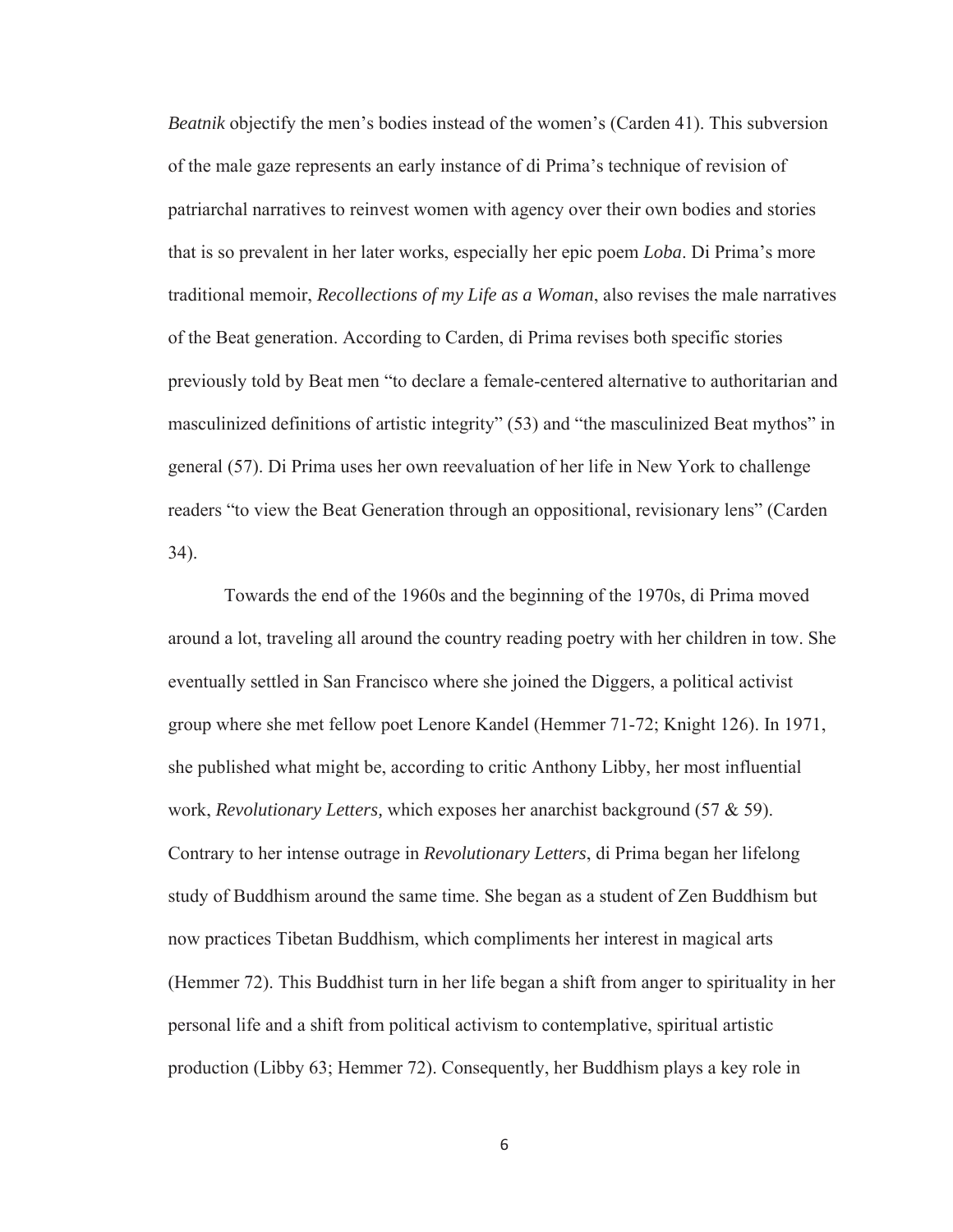*Beatnik* objectify the men's bodies instead of the women's (Carden 41). This subversion of the male gaze represents an early instance of di Prima's technique of revision of patriarchal narratives to reinvest women with agency over their own bodies and stories that is so prevalent in her later works, especially her epic poem *Loba*. Di Prima's more traditional memoir, *Recollections of my Life as a Woman*, also revises the male narratives of the Beat generation. According to Carden, di Prima revises both specific stories previously told by Beat men "to declare a female-centered alternative to authoritarian and masculinized definitions of artistic integrity" (53) and "the masculinized Beat mythos" in general (57). Di Prima uses her own reevaluation of her life in New York to challenge readers "to view the Beat Generation through an oppositional, revisionary lens" (Carden 34).

Towards the end of the 1960s and the beginning of the 1970s, di Prima moved around a lot, traveling all around the country reading poetry with her children in tow. She eventually settled in San Francisco where she joined the Diggers, a political activist group where she met fellow poet Lenore Kandel (Hemmer 71-72; Knight 126). In 1971, she published what might be, according to critic Anthony Libby, her most influential work, *Revolutionary Letters,* which exposes her anarchist background (57 & 59). Contrary to her intense outrage in *Revolutionary Letters*, di Prima began her lifelong study of Buddhism around the same time. She began as a student of Zen Buddhism but now practices Tibetan Buddhism, which compliments her interest in magical arts (Hemmer 72). This Buddhist turn in her life began a shift from anger to spirituality in her personal life and a shift from political activism to contemplative, spiritual artistic production (Libby 63; Hemmer 72). Consequently, her Buddhism plays a key role in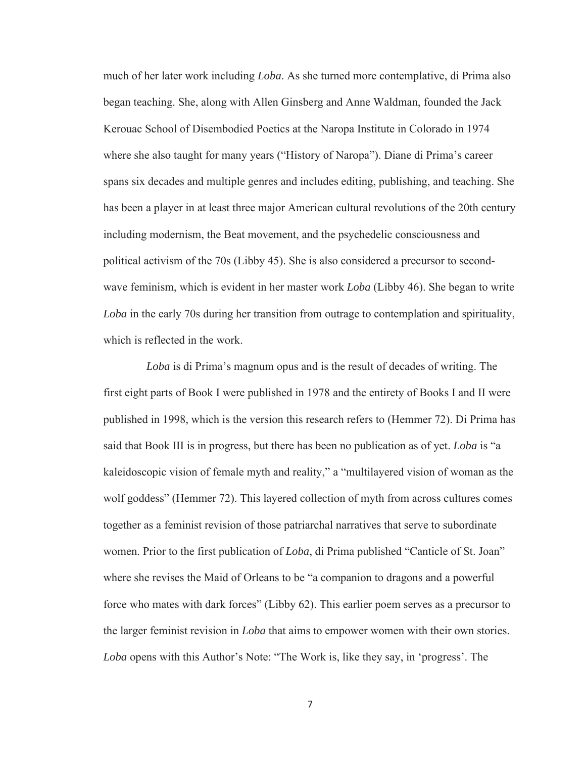much of her later work including *Loba*. As she turned more contemplative, di Prima also began teaching. She, along with Allen Ginsberg and Anne Waldman, founded the Jack Kerouac School of Disembodied Poetics at the Naropa Institute in Colorado in 1974 where she also taught for many years ("History of Naropa"). Diane di Prima's career spans six decades and multiple genres and includes editing, publishing, and teaching. She has been a player in at least three major American cultural revolutions of the 20th century including modernism, the Beat movement, and the psychedelic consciousness and political activism of the 70s (Libby 45). She is also considered a precursor to second-wave feminism, which is evident in her master work *Loba* (Libby 46). She began to write *Loba* in the early 70s during her transition from outrage to contemplation and spirituality, which is reflected in the work.

*Loba* is di Prima's magnum opus and is the result of decades of writing. The first eight parts of Book I were published in 1978 and the entirety of Books I and II were published in 1998, which is the version this research refers to (Hemmer 72). Di Prima has said that Book III is in progress, but there has been no publication as of yet. *Loba* is "a kaleidoscopic vision of female myth and reality," a "multilayered vision of woman as the wolf goddess" (Hemmer 72). This layered collection of myth from across cultures comes together as a feminist revision of those patriarchal narratives that serve to subordinate women. Prior to the first publication of *Loba*, di Prima published "Canticle of St. Joan" where she revises the Maid of Orleans to be "a companion to dragons and a powerful force who mates with dark forces" (Libby 62). This earlier poem serves as a precursor to the larger feminist revision in *Loba* that aims to empower women with their own stories. *Loba* opens with this Author's Note: "The Work is, like they say, in 'progress'. The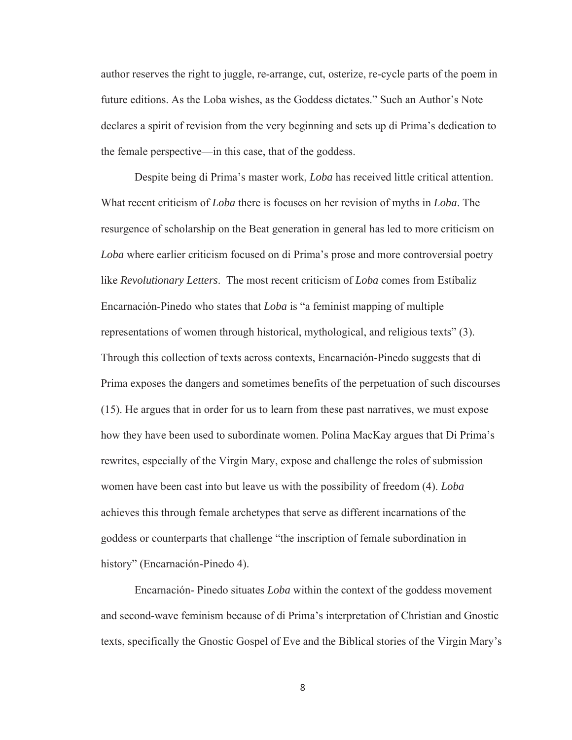author reserves the right to juggle, re-arrange, cut, osterize, re-cycle parts of the poem in future editions. As the Loba wishes, as the Goddess dictates." Such an Author's Note declares a spirit of revision from the very beginning and sets up di Prima's dedication to the female perspective—in this case, that of the goddess.

Despite being di Prima's master work, *Loba* has received little critical attention. What recent criticism of *Loba* there is focuses on her revision of myths in *Loba*. The resurgence of scholarship on the Beat generation in general has led to more criticism on *Loba* where earlier criticism focused on di Prima's prose and more controversial poetry like *Revolutionary Letters*. The most recent criticism of *Loba* comes from Estíbaliz Encarnación-Pinedo who states that *Loba* is "a feminist mapping of multiple representations of women through historical, mythological, and religious texts" (3). Through this collection of texts across contexts, Encarnación-Pinedo suggests that di Prima exposes the dangers and sometimes benefits of the perpetuation of such discourses (15). He argues that in order for us to learn from these past narratives, we must expose how they have been used to subordinate women. Polina MacKay argues that Di Prima's rewrites, especially of the Virgin Mary, expose and challenge the roles of submission women have been cast into but leave us with the possibility of freedom (4). *Loba* achieves this through female archetypes that serve as different incarnations of the goddess or counterparts that challenge "the inscription of female subordination in history" (Encarnación-Pinedo 4).

Encarnación- Pinedo situates *Loba* within the context of the goddess movement and second-wave feminism because of di Prima's interpretation of Christian and Gnostic texts, specifically the Gnostic Gospel of Eve and the Biblical stories of the Virgin Mary's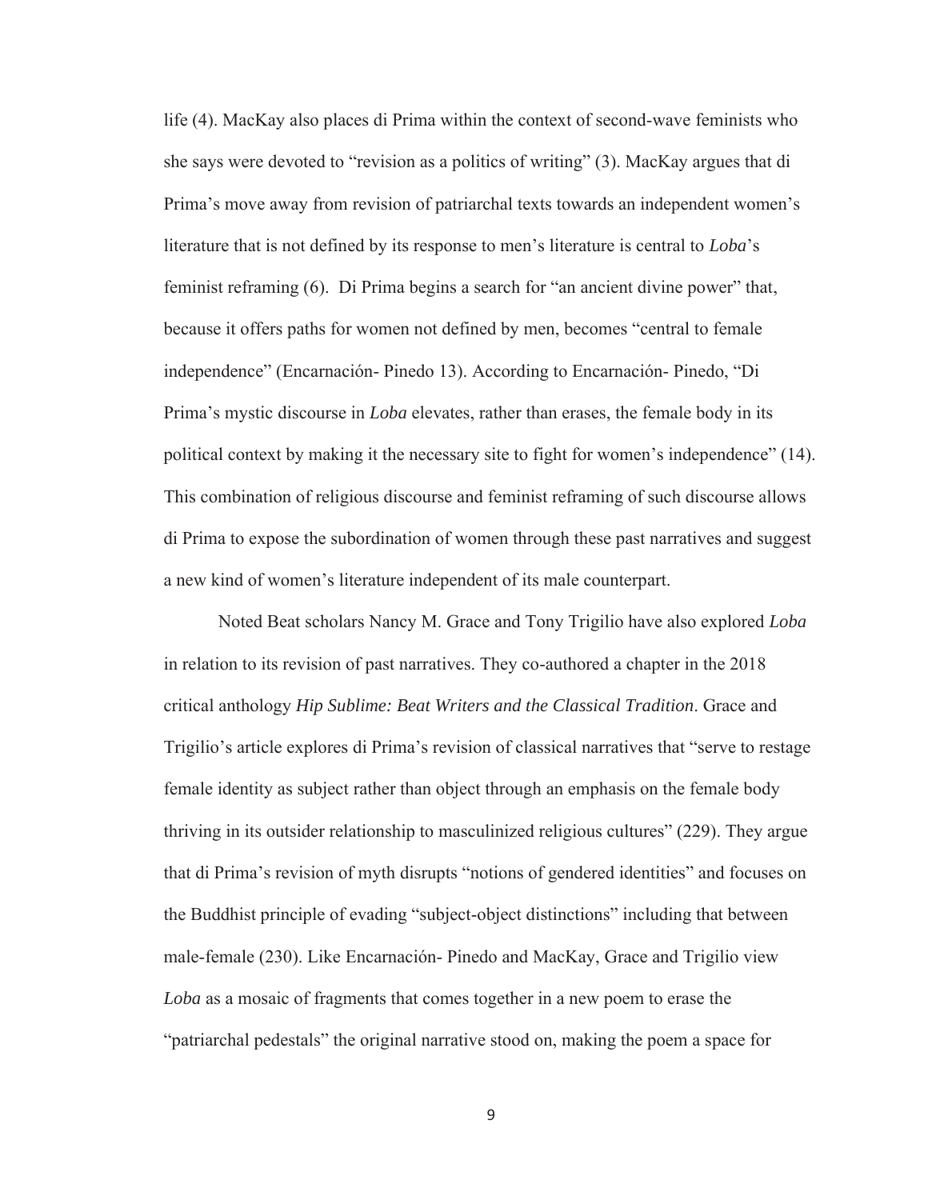life (4). MacKay also places di Prima within the context of second-wave feminists who she says were devoted to "revision as a politics of writing" (3). MacKay argues that di Prima's move away from revision of patriarchal texts towards an independent women's literature that is not defined by its response to men's literature is central to *Loba*'s feminist reframing (6). Di Prima begins a search for "an ancient divine power" that, because it offers paths for women not defined by men, becomes "central to female independence" (Encarnación- Pinedo 13). According to Encarnación- Pinedo, "Di Prima's mystic discourse in *Loba* elevates, rather than erases, the female body in its political context by making it the necessary site to fight for women's independence" (14). This combination of religious discourse and feminist reframing of such discourse allows di Prima to expose the subordination of women through these past narratives and suggest a new kind of women's literature independent of its male counterpart.

Noted Beat scholars Nancy M. Grace and Tony Trigilio have also explored *Loba* in relation to its revision of past narratives. They co-authored a chapter in the 2018 critical anthology *Hip Sublime: Beat Writers and the Classical Tradition*. Grace and Trigilio's article explores di Prima's revision of classical narratives that "serve to restage female identity as subject rather than object through an emphasis on the female body thriving in its outsider relationship to masculinized religious cultures" (229). They argue that di Prima's revision of myth disrupts "notions of gendered identities" and focuses on the Buddhist principle of evading "subject-object distinctions" including that between male-female (230). Like Encarnación- Pinedo and MacKay, Grace and Trigilio view *Loba* as a mosaic of fragments that comes together in a new poem to erase the "patriarchal pedestals" the original narrative stood on, making the poem a space for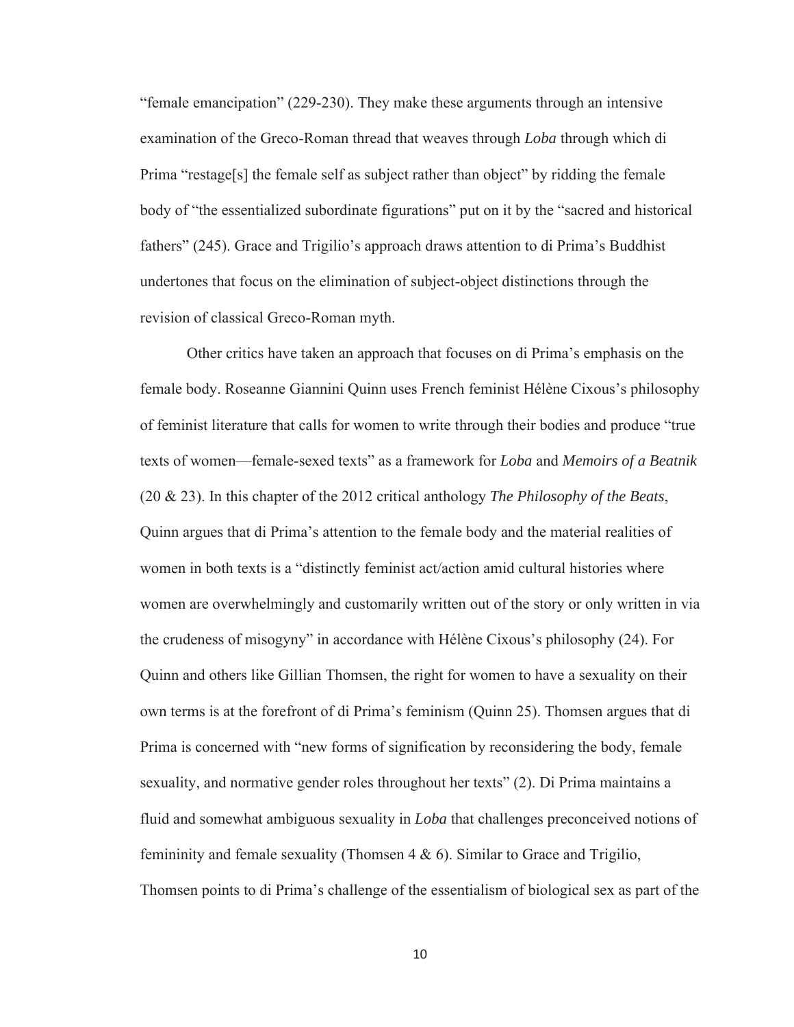"female emancipation" (229-230). They make these arguments through an intensive examination of the Greco-Roman thread that weaves through *Loba* through which di Prima "restage[s] the female self as subject rather than object" by ridding the female body of "the essentialized subordinate figurations" put on it by the "sacred and historical fathers" (245). Grace and Trigilio's approach draws attention to di Prima's Buddhist undertones that focus on the elimination of subject-object distinctions through the revision of classical Greco-Roman myth.

Other critics have taken an approach that focuses on di Prima's emphasis on the female body. Roseanne Giannini Quinn uses French feminist Hélène Cixous's philosophy of feminist literature that calls for women to write through their bodies and produce "true texts of women—female-sexed texts" as a framework for *Loba* and *Memoirs of a Beatnik* (20 & 23). In this chapter of the 2012 critical anthology *The Philosophy of the Beats*, Quinn argues that di Prima's attention to the female body and the material realities of women in both texts is a "distinctly feminist act/action amid cultural histories where women are overwhelmingly and customarily written out of the story or only written in via the crudeness of misogyny" in accordance with Hélène Cixous's philosophy (24). For Quinn and others like Gillian Thomsen, the right for women to have a sexuality on their own terms is at the forefront of di Prima's feminism (Quinn 25). Thomsen argues that di Prima is concerned with "new forms of signification by reconsidering the body, female sexuality, and normative gender roles throughout her texts" (2). Di Prima maintains a fluid and somewhat ambiguous sexuality in *Loba* that challenges preconceived notions of femininity and female sexuality (Thomsen 4 & 6). Similar to Grace and Trigilio, Thomsen points to di Prima's challenge of the essentialism of biological sex as part of the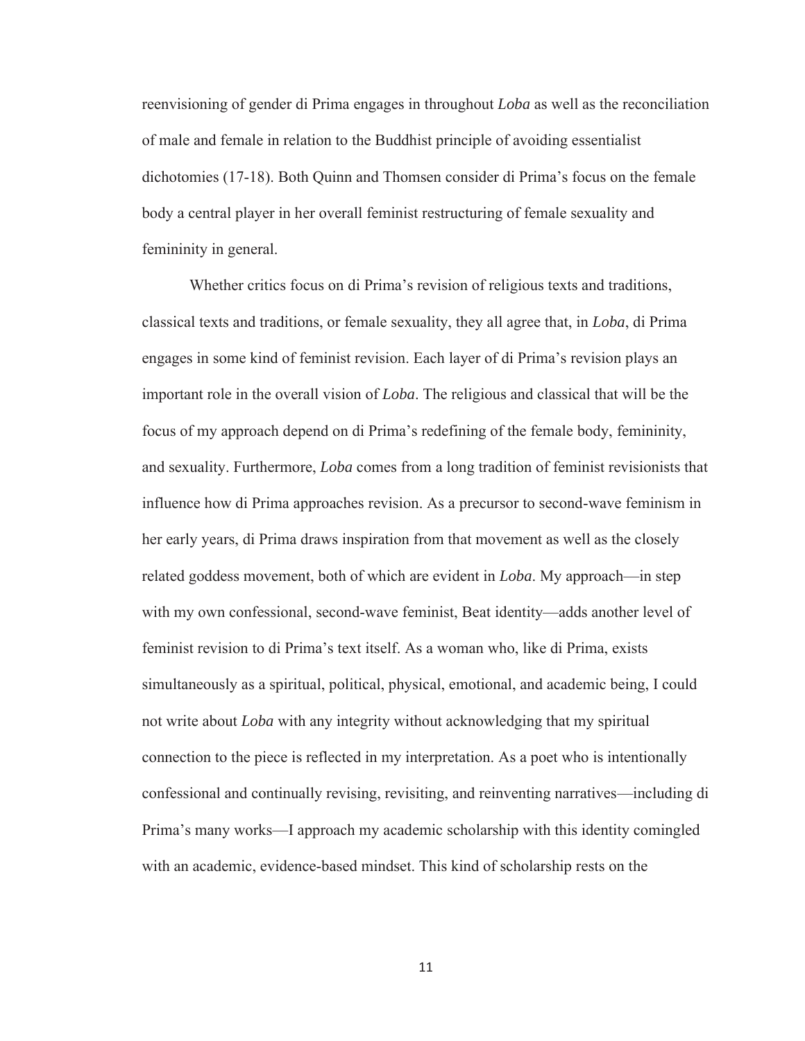reenvisioning of gender di Prima engages in throughout *Loba* as well as the reconciliation of male and female in relation to the Buddhist principle of avoiding essentialist dichotomies (17-18). Both Quinn and Thomsen consider di Prima's focus on the female body a central player in her overall feminist restructuring of female sexuality and femininity in general.

Whether critics focus on di Prima's revision of religious texts and traditions, classical texts and traditions, or female sexuality, they all agree that, in *Loba*, di Prima engages in some kind of feminist revision. Each layer of di Prima's revision plays an important role in the overall vision of *Loba*. The religious and classical that will be the focus of my approach depend on di Prima's redefining of the female body, femininity, and sexuality. Furthermore, *Loba* comes from a long tradition of feminist revisionists that influence how di Prima approaches revision. As a precursor to second-wave feminism in her early years, di Prima draws inspiration from that movement as well as the closely related goddess movement, both of which are evident in *Loba*. My approach—in step with my own confessional, second-wave feminist, Beat identity—adds another level of feminist revision to di Prima's text itself. As a woman who, like di Prima, exists simultaneously as a spiritual, political, physical, emotional, and academic being, I could not write about *Loba* with any integrity without acknowledging that my spiritual connection to the piece is reflected in my interpretation. As a poet who is intentionally confessional and continually revising, revisiting, and reinventing narratives—including di Prima's many works—I approach my academic scholarship with this identity comingled with an academic, evidence-based mindset. This kind of scholarship rests on the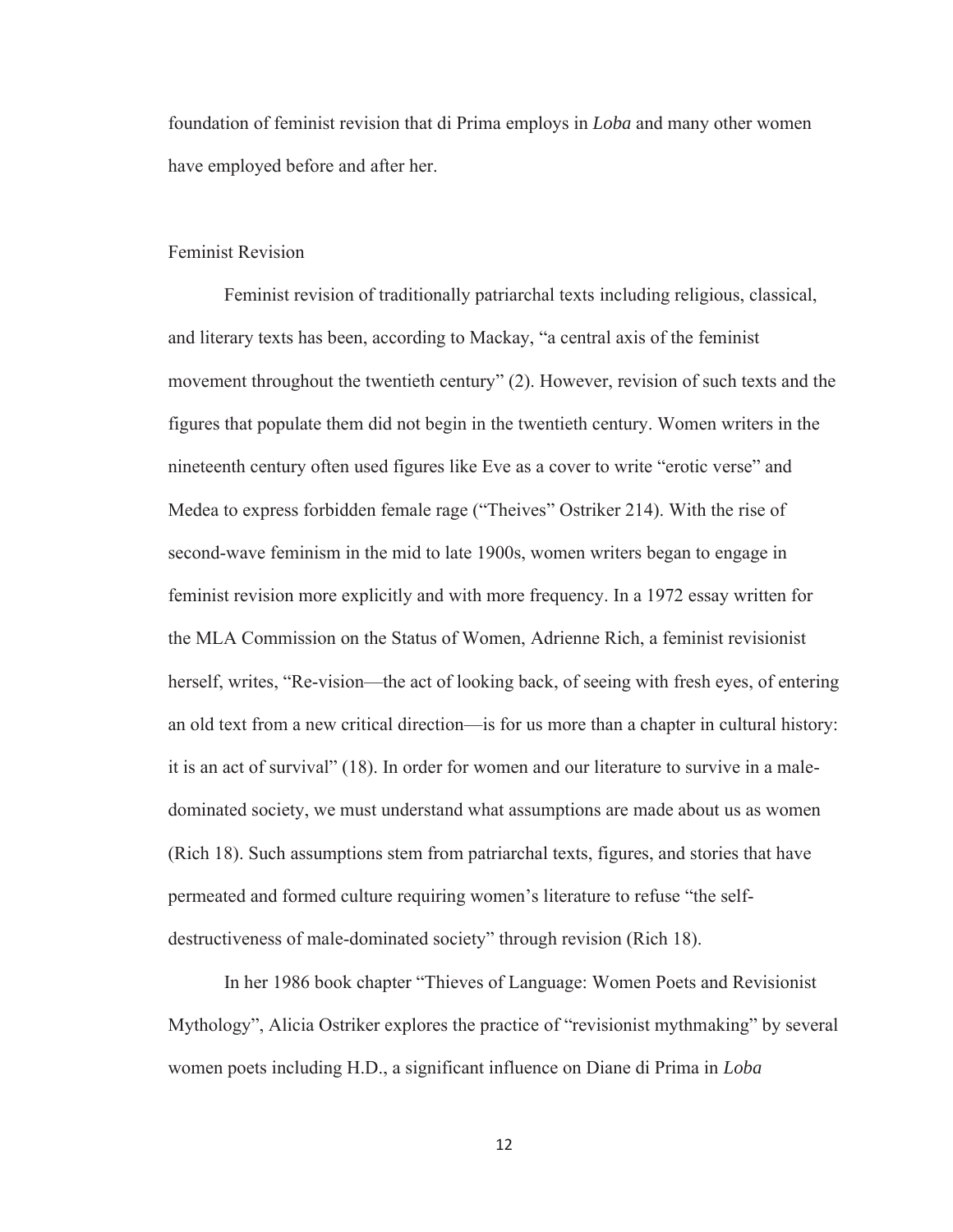foundation of feminist revision that di Prima employs in *Loba* and many other women have employed before and after her.

## Feminist Revision

Feminist revision of traditionally patriarchal texts including religious, classical, and literary texts has been, according to Mackay, "a central axis of the feminist movement throughout the twentieth century" (2). However, revision of such texts and the figures that populate them did not begin in the twentieth century. Women writers in the nineteenth century often used figures like Eve as a cover to write "erotic verse" and Medea to express forbidden female rage ("Theives" Ostriker 214). With the rise of second-wave feminism in the mid to late 1900s, women writers began to engage in feminist revision more explicitly and with more frequency. In a 1972 essay written for the MLA Commission on the Status of Women, Adrienne Rich, a feminist revisionist herself, writes, "Re-vision—the act of looking back, of seeing with fresh eyes, of entering an old text from a new critical direction—is for us more than a chapter in cultural history: it is an act of survival" (18). In order for women and our literature to survive in a male-dominated society, we must understand what assumptions are made about us as women (Rich 18). Such assumptions stem from patriarchal texts, figures, and stories that have permeated and formed culture requiring women's literature to refuse "the self-destructiveness of male-dominated society" through revision (Rich 18).

In her 1986 book chapter "Thieves of Language: Women Poets and Revisionist Mythology", Alicia Ostriker explores the practice of "revisionist mythmaking" by several women poets including H.D., a significant influence on Diane di Prima in *Loba*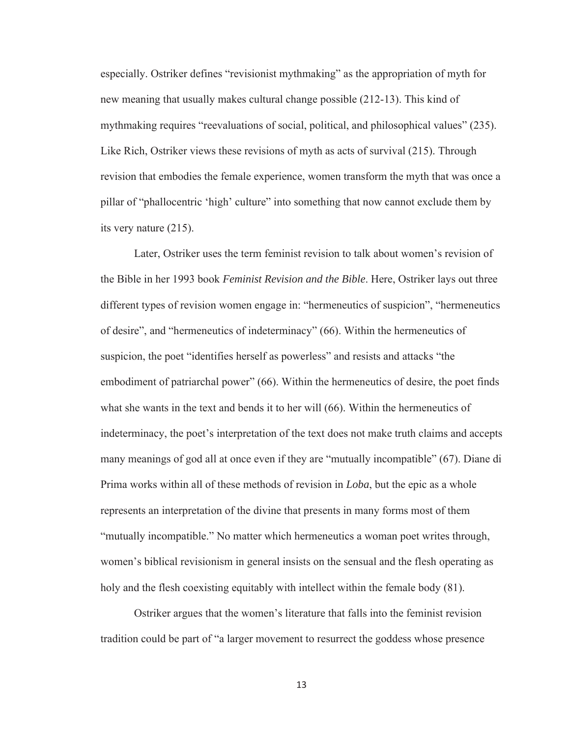especially. Ostriker defines "revisionist mythmaking" as the appropriation of myth for new meaning that usually makes cultural change possible (212-13). This kind of mythmaking requires "reevaluations of social, political, and philosophical values" (235). Like Rich, Ostriker views these revisions of myth as acts of survival (215). Through revision that embodies the female experience, women transform the myth that was once a pillar of "phallocentric 'high' culture" into something that now cannot exclude them by its very nature (215).

Later, Ostriker uses the term feminist revision to talk about women's revision of the Bible in her 1993 book *Feminist Revision and the Bible*. Here, Ostriker lays out three different types of revision women engage in: "hermeneutics of suspicion", "hermeneutics of desire", and "hermeneutics of indeterminacy" (66). Within the hermeneutics of suspicion, the poet "identifies herself as powerless" and resists and attacks "the embodiment of patriarchal power" (66). Within the hermeneutics of desire, the poet finds what she wants in the text and bends it to her will (66). Within the hermeneutics of indeterminacy, the poet's interpretation of the text does not make truth claims and accepts many meanings of god all at once even if they are "mutually incompatible" (67). Diane di Prima works within all of these methods of revision in *Loba*, but the epic as a whole represents an interpretation of the divine that presents in many forms most of them "mutually incompatible." No matter which hermeneutics a woman poet writes through, women's biblical revisionism in general insists on the sensual and the flesh operating as holy and the flesh coexisting equitably with intellect within the female body (81).

Ostriker argues that the women's literature that falls into the feminist revision tradition could be part of "a larger movement to resurrect the goddess whose presence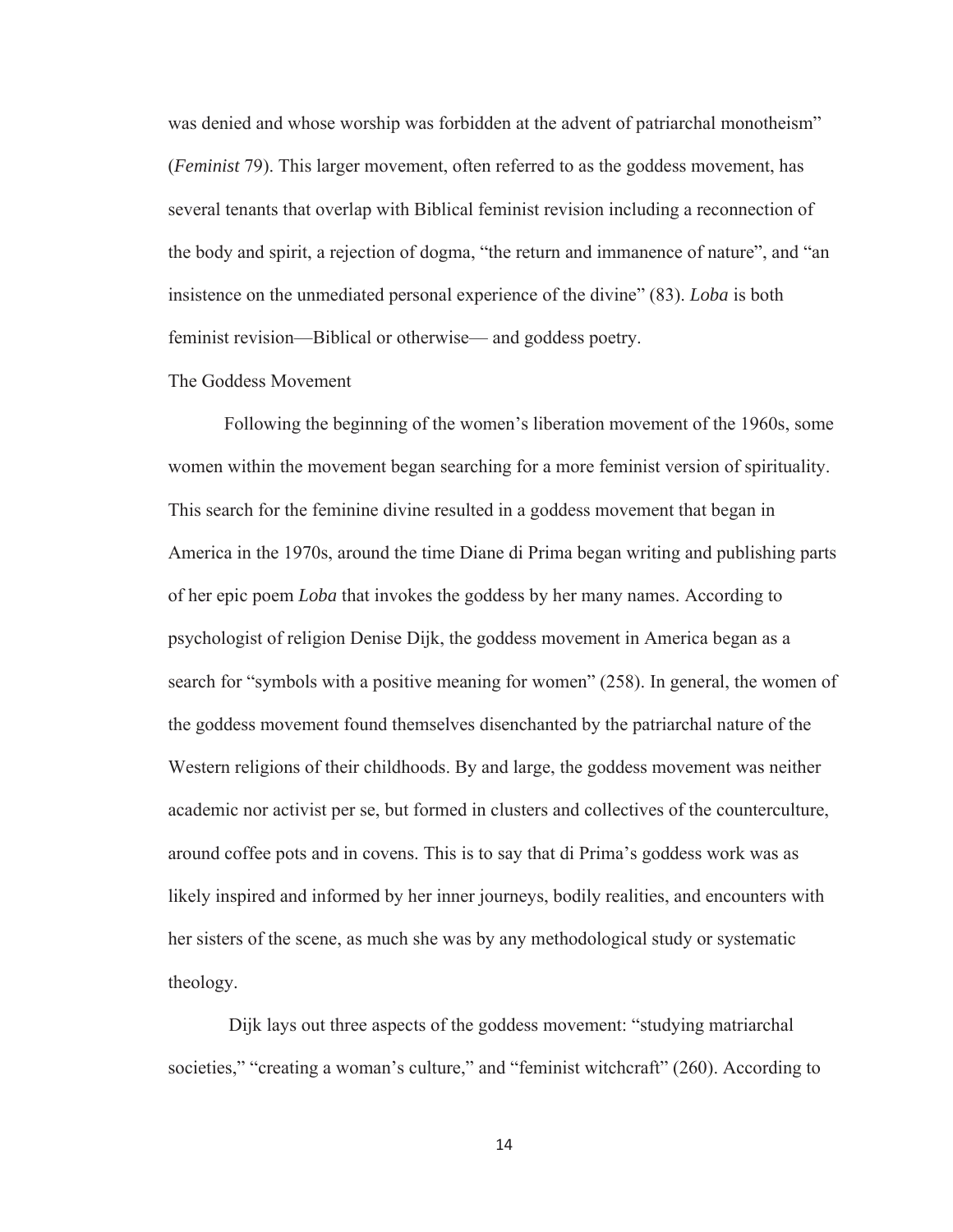was denied and whose worship was forbidden at the advent of patriarchal monotheism" (*Feminist* 79). This larger movement, often referred to as the goddess movement, has several tenants that overlap with Biblical feminist revision including a reconnection of the body and spirit, a rejection of dogma, "the return and immanence of nature", and "an insistence on the unmediated personal experience of the divine" (83). *Loba* is both feminist revision—Biblical or otherwise— and goddess poetry.

## The Goddess Movement

Following the beginning of the women's liberation movement of the 1960s, some women within the movement began searching for a more feminist version of spirituality. This search for the feminine divine resulted in a goddess movement that began in America in the 1970s, around the time Diane di Prima began writing and publishing parts of her epic poem *Loba* that invokes the goddess by her many names. According to psychologist of religion Denise Dijk, the goddess movement in America began as a search for "symbols with a positive meaning for women" (258). In general, the women of the goddess movement found themselves disenchanted by the patriarchal nature of the Western religions of their childhoods. By and large, the goddess movement was neither academic nor activist per se, but formed in clusters and collectives of the counterculture, around coffee pots and in covens. This is to say that di Prima's goddess work was as likely inspired and informed by her inner journeys, bodily realities, and encounters with her sisters of the scene, as much she was by any methodological study or systematic theology.

Dijk lays out three aspects of the goddess movement: "studying matriarchal societies," "creating a woman's culture," and "feminist witchcraft" (260). According to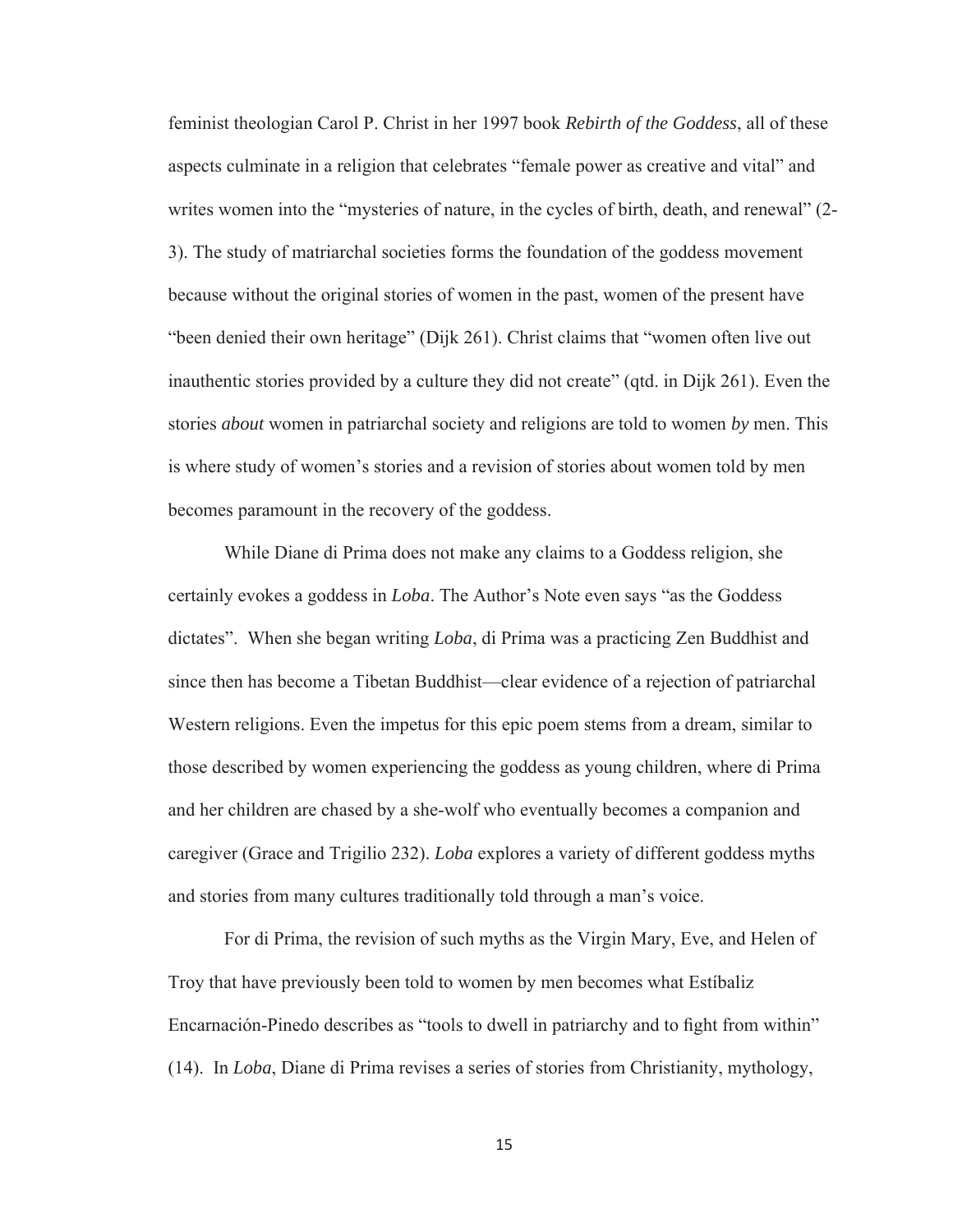feminist theologian Carol P. Christ in her 1997 book *Rebirth of the Goddess*, all of these aspects culminate in a religion that celebrates "female power as creative and vital" and writes women into the "mysteries of nature, in the cycles of birth, death, and renewal" (2-3). The study of matriarchal societies forms the foundation of the goddess movement because without the original stories of women in the past, women of the present have "been denied their own heritage" (Dijk 261). Christ claims that "women often live out inauthentic stories provided by a culture they did not create" (qtd. in Dijk 261). Even the stories *about* women in patriarchal society and religions are told to women *by* men. This is where study of women's stories and a revision of stories about women told by men becomes paramount in the recovery of the goddess.

While Diane di Prima does not make any claims to a Goddess religion, she certainly evokes a goddess in *Loba*. The Author's Note even says "as the Goddess dictates". When she began writing *Loba*, di Prima was a practicing Zen Buddhist and since then has become a Tibetan Buddhist—clear evidence of a rejection of patriarchal Western religions. Even the impetus for this epic poem stems from a dream, similar to those described by women experiencing the goddess as young children, where di Prima and her children are chased by a she-wolf who eventually becomes a companion and caregiver (Grace and Trigilio 232). *Loba* explores a variety of different goddess myths and stories from many cultures traditionally told through a man's voice.

For di Prima, the revision of such myths as the Virgin Mary, Eve, and Helen of Troy that have previously been told to women by men becomes what Estíbaliz Encarnación-Pinedo describes as "tools to dwell in patriarchy and to fight from within" (14). In *Loba*, Diane di Prima revises a series of stories from Christianity, mythology,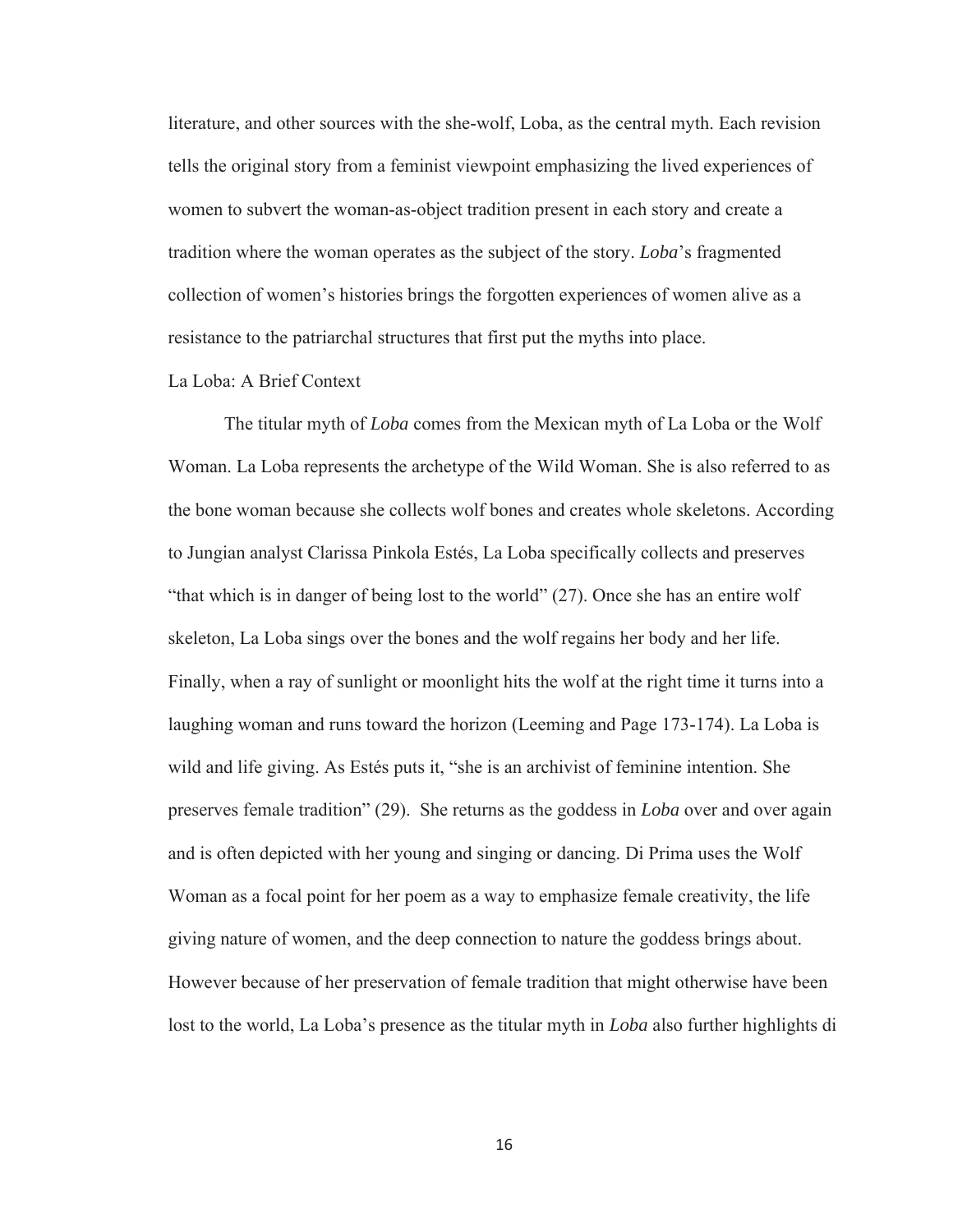literature, and other sources with the she-wolf, Loba, as the central myth. Each revision tells the original story from a feminist viewpoint emphasizing the lived experiences of women to subvert the woman-as-object tradition present in each story and create a tradition where the woman operates as the subject of the story. *Loba*'s fragmented collection of women's histories brings the forgotten experiences of women alive as a resistance to the patriarchal structures that first put the myths into place.

## La Loba: A Brief Context

The titular myth of *Loba* comes from the Mexican myth of La Loba or the Wolf Woman. La Loba represents the archetype of the Wild Woman. She is also referred to as the bone woman because she collects wolf bones and creates whole skeletons. According to Jungian analyst Clarissa Pinkola Estés, La Loba specifically collects and preserves "that which is in danger of being lost to the world" (27). Once she has an entire wolf skeleton, La Loba sings over the bones and the wolf regains her body and her life. Finally, when a ray of sunlight or moonlight hits the wolf at the right time it turns into a laughing woman and runs toward the horizon (Leeming and Page 173-174). La Loba is wild and life giving. As Estés puts it, "she is an archivist of feminine intention. She preserves female tradition" (29). She returns as the goddess in *Loba* over and over again and is often depicted with her young and singing or dancing. Di Prima uses the Wolf Woman as a focal point for her poem as a way to emphasize female creativity, the life giving nature of women, and the deep connection to nature the goddess brings about. However because of her preservation of female tradition that might otherwise have been lost to the world, La Loba's presence as the titular myth in *Loba* also further highlights di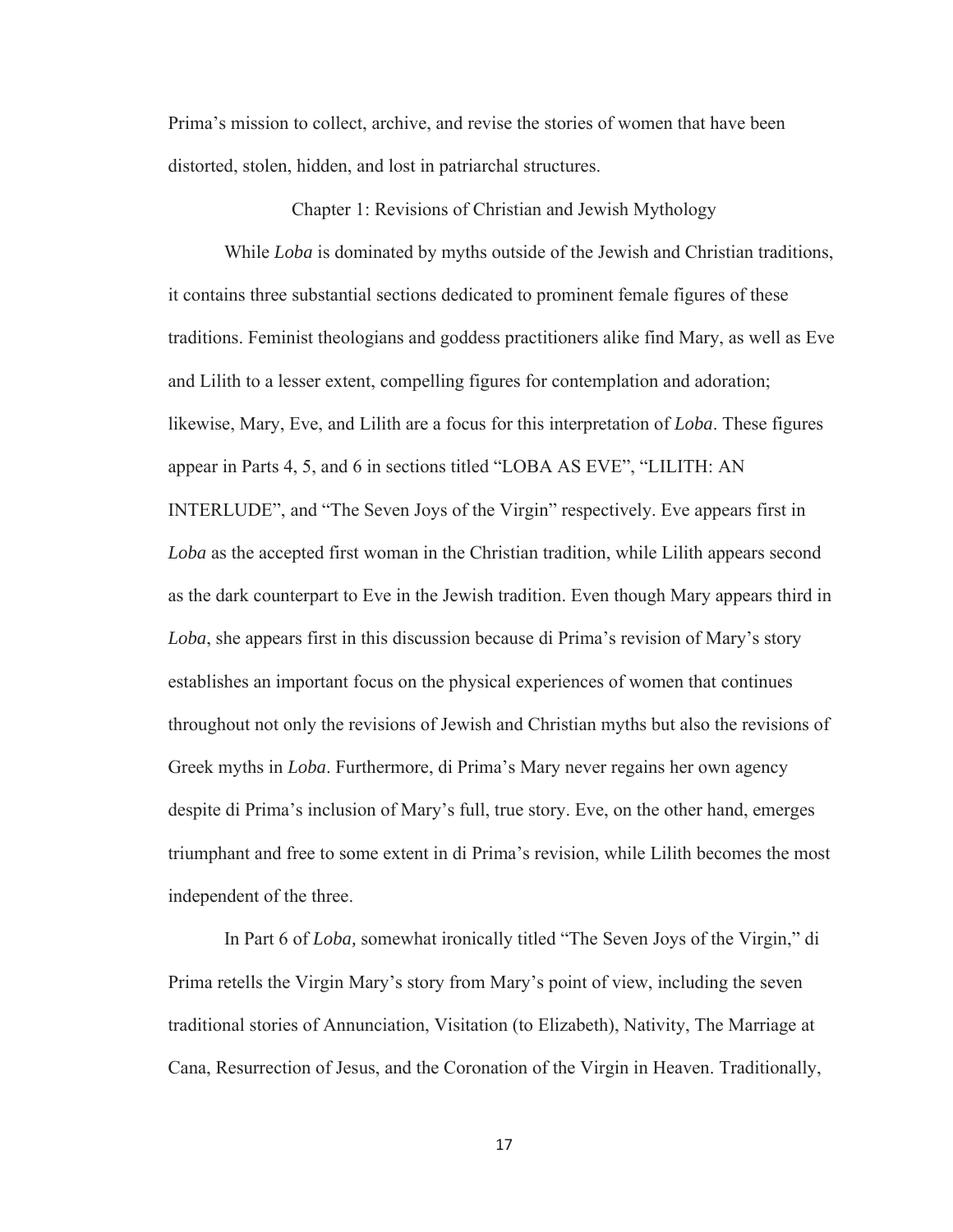Prima's mission to collect, archive, and revise the stories of women that have been distorted, stolen, hidden, and lost in patriarchal structures.

## Chapter 1: Revisions of Christian and Jewish Mythology

While *Loba* is dominated by myths outside of the Jewish and Christian traditions, it contains three substantial sections dedicated to prominent female figures of these traditions. Feminist theologians and goddess practitioners alike find Mary, as well as Eve and Lilith to a lesser extent, compelling figures for contemplation and adoration; likewise, Mary, Eve, and Lilith are a focus for this interpretation of *Loba*. These figures appear in Parts 4, 5, and 6 in sections titled "LOBA AS EVE", "LILITH: AN INTERLUDE", and "The Seven Joys of the Virgin" respectively. Eve appears first in *Loba* as the accepted first woman in the Christian tradition, while Lilith appears second as the dark counterpart to Eve in the Jewish tradition. Even though Mary appears third in *Loba*, she appears first in this discussion because di Prima's revision of Mary's story establishes an important focus on the physical experiences of women that continues throughout not only the revisions of Jewish and Christian myths but also the revisions of Greek myths in *Loba*. Furthermore, di Prima's Mary never regains her own agency despite di Prima's inclusion of Mary's full, true story. Eve, on the other hand, emerges triumphant and free to some extent in di Prima's revision, while Lilith becomes the most independent of the three.

In Part 6 of *Loba,* somewhat ironically titled "The Seven Joys of the Virgin," di Prima retells the Virgin Mary's story from Mary's point of view, including the seven traditional stories of Annunciation, Visitation (to Elizabeth), Nativity, The Marriage at Cana, Resurrection of Jesus, and the Coronation of the Virgin in Heaven. Traditionally,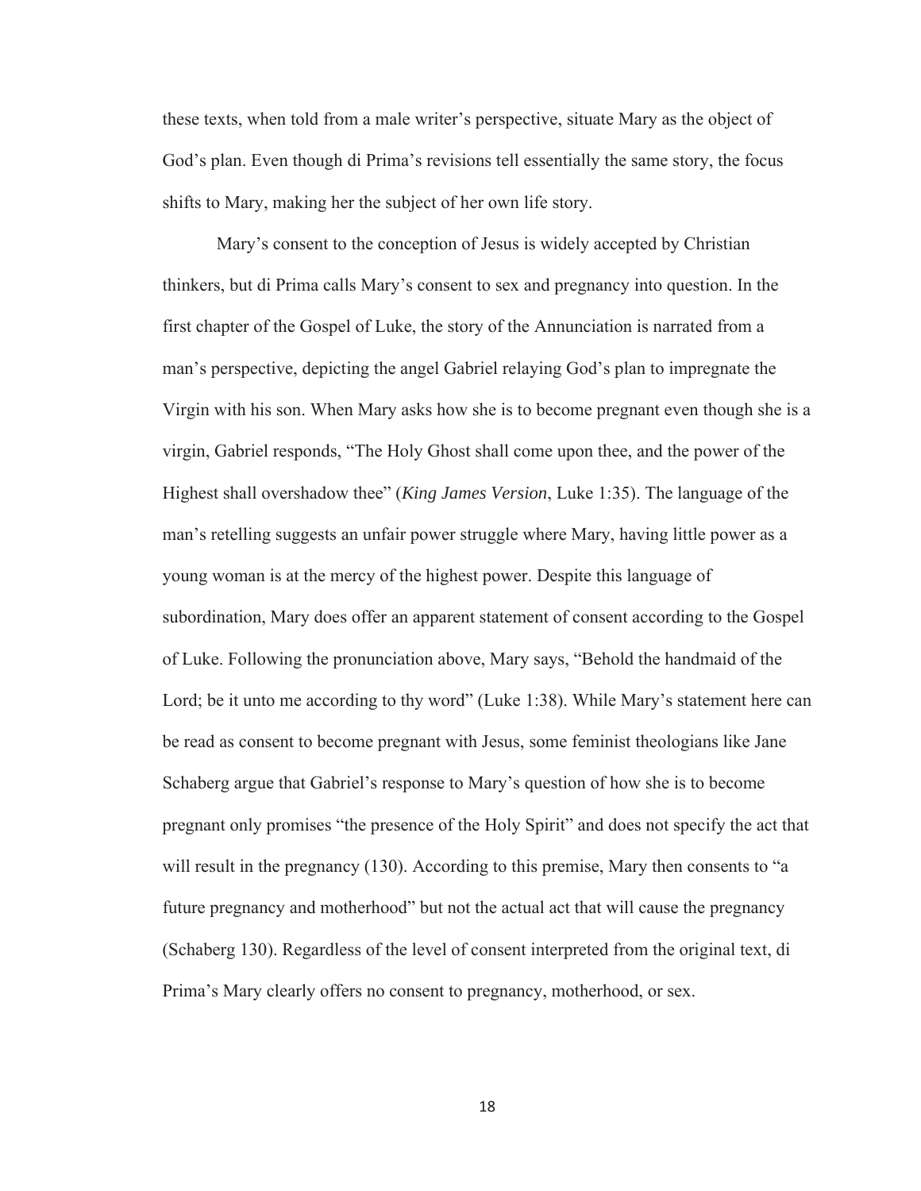these texts, when told from a male writer's perspective, situate Mary as the object of God's plan. Even though di Prima's revisions tell essentially the same story, the focus shifts to Mary, making her the subject of her own life story.

Mary's consent to the conception of Jesus is widely accepted by Christian thinkers, but di Prima calls Mary's consent to sex and pregnancy into question. In the first chapter of the Gospel of Luke, the story of the Annunciation is narrated from a man's perspective, depicting the angel Gabriel relaying God's plan to impregnate the Virgin with his son. When Mary asks how she is to become pregnant even though she is a virgin, Gabriel responds, "The Holy Ghost shall come upon thee, and the power of the Highest shall overshadow thee" (*King James Version*, Luke 1:35). The language of the man's retelling suggests an unfair power struggle where Mary, having little power as a young woman is at the mercy of the highest power. Despite this language of subordination, Mary does offer an apparent statement of consent according to the Gospel of Luke. Following the pronunciation above, Mary says, "Behold the handmaid of the Lord; be it unto me according to thy word" (Luke 1:38). While Mary's statement here can be read as consent to become pregnant with Jesus, some feminist theologians like Jane Schaberg argue that Gabriel's response to Mary's question of how she is to become pregnant only promises "the presence of the Holy Spirit" and does not specify the act that will result in the pregnancy (130). According to this premise, Mary then consents to "a future pregnancy and motherhood" but not the actual act that will cause the pregnancy (Schaberg 130). Regardless of the level of consent interpreted from the original text, di Prima's Mary clearly offers no consent to pregnancy, motherhood, or sex.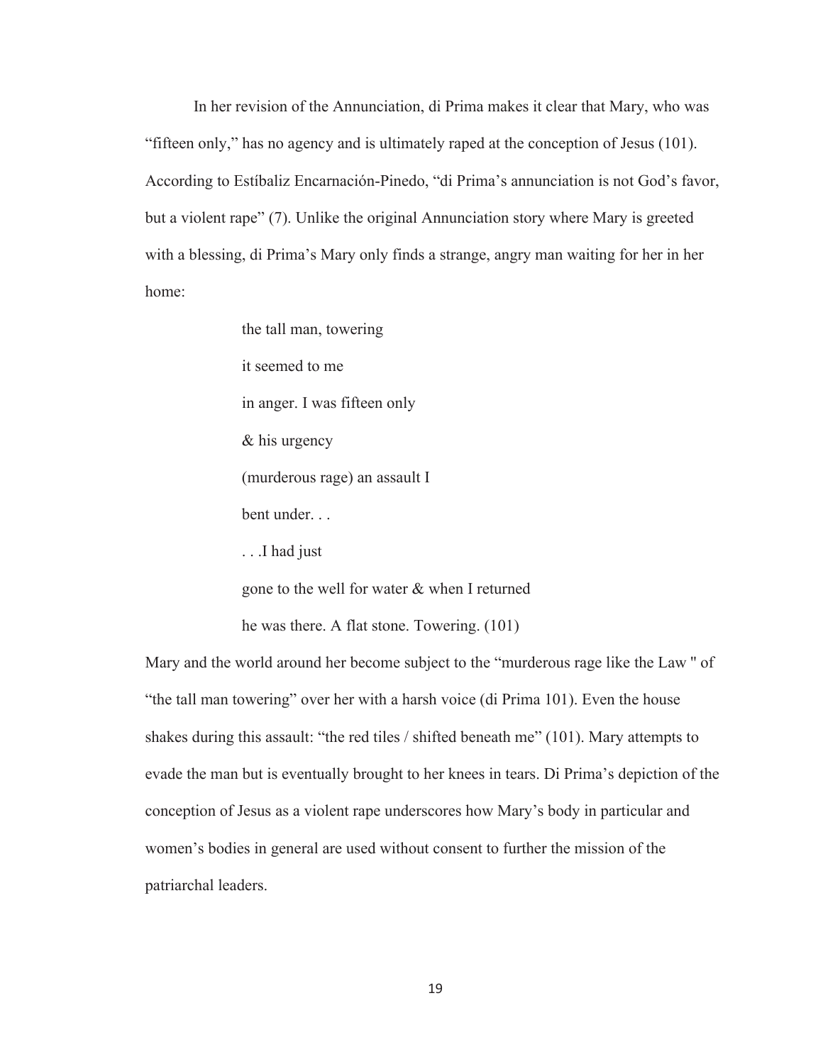In her revision of the Annunciation, di Prima makes it clear that Mary, who was "fifteen only," has no agency and is ultimately raped at the conception of Jesus (101). According to Estíbaliz Encarnación-Pinedo, "di Prima's annunciation is not God's favor, but a violent rape" (7). Unlike the original Annunciation story where Mary is greeted with a blessing, di Prima's Mary only finds a strange, angry man waiting for her in her home:

> the tall man, towering
>
> it seemed to me
>
> in anger. I was fifteen only
>
> & his urgency
>
> (murderous rage) an assault I
>
> bent under. . .
>
> . . .I had just
>
> gone to the well for water & when I returned
>
> he was there. A flat stone. Towering. (101)

Mary and the world around her become subject to the "murderous rage like the Law " of "the tall man towering" over her with a harsh voice (di Prima 101). Even the house shakes during this assault: "the red tiles / shifted beneath me" (101). Mary attempts to evade the man but is eventually brought to her knees in tears. Di Prima's depiction of the conception of Jesus as a violent rape underscores how Mary's body in particular and women's bodies in general are used without consent to further the mission of the patriarchal leaders.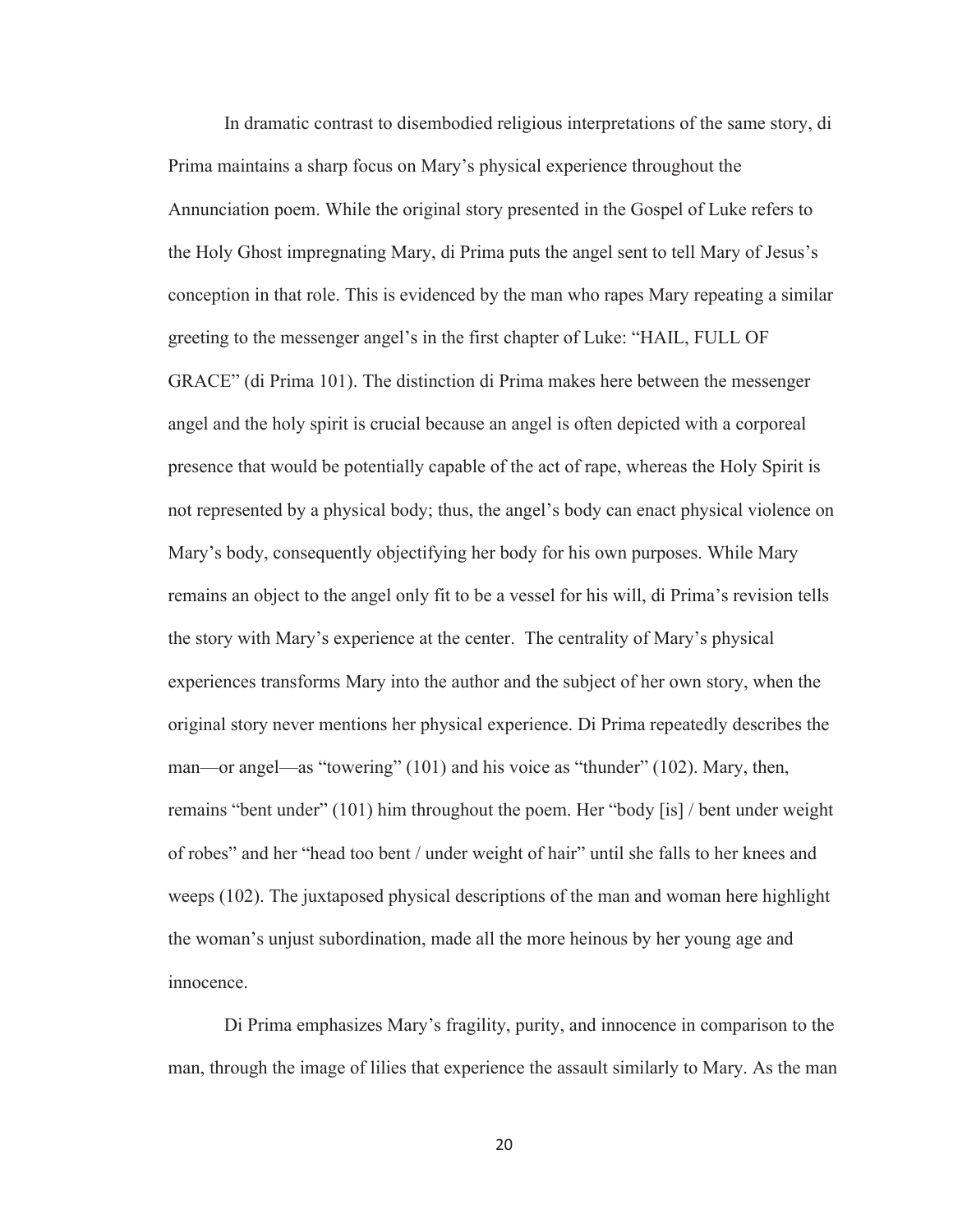In dramatic contrast to disembodied religious interpretations of the same story, di Prima maintains a sharp focus on Mary's physical experience throughout the Annunciation poem. While the original story presented in the Gospel of Luke refers to the Holy Ghost impregnating Mary, di Prima puts the angel sent to tell Mary of Jesus's conception in that role. This is evidenced by the man who rapes Mary repeating a similar greeting to the messenger angel's in the first chapter of Luke: "HAIL, FULL OF GRACE" (di Prima 101). The distinction di Prima makes here between the messenger angel and the holy spirit is crucial because an angel is often depicted with a corporeal presence that would be potentially capable of the act of rape, whereas the Holy Spirit is not represented by a physical body; thus, the angel's body can enact physical violence on Mary's body, consequently objectifying her body for his own purposes. While Mary remains an object to the angel only fit to be a vessel for his will, di Prima's revision tells the story with Mary's experience at the center. The centrality of Mary's physical experiences transforms Mary into the author and the subject of her own story, when the original story never mentions her physical experience. Di Prima repeatedly describes the man—or angel—as "towering" (101) and his voice as "thunder" (102). Mary, then, remains "bent under" (101) him throughout the poem. Her "body [is] / bent under weight of robes" and her "head too bent / under weight of hair" until she falls to her knees and weeps (102). The juxtaposed physical descriptions of the man and woman here highlight the woman's unjust subordination, made all the more heinous by her young age and innocence.

Di Prima emphasizes Mary's fragility, purity, and innocence in comparison to the man, through the image of lilies that experience the assault similarly to Mary. As the man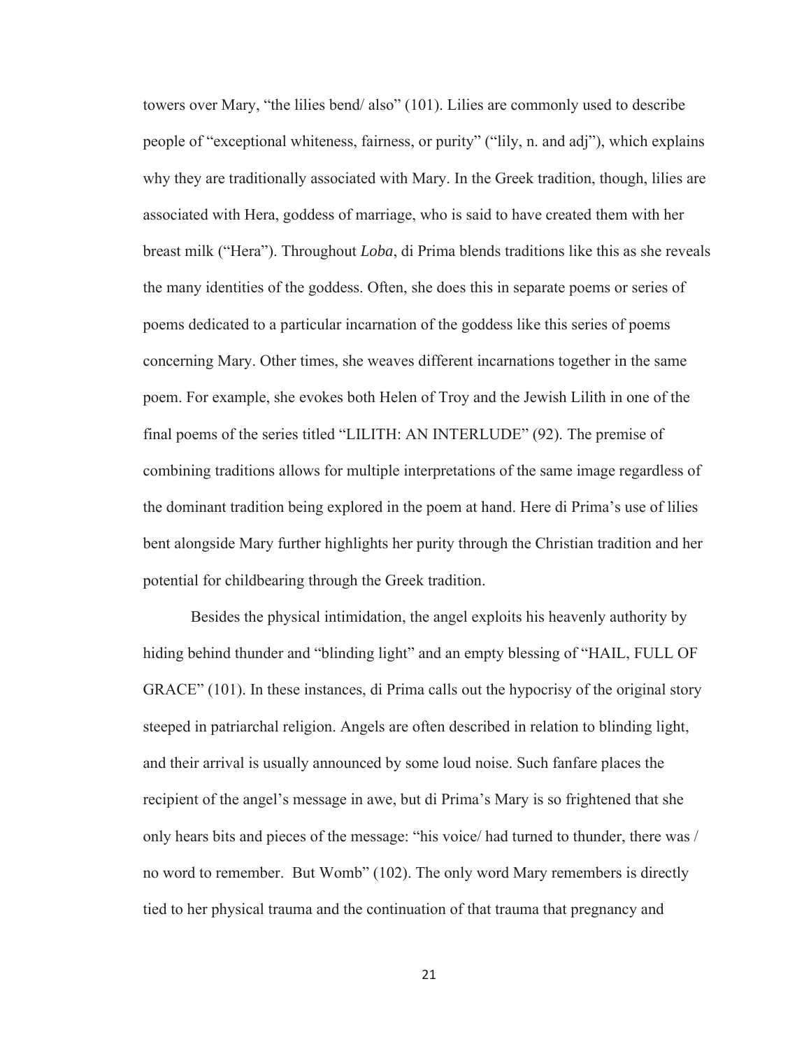towers over Mary, "the lilies bend/ also" (101). Lilies are commonly used to describe people of "exceptional whiteness, fairness, or purity" ("lily, n. and adj"), which explains why they are traditionally associated with Mary. In the Greek tradition, though, lilies are associated with Hera, goddess of marriage, who is said to have created them with her breast milk ("Hera"). Throughout *Loba*, di Prima blends traditions like this as she reveals the many identities of the goddess. Often, she does this in separate poems or series of poems dedicated to a particular incarnation of the goddess like this series of poems concerning Mary. Other times, she weaves different incarnations together in the same poem. For example, she evokes both Helen of Troy and the Jewish Lilith in one of the final poems of the series titled "LILITH: AN INTERLUDE" (92). The premise of combining traditions allows for multiple interpretations of the same image regardless of the dominant tradition being explored in the poem at hand. Here di Prima's use of lilies bent alongside Mary further highlights her purity through the Christian tradition and her potential for childbearing through the Greek tradition.

Besides the physical intimidation, the angel exploits his heavenly authority by hiding behind thunder and "blinding light" and an empty blessing of "HAIL, FULL OF GRACE" (101). In these instances, di Prima calls out the hypocrisy of the original story steeped in patriarchal religion. Angels are often described in relation to blinding light, and their arrival is usually announced by some loud noise. Such fanfare places the recipient of the angel's message in awe, but di Prima's Mary is so frightened that she only hears bits and pieces of the message: "his voice/ had turned to thunder, there was / no word to remember. But Womb" (102). The only word Mary remembers is directly tied to her physical trauma and the continuation of that trauma that pregnancy and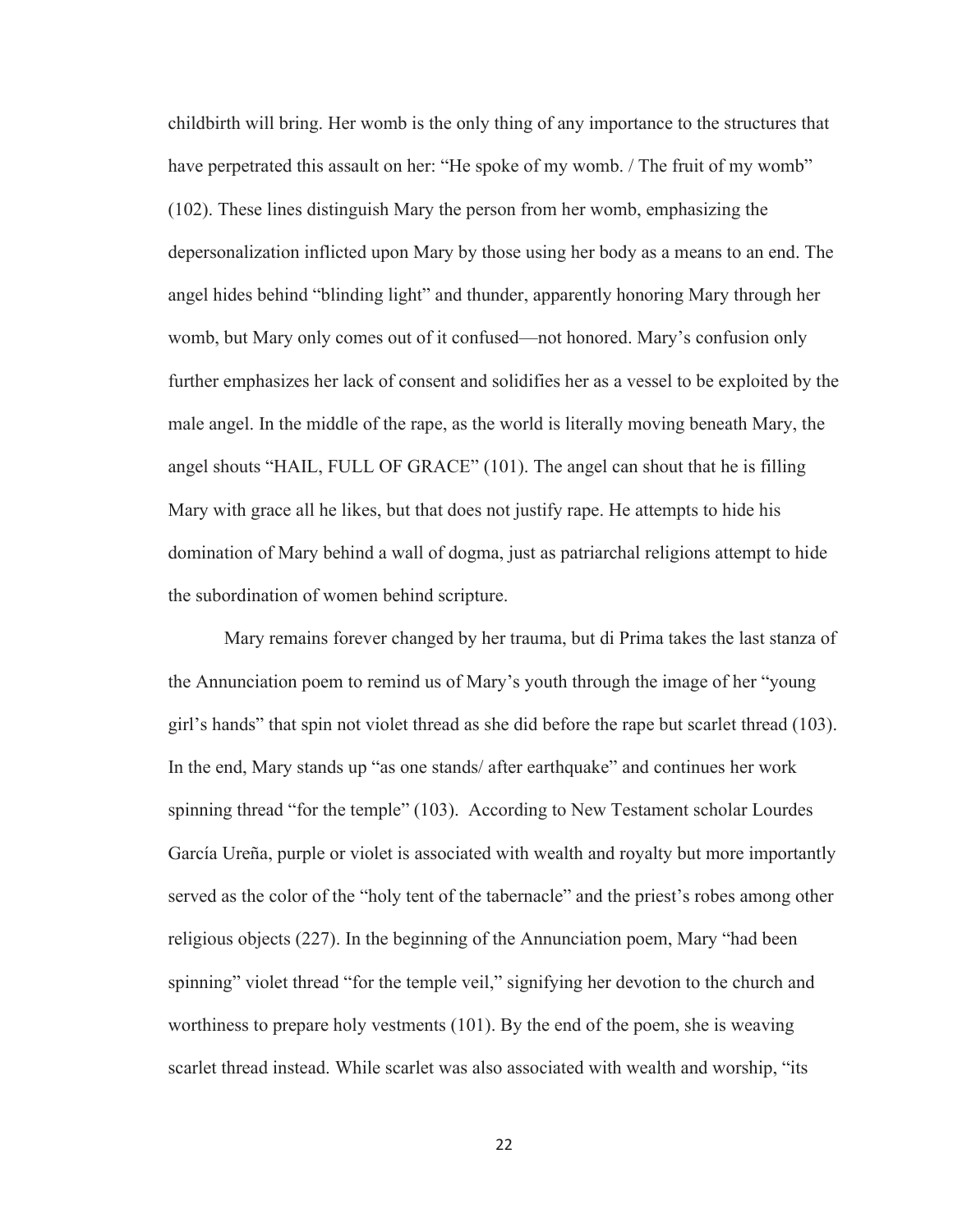childbirth will bring. Her womb is the only thing of any importance to the structures that have perpetrated this assault on her: "He spoke of my womb. / The fruit of my womb" (102). These lines distinguish Mary the person from her womb, emphasizing the depersonalization inflicted upon Mary by those using her body as a means to an end. The angel hides behind "blinding light" and thunder, apparently honoring Mary through her womb, but Mary only comes out of it confused—not honored. Mary's confusion only further emphasizes her lack of consent and solidifies her as a vessel to be exploited by the male angel. In the middle of the rape, as the world is literally moving beneath Mary, the angel shouts "HAIL, FULL OF GRACE" (101). The angel can shout that he is filling Mary with grace all he likes, but that does not justify rape. He attempts to hide his domination of Mary behind a wall of dogma, just as patriarchal religions attempt to hide the subordination of women behind scripture.

Mary remains forever changed by her trauma, but di Prima takes the last stanza of the Annunciation poem to remind us of Mary's youth through the image of her "young girl's hands" that spin not violet thread as she did before the rape but scarlet thread (103). In the end, Mary stands up "as one stands/ after earthquake" and continues her work spinning thread "for the temple" (103). According to New Testament scholar Lourdes García Ureña, purple or violet is associated with wealth and royalty but more importantly served as the color of the "holy tent of the tabernacle" and the priest's robes among other religious objects (227). In the beginning of the Annunciation poem, Mary "had been spinning" violet thread "for the temple veil," signifying her devotion to the church and worthiness to prepare holy vestments (101). By the end of the poem, she is weaving scarlet thread instead. While scarlet was also associated with wealth and worship, "its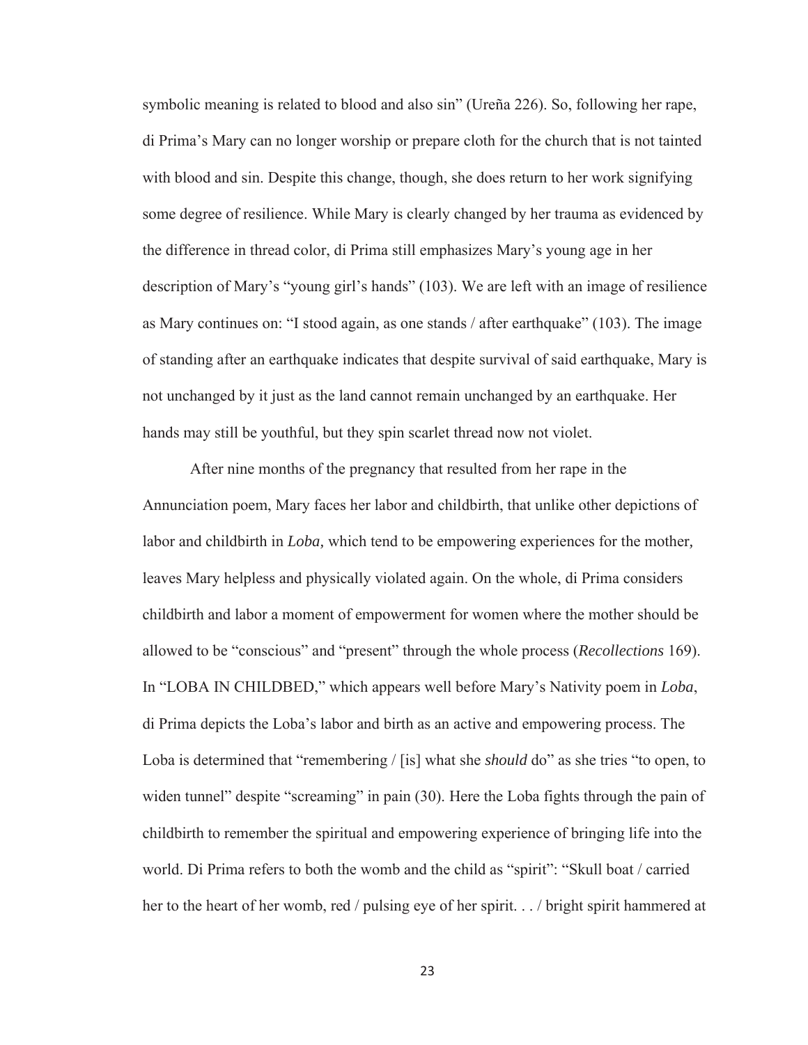symbolic meaning is related to blood and also sin" (Ureña 226). So, following her rape, di Prima's Mary can no longer worship or prepare cloth for the church that is not tainted with blood and sin. Despite this change, though, she does return to her work signifying some degree of resilience. While Mary is clearly changed by her trauma as evidenced by the difference in thread color, di Prima still emphasizes Mary's young age in her description of Mary's "young girl's hands" (103). We are left with an image of resilience as Mary continues on: "I stood again, as one stands / after earthquake" (103). The image of standing after an earthquake indicates that despite survival of said earthquake, Mary is not unchanged by it just as the land cannot remain unchanged by an earthquake. Her hands may still be youthful, but they spin scarlet thread now not violet.

After nine months of the pregnancy that resulted from her rape in the Annunciation poem, Mary faces her labor and childbirth, that unlike other depictions of labor and childbirth in *Loba,* which tend to be empowering experiences for the mother, leaves Mary helpless and physically violated again. On the whole, di Prima considers childbirth and labor a moment of empowerment for women where the mother should be allowed to be "conscious" and "present" through the whole process (*Recollections* 169). In "LOBA IN CHILDBED," which appears well before Mary's Nativity poem in *Loba*, di Prima depicts the Loba's labor and birth as an active and empowering process. The Loba is determined that "remembering / [is] what she *should* do" as she tries "to open, to widen tunnel" despite "screaming" in pain (30). Here the Loba fights through the pain of childbirth to remember the spiritual and empowering experience of bringing life into the world. Di Prima refers to both the womb and the child as "spirit": "Skull boat / carried her to the heart of her womb, red / pulsing eye of her spirit. . . / bright spirit hammered at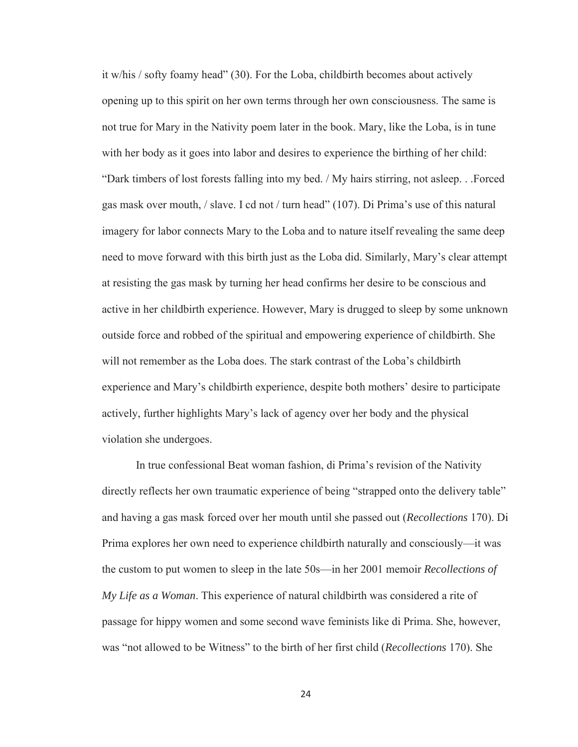it w/his / softy foamy head" (30). For the Loba, childbirth becomes about actively opening up to this spirit on her own terms through her own consciousness. The same is not true for Mary in the Nativity poem later in the book. Mary, like the Loba, is in tune with her body as it goes into labor and desires to experience the birthing of her child: "Dark timbers of lost forests falling into my bed. / My hairs stirring, not asleep. . .Forced gas mask over mouth, / slave. I cd not / turn head" (107). Di Prima's use of this natural imagery for labor connects Mary to the Loba and to nature itself revealing the same deep need to move forward with this birth just as the Loba did. Similarly, Mary's clear attempt at resisting the gas mask by turning her head confirms her desire to be conscious and active in her childbirth experience. However, Mary is drugged to sleep by some unknown outside force and robbed of the spiritual and empowering experience of childbirth. She will not remember as the Loba does. The stark contrast of the Loba's childbirth experience and Mary's childbirth experience, despite both mothers' desire to participate actively, further highlights Mary's lack of agency over her body and the physical violation she undergoes.

In true confessional Beat woman fashion, di Prima's revision of the Nativity directly reflects her own traumatic experience of being "strapped onto the delivery table" and having a gas mask forced over her mouth until she passed out (*Recollections* 170). Di Prima explores her own need to experience childbirth naturally and consciously—it was the custom to put women to sleep in the late 50s—in her 2001 memoir *Recollections of My Life as a Woman*. This experience of natural childbirth was considered a rite of passage for hippy women and some second wave feminists like di Prima. She, however, was "not allowed to be Witness" to the birth of her first child (*Recollections* 170). She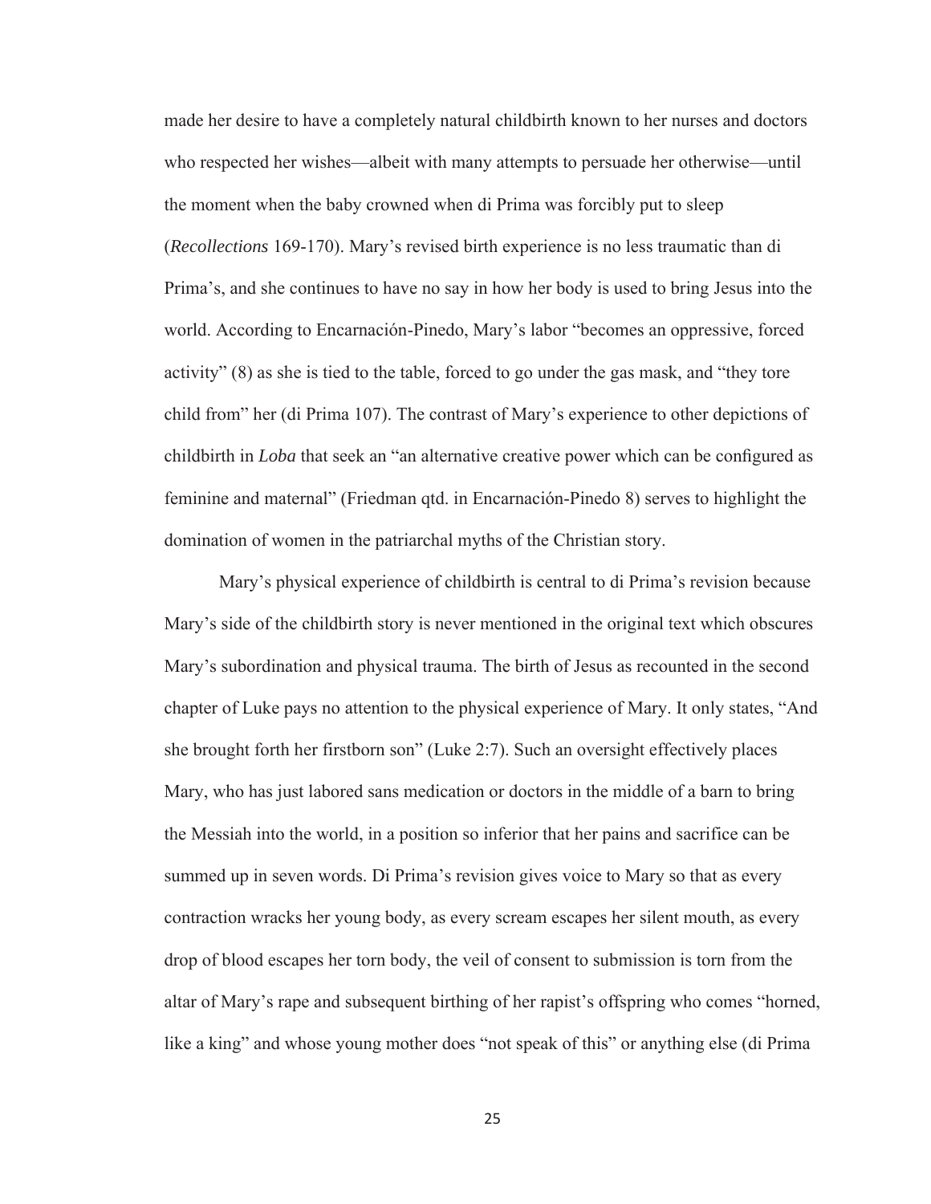made her desire to have a completely natural childbirth known to her nurses and doctors who respected her wishes—albeit with many attempts to persuade her otherwise—until the moment when the baby crowned when di Prima was forcibly put to sleep (*Recollections* 169-170). Mary's revised birth experience is no less traumatic than di Prima's, and she continues to have no say in how her body is used to bring Jesus into the world. According to Encarnación-Pinedo, Mary's labor "becomes an oppressive, forced activity" (8) as she is tied to the table, forced to go under the gas mask, and "they tore child from" her (di Prima 107). The contrast of Mary's experience to other depictions of childbirth in *Loba* that seek an "an alternative creative power which can be configured as feminine and maternal" (Friedman qtd. in Encarnación-Pinedo 8) serves to highlight the domination of women in the patriarchal myths of the Christian story.

Mary's physical experience of childbirth is central to di Prima's revision because Mary's side of the childbirth story is never mentioned in the original text which obscures Mary's subordination and physical trauma. The birth of Jesus as recounted in the second chapter of Luke pays no attention to the physical experience of Mary. It only states, "And she brought forth her firstborn son" (Luke 2:7). Such an oversight effectively places Mary, who has just labored sans medication or doctors in the middle of a barn to bring the Messiah into the world, in a position so inferior that her pains and sacrifice can be summed up in seven words. Di Prima's revision gives voice to Mary so that as every contraction wracks her young body, as every scream escapes her silent mouth, as every drop of blood escapes her torn body, the veil of consent to submission is torn from the altar of Mary's rape and subsequent birthing of her rapist's offspring who comes "horned, like a king" and whose young mother does "not speak of this" or anything else (di Prima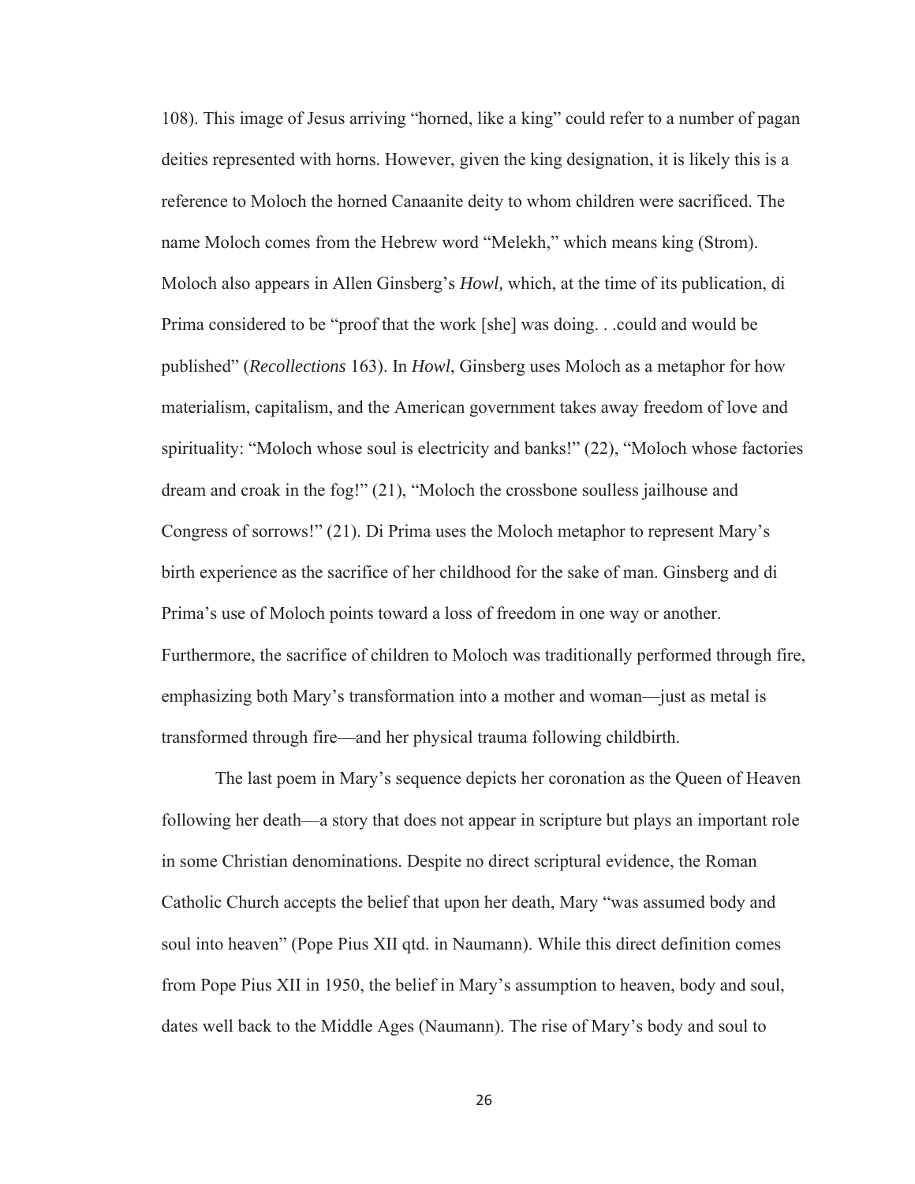108). This image of Jesus arriving "horned, like a king" could refer to a number of pagan deities represented with horns. However, given the king designation, it is likely this is a reference to Moloch the horned Canaanite deity to whom children were sacrificed. The name Moloch comes from the Hebrew word "Melekh," which means king (Strom). Moloch also appears in Allen Ginsberg's *Howl,* which, at the time of its publication, di Prima considered to be "proof that the work [she] was doing. . .could and would be published" (*Recollections* 163). In *Howl*, Ginsberg uses Moloch as a metaphor for how materialism, capitalism, and the American government takes away freedom of love and spirituality: "Moloch whose soul is electricity and banks!" (22), "Moloch whose factories dream and croak in the fog!" (21), "Moloch the crossbone soulless jailhouse and Congress of sorrows!" (21). Di Prima uses the Moloch metaphor to represent Mary's birth experience as the sacrifice of her childhood for the sake of man. Ginsberg and di Prima's use of Moloch points toward a loss of freedom in one way or another. Furthermore, the sacrifice of children to Moloch was traditionally performed through fire, emphasizing both Mary's transformation into a mother and woman—just as metal is transformed through fire—and her physical trauma following childbirth.

The last poem in Mary's sequence depicts her coronation as the Queen of Heaven following her death—a story that does not appear in scripture but plays an important role in some Christian denominations. Despite no direct scriptural evidence, the Roman Catholic Church accepts the belief that upon her death, Mary "was assumed body and soul into heaven" (Pope Pius XII qtd. in Naumann). While this direct definition comes from Pope Pius XII in 1950, the belief in Mary's assumption to heaven, body and soul, dates well back to the Middle Ages (Naumann). The rise of Mary's body and soul to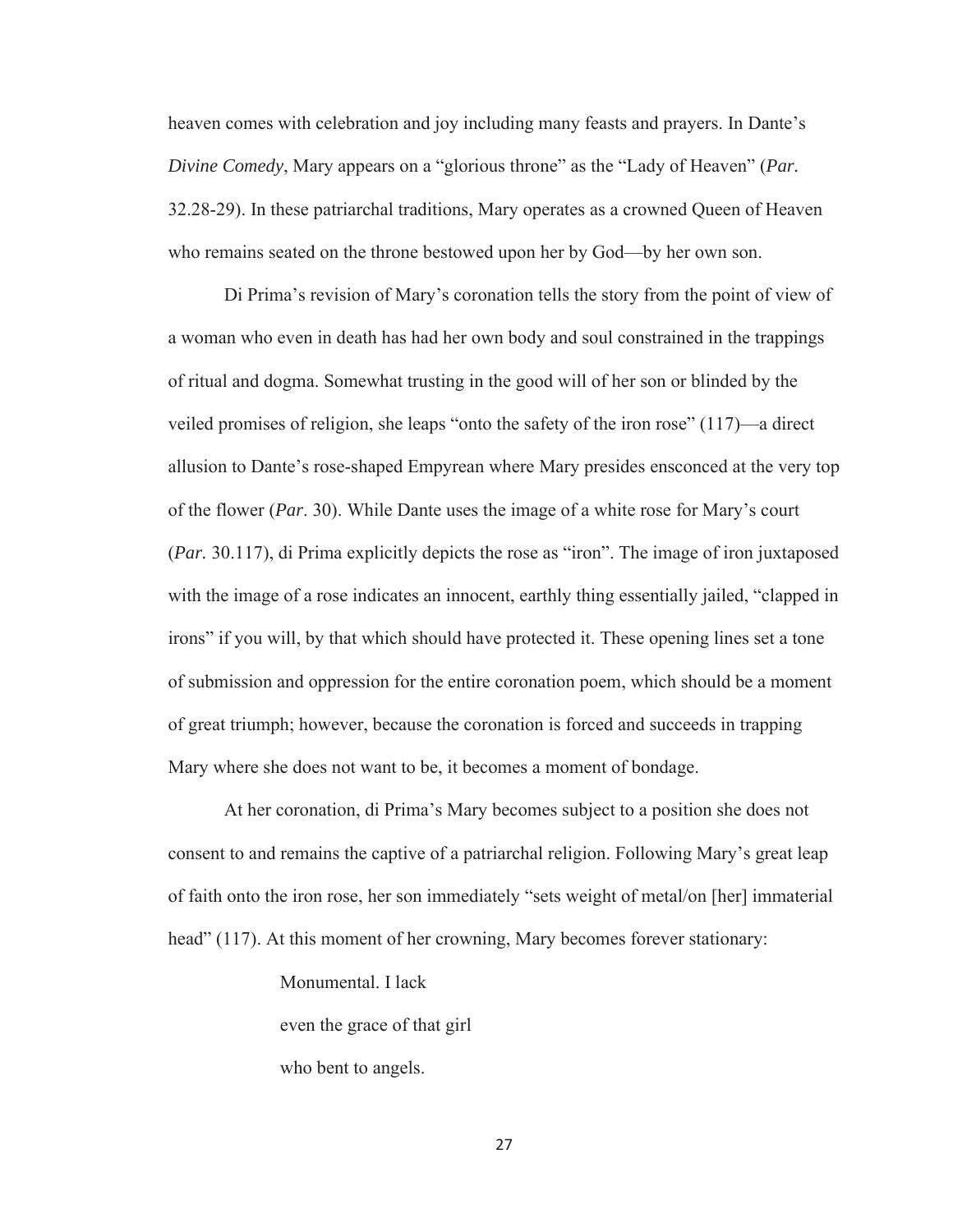heaven comes with celebration and joy including many feasts and prayers. In Dante's *Divine Comedy*, Mary appears on a "glorious throne" as the "Lady of Heaven" (*Par.* 32.28-29). In these patriarchal traditions, Mary operates as a crowned Queen of Heaven who remains seated on the throne bestowed upon her by God—by her own son.

Di Prima's revision of Mary's coronation tells the story from the point of view of a woman who even in death has had her own body and soul constrained in the trappings of ritual and dogma. Somewhat trusting in the good will of her son or blinded by the veiled promises of religion, she leaps "onto the safety of the iron rose" (117)—a direct allusion to Dante's rose-shaped Empyrean where Mary presides ensconced at the very top of the flower (*Par*. 30). While Dante uses the image of a white rose for Mary's court (*Par.* 30.117), di Prima explicitly depicts the rose as "iron". The image of iron juxtaposed with the image of a rose indicates an innocent, earthly thing essentially jailed, "clapped in irons" if you will, by that which should have protected it. These opening lines set a tone of submission and oppression for the entire coronation poem, which should be a moment of great triumph; however, because the coronation is forced and succeeds in trapping Mary where she does not want to be, it becomes a moment of bondage.

At her coronation, di Prima's Mary becomes subject to a position she does not consent to and remains the captive of a patriarchal religion. Following Mary's great leap of faith onto the iron rose, her son immediately "sets weight of metal/on [her] immaterial head" (117). At this moment of her crowning, Mary becomes forever stationary:

> Monumental. I lack
> even the grace of that girl
> who bent to angels.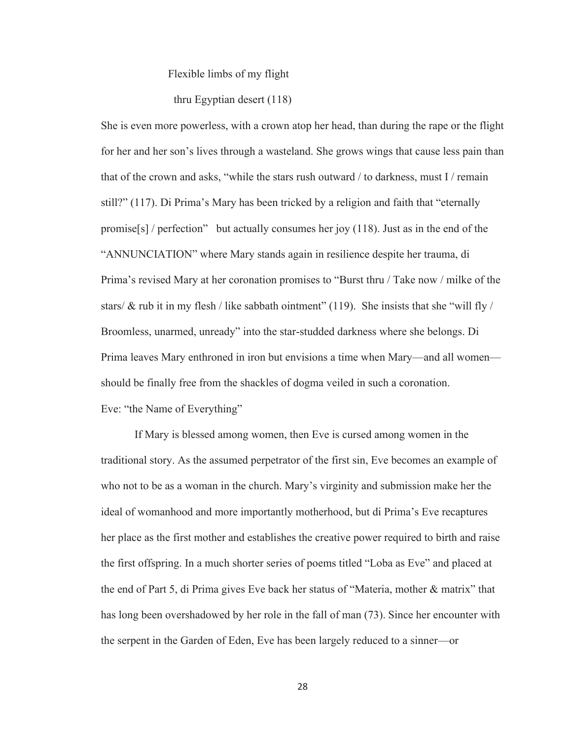Flexible limbs of my flight

thru Egyptian desert (118)

She is even more powerless, with a crown atop her head, than during the rape or the flight for her and her son's lives through a wasteland. She grows wings that cause less pain than that of the crown and asks, "while the stars rush outward / to darkness, must I / remain still?" (117). Di Prima's Mary has been tricked by a religion and faith that "eternally promise[s] / perfection" but actually consumes her joy (118). Just as in the end of the "ANNUNCIATION" where Mary stands again in resilience despite her trauma, di Prima's revised Mary at her coronation promises to "Burst thru / Take now / milke of the stars/ & rub it in my flesh / like sabbath ointment" (119). She insists that she "will fly / Broomless, unarmed, unready" into the star-studded darkness where she belongs. Di Prima leaves Mary enthroned in iron but envisions a time when Mary—and all women—should be finally free from the shackles of dogma veiled in such a coronation.

## Eve: "the Name of Everything"

If Mary is blessed among women, then Eve is cursed among women in the traditional story. As the assumed perpetrator of the first sin, Eve becomes an example of who not to be as a woman in the church. Mary's virginity and submission make her the ideal of womanhood and more importantly motherhood, but di Prima's Eve recaptures her place as the first mother and establishes the creative power required to birth and raise the first offspring. In a much shorter series of poems titled "Loba as Eve" and placed at the end of Part 5, di Prima gives Eve back her status of "Materia, mother & matrix" that has long been overshadowed by her role in the fall of man (73). Since her encounter with the serpent in the Garden of Eden, Eve has been largely reduced to a sinner—or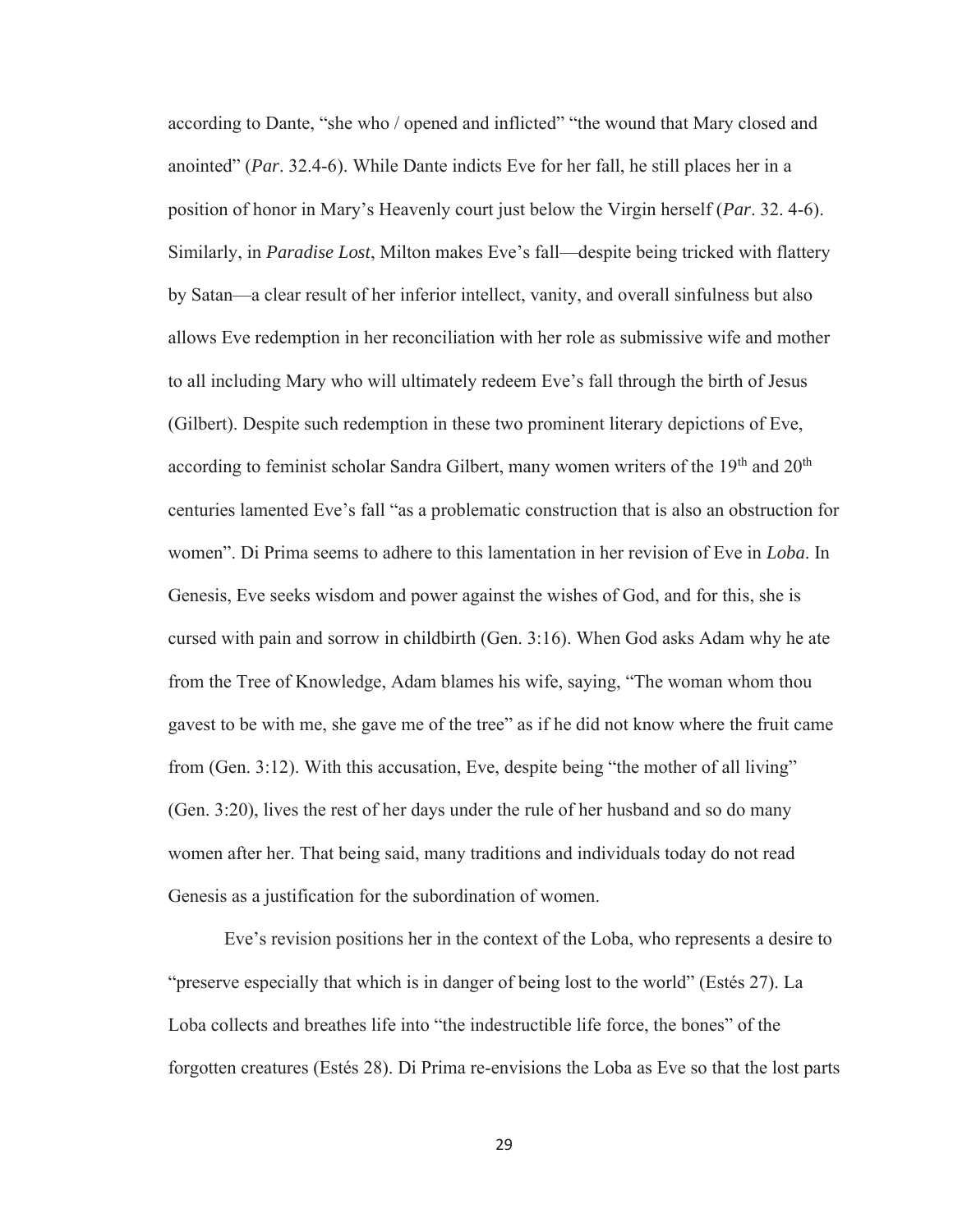according to Dante, "she who / opened and inflicted" "the wound that Mary closed and anointed" (*Par*. 32.4-6). While Dante indicts Eve for her fall, he still places her in a position of honor in Mary's Heavenly court just below the Virgin herself (*Par*. 32. 4-6). Similarly, in *Paradise Lost*, Milton makes Eve's fall—despite being tricked with flattery by Satan—a clear result of her inferior intellect, vanity, and overall sinfulness but also allows Eve redemption in her reconciliation with her role as submissive wife and mother to all including Mary who will ultimately redeem Eve's fall through the birth of Jesus (Gilbert). Despite such redemption in these two prominent literary depictions of Eve, according to feminist scholar Sandra Gilbert, many women writers of the 19th and 20th centuries lamented Eve's fall "as a problematic construction that is also an obstruction for women". Di Prima seems to adhere to this lamentation in her revision of Eve in *Loba*. In Genesis, Eve seeks wisdom and power against the wishes of God, and for this, she is cursed with pain and sorrow in childbirth (Gen. 3:16). When God asks Adam why he ate from the Tree of Knowledge, Adam blames his wife, saying, "The woman whom thou gavest to be with me, she gave me of the tree" as if he did not know where the fruit came from (Gen. 3:12). With this accusation, Eve, despite being "the mother of all living" (Gen. 3:20), lives the rest of her days under the rule of her husband and so do many women after her. That being said, many traditions and individuals today do not read Genesis as a justification for the subordination of women.

Eve's revision positions her in the context of the Loba, who represents a desire to "preserve especially that which is in danger of being lost to the world" (Estés 27). La Loba collects and breathes life into "the indestructible life force, the bones" of the forgotten creatures (Estés 28). Di Prima re-envisions the Loba as Eve so that the lost parts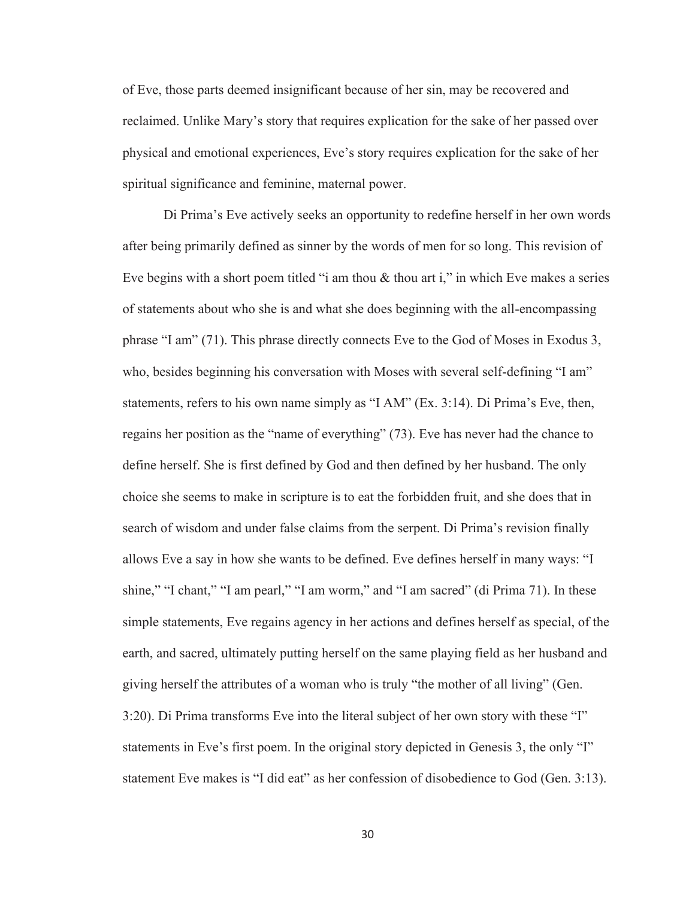of Eve, those parts deemed insignificant because of her sin, may be recovered and reclaimed. Unlike Mary's story that requires explication for the sake of her passed over physical and emotional experiences, Eve's story requires explication for the sake of her spiritual significance and feminine, maternal power.

Di Prima's Eve actively seeks an opportunity to redefine herself in her own words after being primarily defined as sinner by the words of men for so long. This revision of Eve begins with a short poem titled "i am thou & thou art i," in which Eve makes a series of statements about who she is and what she does beginning with the all-encompassing phrase "I am" (71). This phrase directly connects Eve to the God of Moses in Exodus 3, who, besides beginning his conversation with Moses with several self-defining "I am" statements, refers to his own name simply as "I AM" (Ex. 3:14). Di Prima's Eve, then, regains her position as the "name of everything" (73). Eve has never had the chance to define herself. She is first defined by God and then defined by her husband. The only choice she seems to make in scripture is to eat the forbidden fruit, and she does that in search of wisdom and under false claims from the serpent. Di Prima's revision finally allows Eve a say in how she wants to be defined. Eve defines herself in many ways: "I shine," "I chant," "I am pearl," "I am worm," and "I am sacred" (di Prima 71). In these simple statements, Eve regains agency in her actions and defines herself as special, of the earth, and sacred, ultimately putting herself on the same playing field as her husband and giving herself the attributes of a woman who is truly "the mother of all living" (Gen. 3:20). Di Prima transforms Eve into the literal subject of her own story with these "I" statements in Eve's first poem. In the original story depicted in Genesis 3, the only "I" statement Eve makes is "I did eat" as her confession of disobedience to God (Gen. 3:13).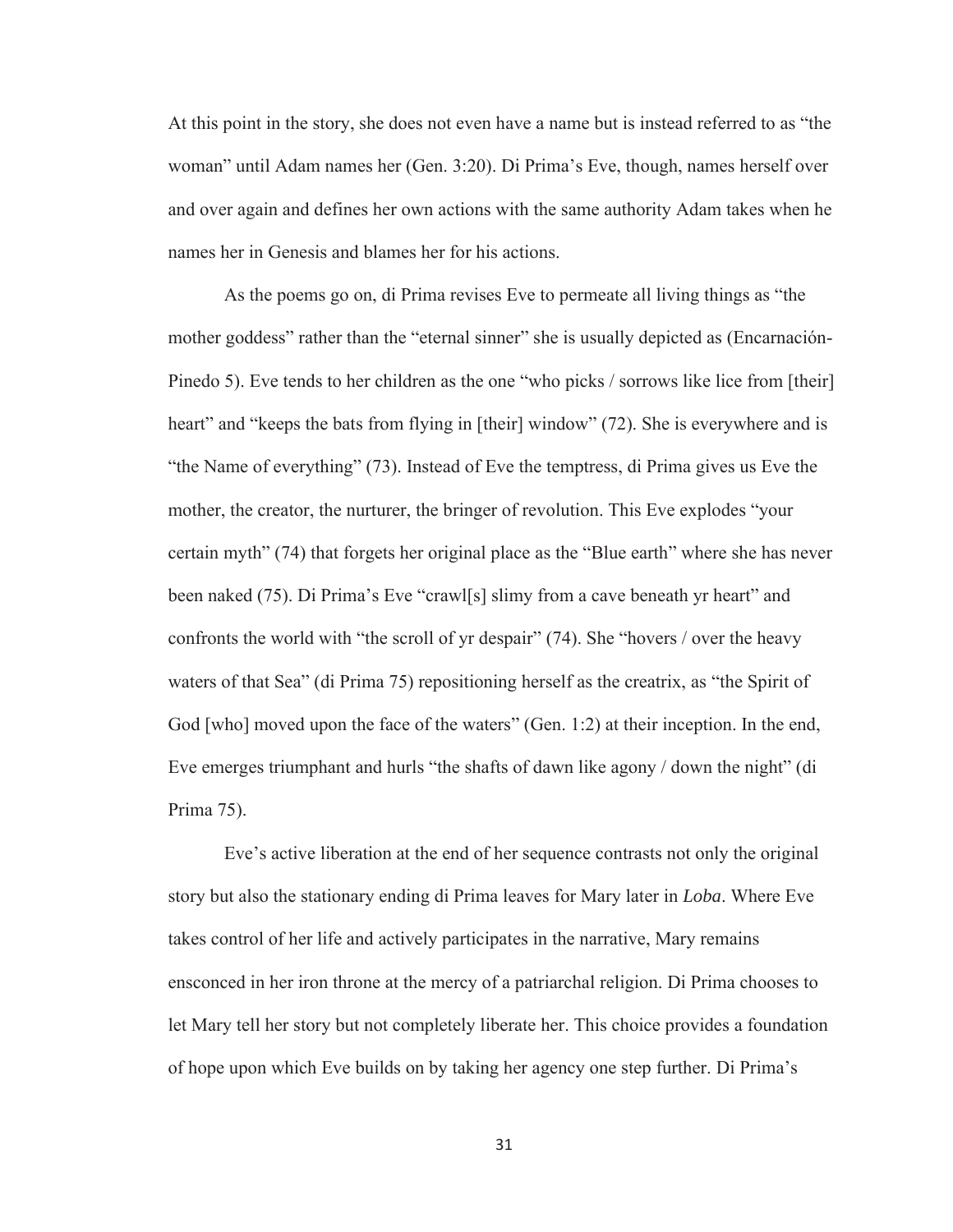At this point in the story, she does not even have a name but is instead referred to as "the woman" until Adam names her (Gen. 3:20). Di Prima's Eve, though, names herself over and over again and defines her own actions with the same authority Adam takes when he names her in Genesis and blames her for his actions.

As the poems go on, di Prima revises Eve to permeate all living things as "the mother goddess" rather than the "eternal sinner" she is usually depicted as (Encarnación-Pinedo 5). Eve tends to her children as the one "who picks / sorrows like lice from [their] heart" and "keeps the bats from flying in [their] window" (72). She is everywhere and is "the Name of everything" (73). Instead of Eve the temptress, di Prima gives us Eve the mother, the creator, the nurturer, the bringer of revolution. This Eve explodes "your certain myth" (74) that forgets her original place as the "Blue earth" where she has never been naked (75). Di Prima's Eve "crawl[s] slimy from a cave beneath yr heart" and confronts the world with "the scroll of yr despair" (74). She "hovers / over the heavy waters of that Sea" (di Prima 75) repositioning herself as the creatrix, as "the Spirit of God [who] moved upon the face of the waters" (Gen. 1:2) at their inception. In the end, Eve emerges triumphant and hurls "the shafts of dawn like agony / down the night" (di Prima 75).

Eve's active liberation at the end of her sequence contrasts not only the original story but also the stationary ending di Prima leaves for Mary later in *Loba*. Where Eve takes control of her life and actively participates in the narrative, Mary remains ensconced in her iron throne at the mercy of a patriarchal religion. Di Prima chooses to let Mary tell her story but not completely liberate her. This choice provides a foundation of hope upon which Eve builds on by taking her agency one step further. Di Prima's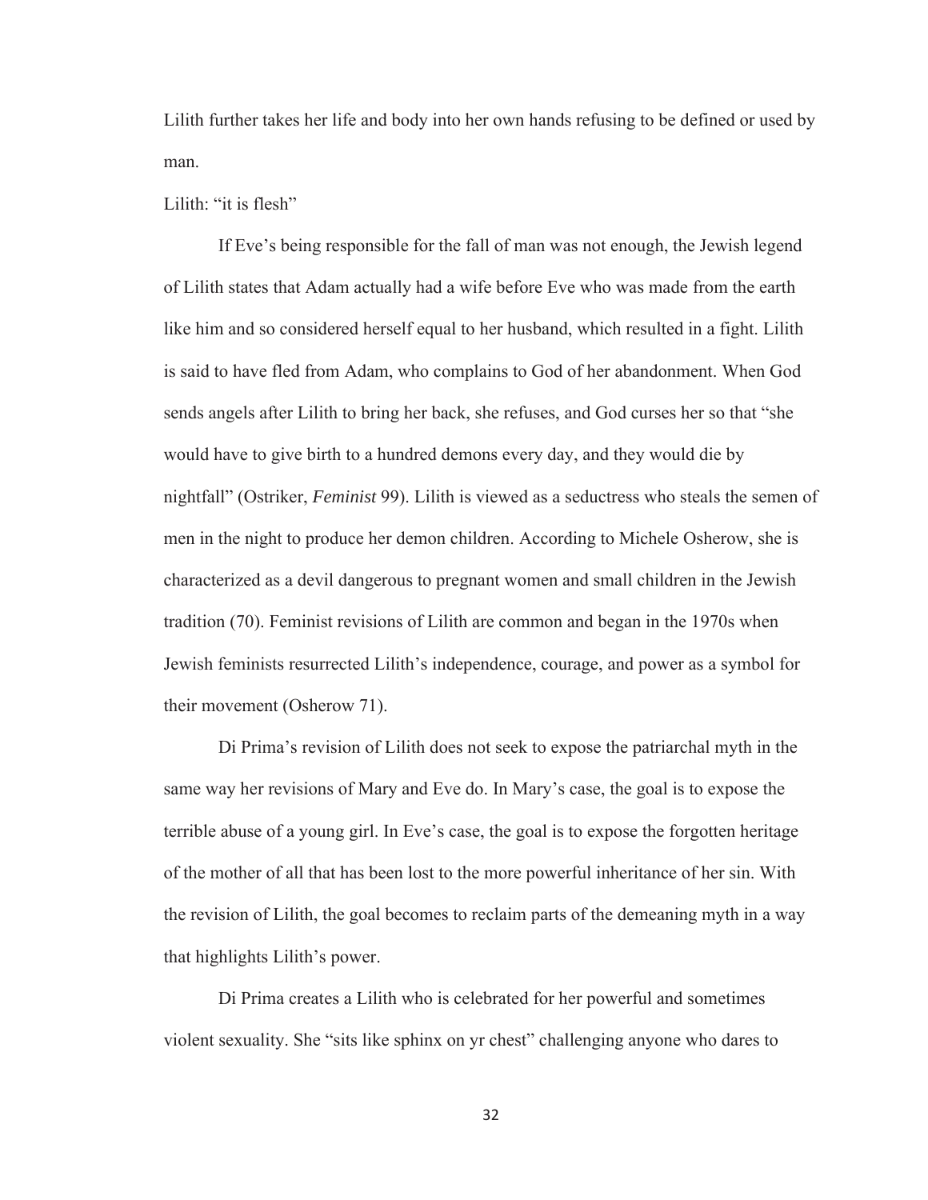Lilith further takes her life and body into her own hands refusing to be defined or used by man.

### Lilith: "it is flesh"

If Eve's being responsible for the fall of man was not enough, the Jewish legend of Lilith states that Adam actually had a wife before Eve who was made from the earth like him and so considered herself equal to her husband, which resulted in a fight. Lilith is said to have fled from Adam, who complains to God of her abandonment. When God sends angels after Lilith to bring her back, she refuses, and God curses her so that "she would have to give birth to a hundred demons every day, and they would die by nightfall" (Ostriker, *Feminist* 99). Lilith is viewed as a seductress who steals the semen of men in the night to produce her demon children. According to Michele Osherow, she is characterized as a devil dangerous to pregnant women and small children in the Jewish tradition (70). Feminist revisions of Lilith are common and began in the 1970s when Jewish feminists resurrected Lilith's independence, courage, and power as a symbol for their movement (Osherow 71).

Di Prima's revision of Lilith does not seek to expose the patriarchal myth in the same way her revisions of Mary and Eve do. In Mary's case, the goal is to expose the terrible abuse of a young girl. In Eve's case, the goal is to expose the forgotten heritage of the mother of all that has been lost to the more powerful inheritance of her sin. With the revision of Lilith, the goal becomes to reclaim parts of the demeaning myth in a way that highlights Lilith's power.

Di Prima creates a Lilith who is celebrated for her powerful and sometimes violent sexuality. She "sits like sphinx on yr chest" challenging anyone who dares to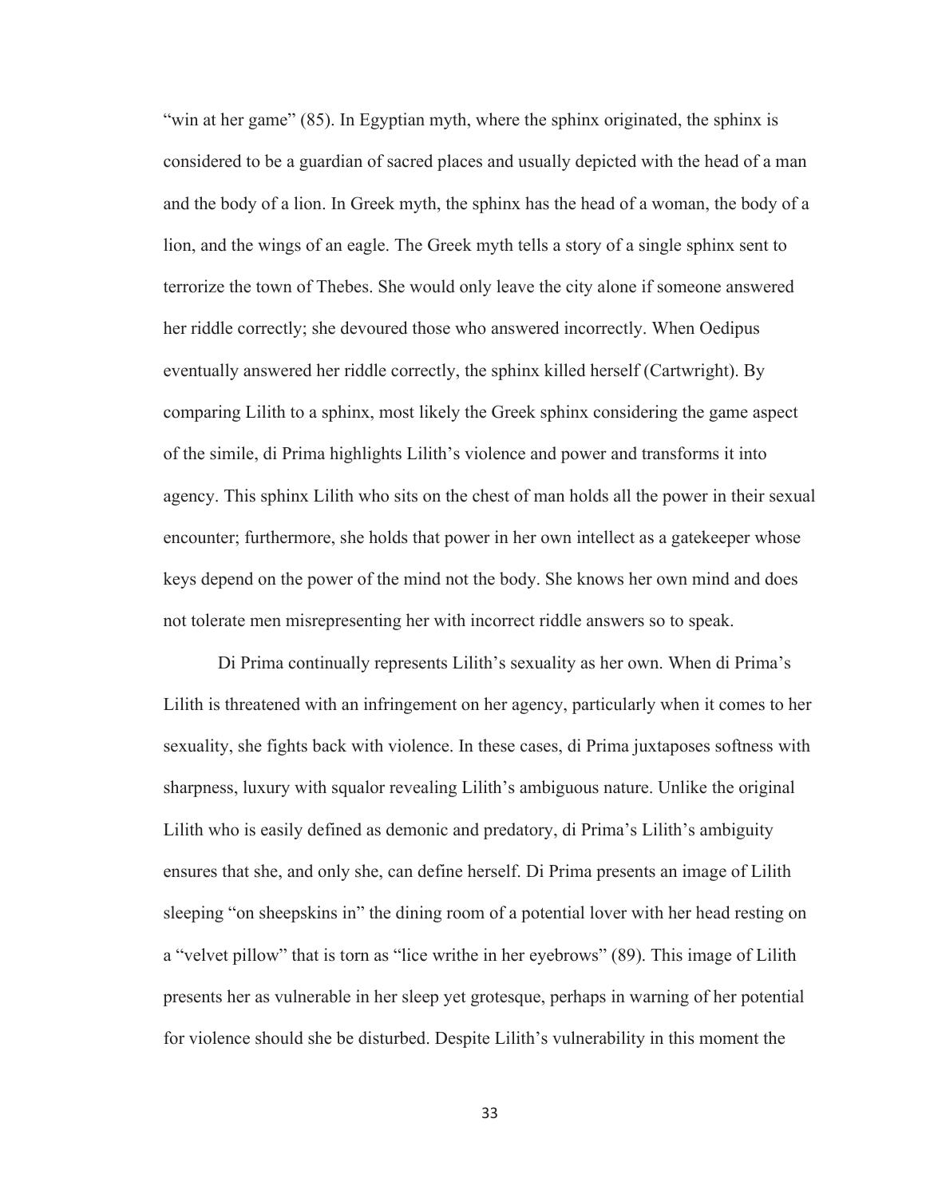"win at her game" (85). In Egyptian myth, where the sphinx originated, the sphinx is considered to be a guardian of sacred places and usually depicted with the head of a man and the body of a lion. In Greek myth, the sphinx has the head of a woman, the body of a lion, and the wings of an eagle. The Greek myth tells a story of a single sphinx sent to terrorize the town of Thebes. She would only leave the city alone if someone answered her riddle correctly; she devoured those who answered incorrectly. When Oedipus eventually answered her riddle correctly, the sphinx killed herself (Cartwright). By comparing Lilith to a sphinx, most likely the Greek sphinx considering the game aspect of the simile, di Prima highlights Lilith's violence and power and transforms it into agency. This sphinx Lilith who sits on the chest of man holds all the power in their sexual encounter; furthermore, she holds that power in her own intellect as a gatekeeper whose keys depend on the power of the mind not the body. She knows her own mind and does not tolerate men misrepresenting her with incorrect riddle answers so to speak.

Di Prima continually represents Lilith's sexuality as her own. When di Prima's Lilith is threatened with an infringement on her agency, particularly when it comes to her sexuality, she fights back with violence. In these cases, di Prima juxtaposes softness with sharpness, luxury with squalor revealing Lilith's ambiguous nature. Unlike the original Lilith who is easily defined as demonic and predatory, di Prima's Lilith's ambiguity ensures that she, and only she, can define herself. Di Prima presents an image of Lilith sleeping "on sheepskins in" the dining room of a potential lover with her head resting on a "velvet pillow" that is torn as "lice writhe in her eyebrows" (89). This image of Lilith presents her as vulnerable in her sleep yet grotesque, perhaps in warning of her potential for violence should she be disturbed. Despite Lilith's vulnerability in this moment the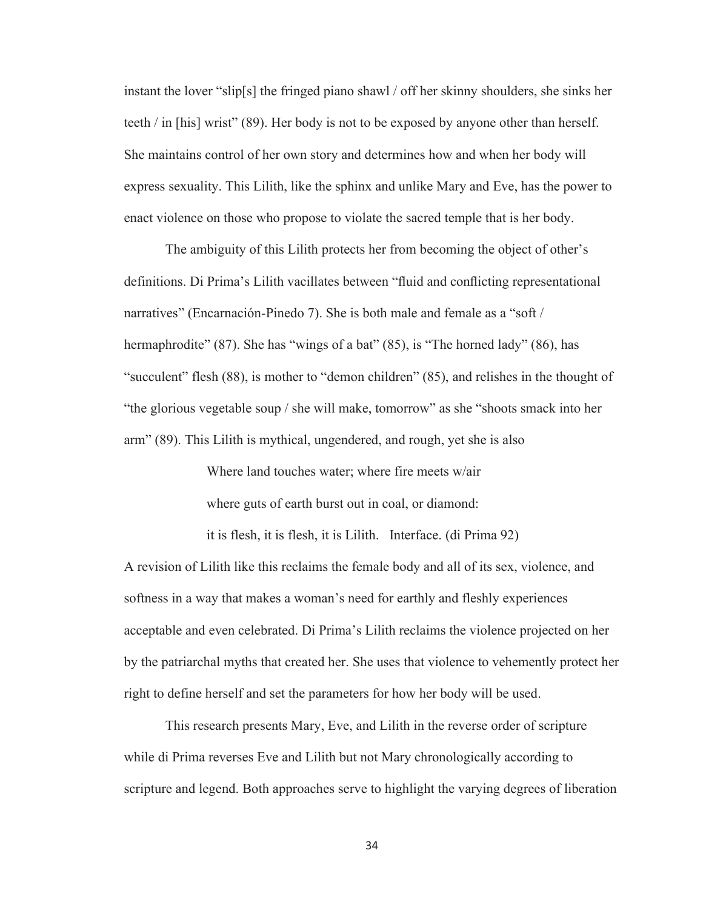instant the lover "slip[s] the fringed piano shawl / off her skinny shoulders, she sinks her teeth / in [his] wrist" (89). Her body is not to be exposed by anyone other than herself. She maintains control of her own story and determines how and when her body will express sexuality. This Lilith, like the sphinx and unlike Mary and Eve, has the power to enact violence on those who propose to violate the sacred temple that is her body.

The ambiguity of this Lilith protects her from becoming the object of other's definitions. Di Prima's Lilith vacillates between "fluid and conflicting representational narratives" (Encarnación-Pinedo 7). She is both male and female as a "soft / hermaphrodite" (87). She has "wings of a bat" (85), is "The horned lady" (86), has "succulent" flesh (88), is mother to "demon children" (85), and relishes in the thought of "the glorious vegetable soup / she will make, tomorrow" as she "shoots smack into her arm" (89). This Lilith is mythical, ungendered, and rough, yet she is also

> Where land touches water; where fire meets w/air
>
> where guts of earth burst out in coal, or diamond:
>
> it is flesh, it is flesh, it is Lilith.   Interface. (di Prima 92)

A revision of Lilith like this reclaims the female body and all of its sex, violence, and softness in a way that makes a woman's need for earthly and fleshly experiences acceptable and even celebrated. Di Prima's Lilith reclaims the violence projected on her by the patriarchal myths that created her. She uses that violence to vehemently protect her right to define herself and set the parameters for how her body will be used.

This research presents Mary, Eve, and Lilith in the reverse order of scripture while di Prima reverses Eve and Lilith but not Mary chronologically according to scripture and legend. Both approaches serve to highlight the varying degrees of liberation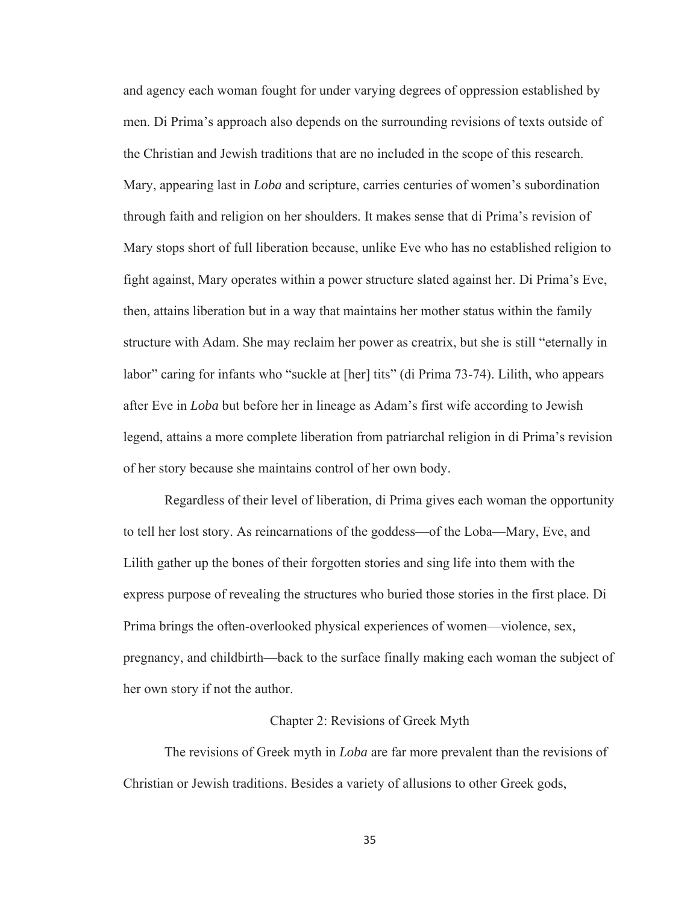and agency each woman fought for under varying degrees of oppression established by men. Di Prima's approach also depends on the surrounding revisions of texts outside of the Christian and Jewish traditions that are no included in the scope of this research. Mary, appearing last in *Loba* and scripture, carries centuries of women's subordination through faith and religion on her shoulders. It makes sense that di Prima's revision of Mary stops short of full liberation because, unlike Eve who has no established religion to fight against, Mary operates within a power structure slated against her. Di Prima's Eve, then, attains liberation but in a way that maintains her mother status within the family structure with Adam. She may reclaim her power as creatrix, but she is still "eternally in labor" caring for infants who "suckle at [her] tits" (di Prima 73-74). Lilith, who appears after Eve in *Loba* but before her in lineage as Adam's first wife according to Jewish legend, attains a more complete liberation from patriarchal religion in di Prima's revision of her story because she maintains control of her own body.

Regardless of their level of liberation, di Prima gives each woman the opportunity to tell her lost story. As reincarnations of the goddess—of the Loba—Mary, Eve, and Lilith gather up the bones of their forgotten stories and sing life into them with the express purpose of revealing the structures who buried those stories in the first place. Di Prima brings the often-overlooked physical experiences of women—violence, sex, pregnancy, and childbirth—back to the surface finally making each woman the subject of her own story if not the author.

## Chapter 2: Revisions of Greek Myth

The revisions of Greek myth in *Loba* are far more prevalent than the revisions of Christian or Jewish traditions. Besides a variety of allusions to other Greek gods,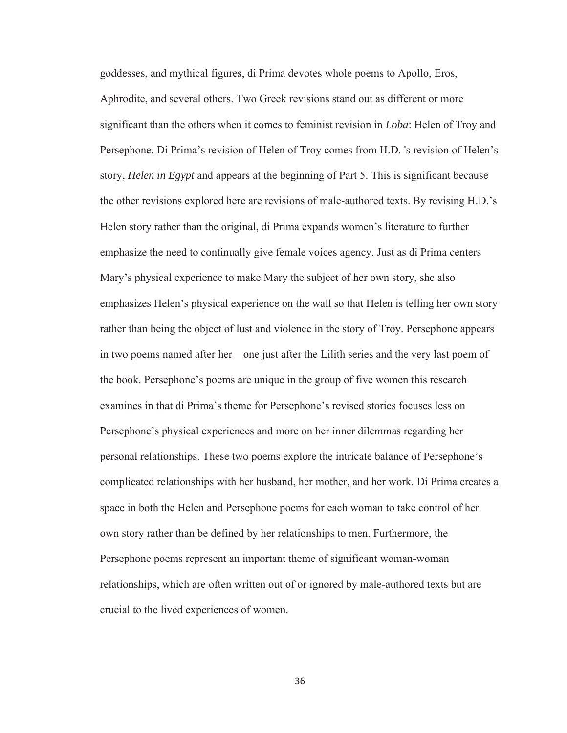goddesses, and mythical figures, di Prima devotes whole poems to Apollo, Eros, Aphrodite, and several others. Two Greek revisions stand out as different or more significant than the others when it comes to feminist revision in *Loba*: Helen of Troy and Persephone. Di Prima's revision of Helen of Troy comes from H.D. 's revision of Helen's story, *Helen in Egypt* and appears at the beginning of Part 5. This is significant because the other revisions explored here are revisions of male-authored texts. By revising H.D.'s Helen story rather than the original, di Prima expands women's literature to further emphasize the need to continually give female voices agency. Just as di Prima centers Mary's physical experience to make Mary the subject of her own story, she also emphasizes Helen's physical experience on the wall so that Helen is telling her own story rather than being the object of lust and violence in the story of Troy. Persephone appears in two poems named after her—one just after the Lilith series and the very last poem of the book. Persephone's poems are unique in the group of five women this research examines in that di Prima's theme for Persephone's revised stories focuses less on Persephone's physical experiences and more on her inner dilemmas regarding her personal relationships. These two poems explore the intricate balance of Persephone's complicated relationships with her husband, her mother, and her work. Di Prima creates a space in both the Helen and Persephone poems for each woman to take control of her own story rather than be defined by her relationships to men. Furthermore, the Persephone poems represent an important theme of significant woman-woman relationships, which are often written out of or ignored by male-authored texts but are crucial to the lived experiences of women.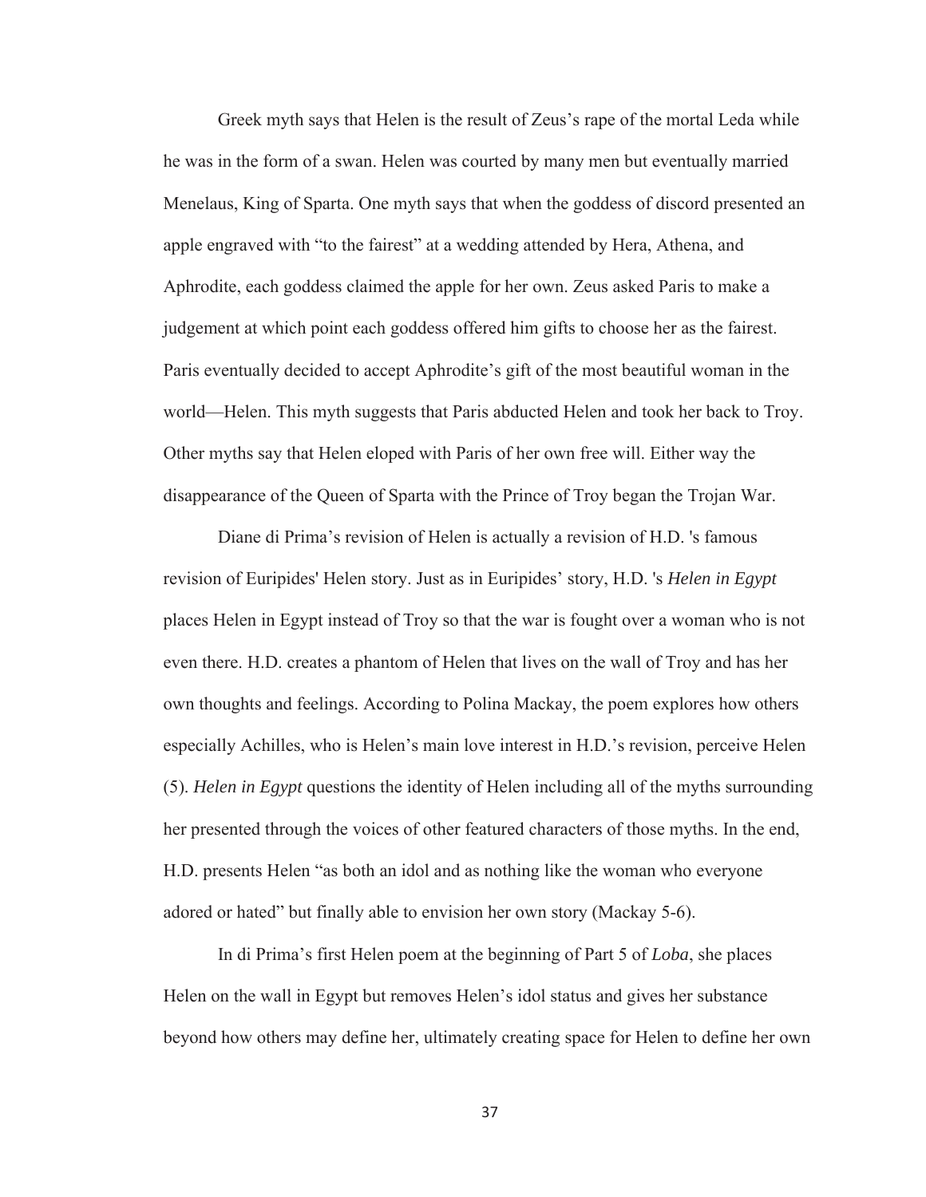Greek myth says that Helen is the result of Zeus's rape of the mortal Leda while he was in the form of a swan. Helen was courted by many men but eventually married Menelaus, King of Sparta. One myth says that when the goddess of discord presented an apple engraved with "to the fairest" at a wedding attended by Hera, Athena, and Aphrodite, each goddess claimed the apple for her own. Zeus asked Paris to make a judgement at which point each goddess offered him gifts to choose her as the fairest. Paris eventually decided to accept Aphrodite's gift of the most beautiful woman in the world—Helen. This myth suggests that Paris abducted Helen and took her back to Troy. Other myths say that Helen eloped with Paris of her own free will. Either way the disappearance of the Queen of Sparta with the Prince of Troy began the Trojan War.

Diane di Prima's revision of Helen is actually a revision of H.D. 's famous revision of Euripides' Helen story. Just as in Euripides' story, H.D. 's *Helen in Egypt* places Helen in Egypt instead of Troy so that the war is fought over a woman who is not even there. H.D. creates a phantom of Helen that lives on the wall of Troy and has her own thoughts and feelings. According to Polina Mackay, the poem explores how others especially Achilles, who is Helen's main love interest in H.D.'s revision, perceive Helen (5). *Helen in Egypt* questions the identity of Helen including all of the myths surrounding her presented through the voices of other featured characters of those myths. In the end, H.D. presents Helen "as both an idol and as nothing like the woman who everyone adored or hated" but finally able to envision her own story (Mackay 5-6).

In di Prima's first Helen poem at the beginning of Part 5 of *Loba*, she places Helen on the wall in Egypt but removes Helen's idol status and gives her substance beyond how others may define her, ultimately creating space for Helen to define her own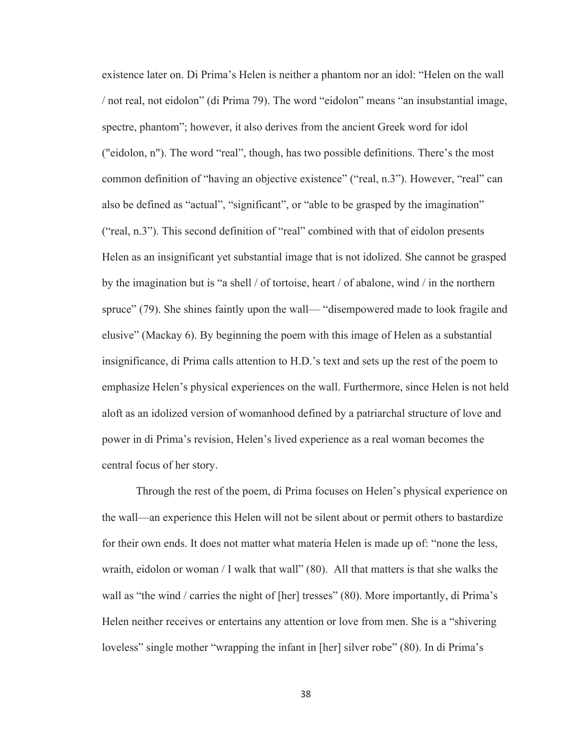existence later on. Di Prima's Helen is neither a phantom nor an idol: "Helen on the wall / not real, not eidolon" (di Prima 79). The word "eidolon" means "an insubstantial image, spectre, phantom"; however, it also derives from the ancient Greek word for idol ("eidolon, n"). The word "real", though, has two possible definitions. There's the most common definition of "having an objective existence" ("real, n.3"). However, "real" can also be defined as "actual", "significant", or "able to be grasped by the imagination" ("real, n.3"). This second definition of "real" combined with that of eidolon presents Helen as an insignificant yet substantial image that is not idolized. She cannot be grasped by the imagination but is "a shell / of tortoise, heart / of abalone, wind / in the northern spruce" (79). She shines faintly upon the wall— "disempowered made to look fragile and elusive" (Mackay 6). By beginning the poem with this image of Helen as a substantial insignificance, di Prima calls attention to H.D.'s text and sets up the rest of the poem to emphasize Helen's physical experiences on the wall. Furthermore, since Helen is not held aloft as an idolized version of womanhood defined by a patriarchal structure of love and power in di Prima's revision, Helen's lived experience as a real woman becomes the central focus of her story.

Through the rest of the poem, di Prima focuses on Helen's physical experience on the wall—an experience this Helen will not be silent about or permit others to bastardize for their own ends. It does not matter what materia Helen is made up of: "none the less, wraith, eidolon or woman / I walk that wall" (80). All that matters is that she walks the wall as "the wind / carries the night of [her] tresses" (80). More importantly, di Prima's Helen neither receives or entertains any attention or love from men. She is a "shivering loveless" single mother "wrapping the infant in [her] silver robe" (80). In di Prima's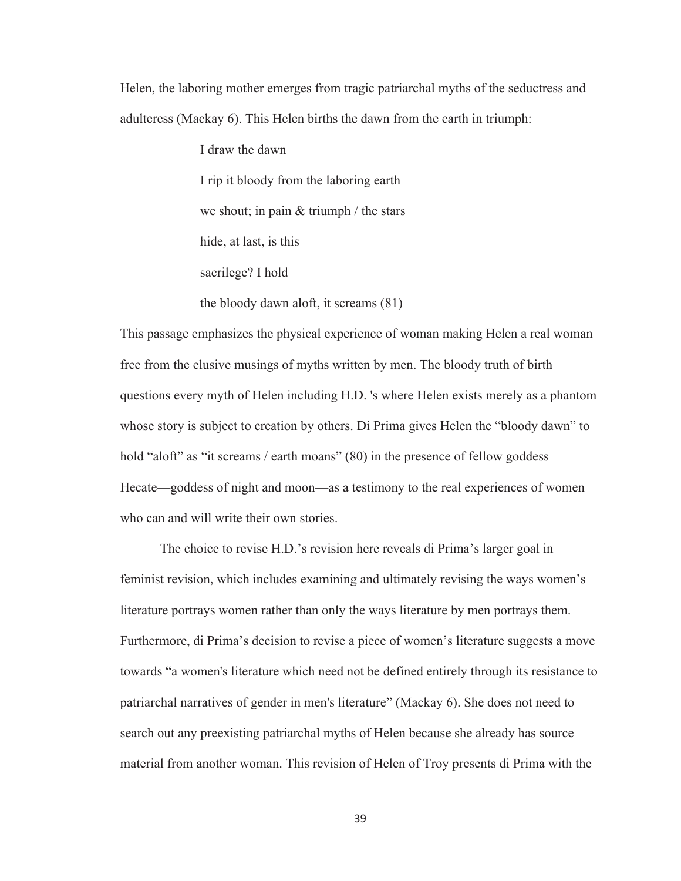Helen, the laboring mother emerges from tragic patriarchal myths of the seductress and adulteress (Mackay 6). This Helen births the dawn from the earth in triumph:

> I draw the dawn
>
> I rip it bloody from the laboring earth
>
> we shout; in pain & triumph / the stars
>
> hide, at last, is this
>
> sacrilege? I hold
>
> the bloody dawn aloft, it screams (81)

This passage emphasizes the physical experience of woman making Helen a real woman free from the elusive musings of myths written by men. The bloody truth of birth questions every myth of Helen including H.D. 's where Helen exists merely as a phantom whose story is subject to creation by others. Di Prima gives Helen the "bloody dawn" to hold "aloft" as "it screams / earth moans" (80) in the presence of fellow goddess Hecate—goddess of night and moon—as a testimony to the real experiences of women who can and will write their own stories.

The choice to revise H.D.'s revision here reveals di Prima's larger goal in feminist revision, which includes examining and ultimately revising the ways women's literature portrays women rather than only the ways literature by men portrays them. Furthermore, di Prima's decision to revise a piece of women's literature suggests a move towards "a women's literature which need not be defined entirely through its resistance to patriarchal narratives of gender in men's literature" (Mackay 6). She does not need to search out any preexisting patriarchal myths of Helen because she already has source material from another woman. This revision of Helen of Troy presents di Prima with the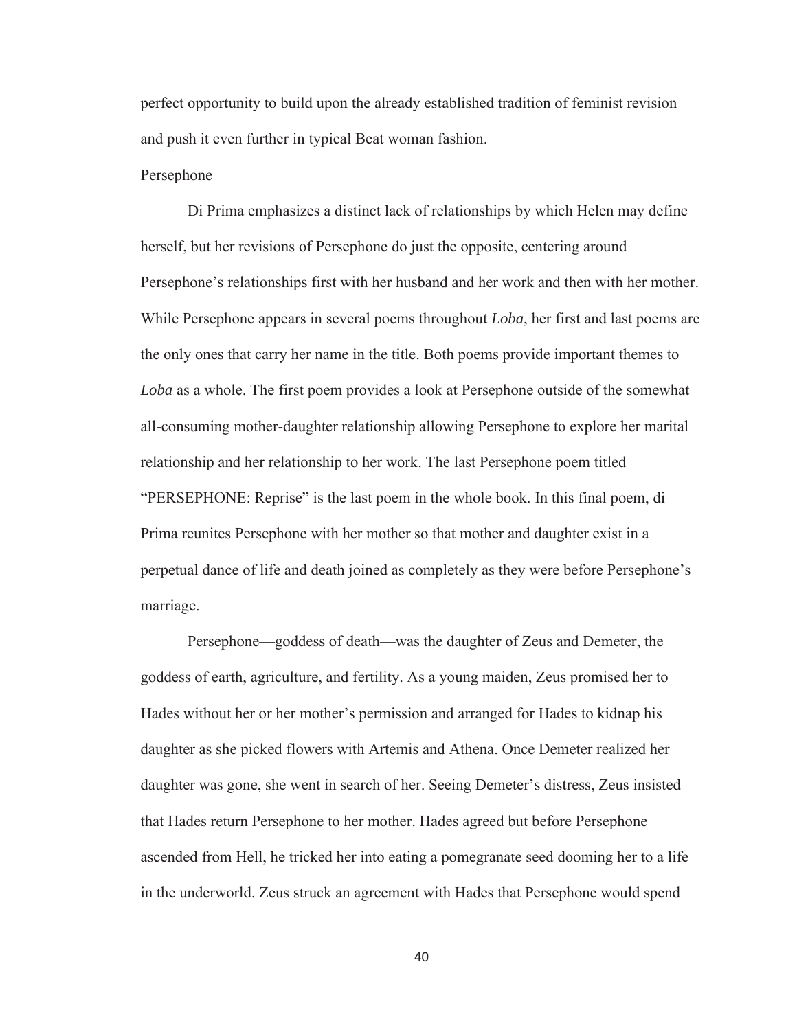perfect opportunity to build upon the already established tradition of feminist revision and push it even further in typical Beat woman fashion.

## Persephone

Di Prima emphasizes a distinct lack of relationships by which Helen may define herself, but her revisions of Persephone do just the opposite, centering around Persephone's relationships first with her husband and her work and then with her mother. While Persephone appears in several poems throughout *Loba*, her first and last poems are the only ones that carry her name in the title. Both poems provide important themes to *Loba* as a whole. The first poem provides a look at Persephone outside of the somewhat all-consuming mother-daughter relationship allowing Persephone to explore her marital relationship and her relationship to her work. The last Persephone poem titled "PERSEPHONE: Reprise" is the last poem in the whole book. In this final poem, di Prima reunites Persephone with her mother so that mother and daughter exist in a perpetual dance of life and death joined as completely as they were before Persephone's marriage.

Persephone—goddess of death—was the daughter of Zeus and Demeter, the goddess of earth, agriculture, and fertility. As a young maiden, Zeus promised her to Hades without her or her mother's permission and arranged for Hades to kidnap his daughter as she picked flowers with Artemis and Athena. Once Demeter realized her daughter was gone, she went in search of her. Seeing Demeter's distress, Zeus insisted that Hades return Persephone to her mother. Hades agreed but before Persephone ascended from Hell, he tricked her into eating a pomegranate seed dooming her to a life in the underworld. Zeus struck an agreement with Hades that Persephone would spend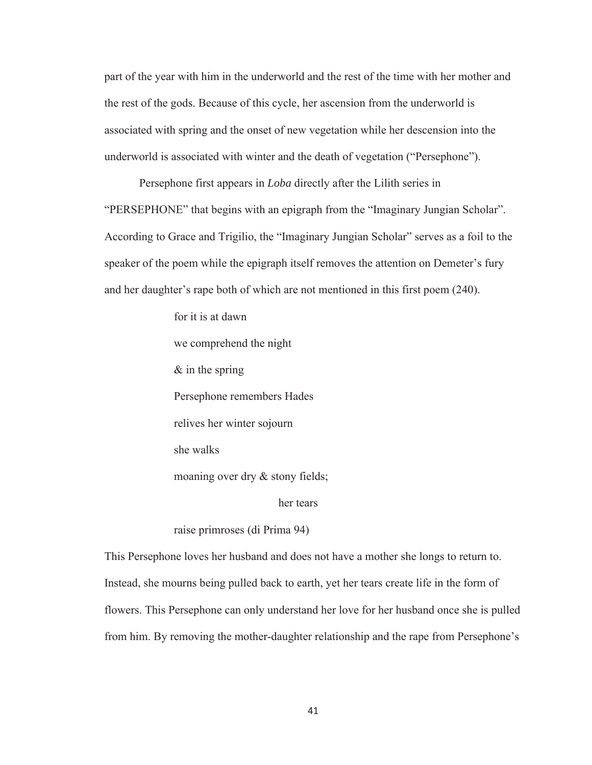part of the year with him in the underworld and the rest of the time with her mother and the rest of the gods. Because of this cycle, her ascension from the underworld is associated with spring and the onset of new vegetation while her descension into the underworld is associated with winter and the death of vegetation ("Persephone").

Persephone first appears in *Loba* directly after the Lilith series in "PERSEPHONE" that begins with an epigraph from the "Imaginary Jungian Scholar". According to Grace and Trigilio, the "Imaginary Jungian Scholar" serves as a foil to the speaker of the poem while the epigraph itself removes the attention on Demeter's fury and her daughter's rape both of which are not mentioned in this first poem (240).

> for it is at dawn
>
> we comprehend the night
>
> & in the spring
>
> Persephone remembers Hades
>
> relives her winter sojourn
>
> she walks
>
> moaning over dry & stony fields;
>
> her tears
>
> raise primroses (di Prima 94)

This Persephone loves her husband and does not have a mother she longs to return to. Instead, she mourns being pulled back to earth, yet her tears create life in the form of flowers. This Persephone can only understand her love for her husband once she is pulled from him. By removing the mother-daughter relationship and the rape from Persephone's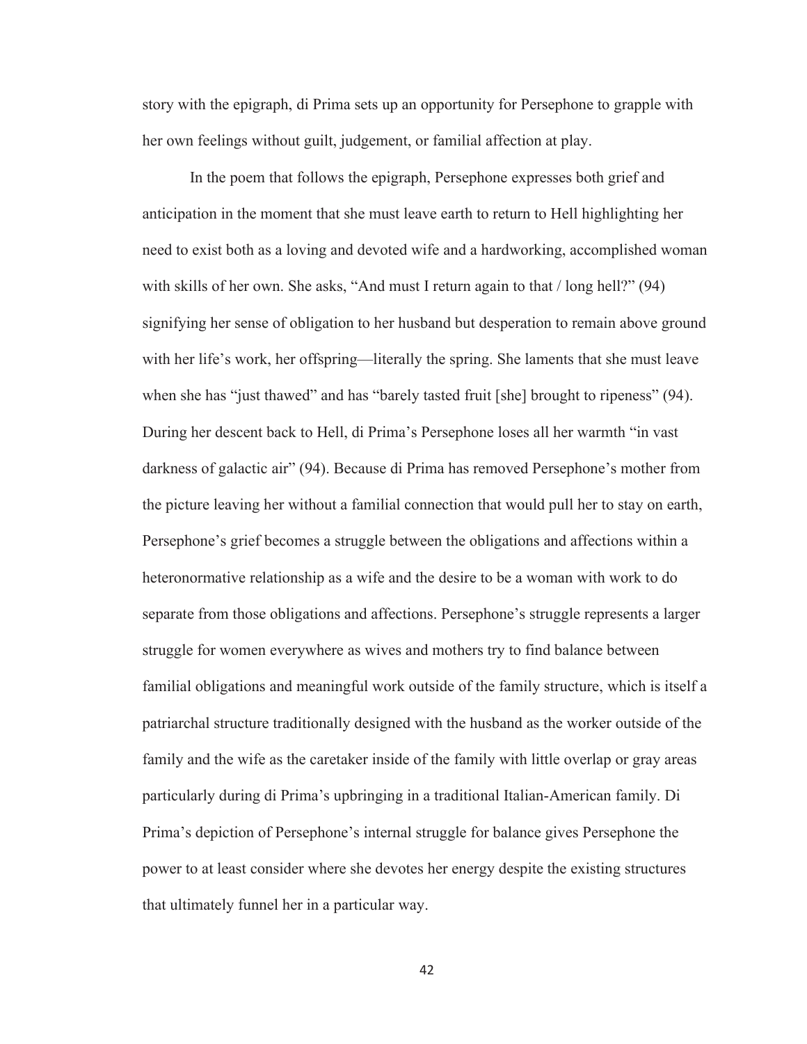story with the epigraph, di Prima sets up an opportunity for Persephone to grapple with her own feelings without guilt, judgement, or familial affection at play.

In the poem that follows the epigraph, Persephone expresses both grief and anticipation in the moment that she must leave earth to return to Hell highlighting her need to exist both as a loving and devoted wife and a hardworking, accomplished woman with skills of her own. She asks, "And must I return again to that / long hell?" (94) signifying her sense of obligation to her husband but desperation to remain above ground with her life's work, her offspring—literally the spring. She laments that she must leave when she has "just thawed" and has "barely tasted fruit [she] brought to ripeness" (94). During her descent back to Hell, di Prima's Persephone loses all her warmth "in vast darkness of galactic air" (94). Because di Prima has removed Persephone's mother from the picture leaving her without a familial connection that would pull her to stay on earth, Persephone's grief becomes a struggle between the obligations and affections within a heteronormative relationship as a wife and the desire to be a woman with work to do separate from those obligations and affections. Persephone's struggle represents a larger struggle for women everywhere as wives and mothers try to find balance between familial obligations and meaningful work outside of the family structure, which is itself a patriarchal structure traditionally designed with the husband as the worker outside of the family and the wife as the caretaker inside of the family with little overlap or gray areas particularly during di Prima's upbringing in a traditional Italian-American family. Di Prima's depiction of Persephone's internal struggle for balance gives Persephone the power to at least consider where she devotes her energy despite the existing structures that ultimately funnel her in a particular way.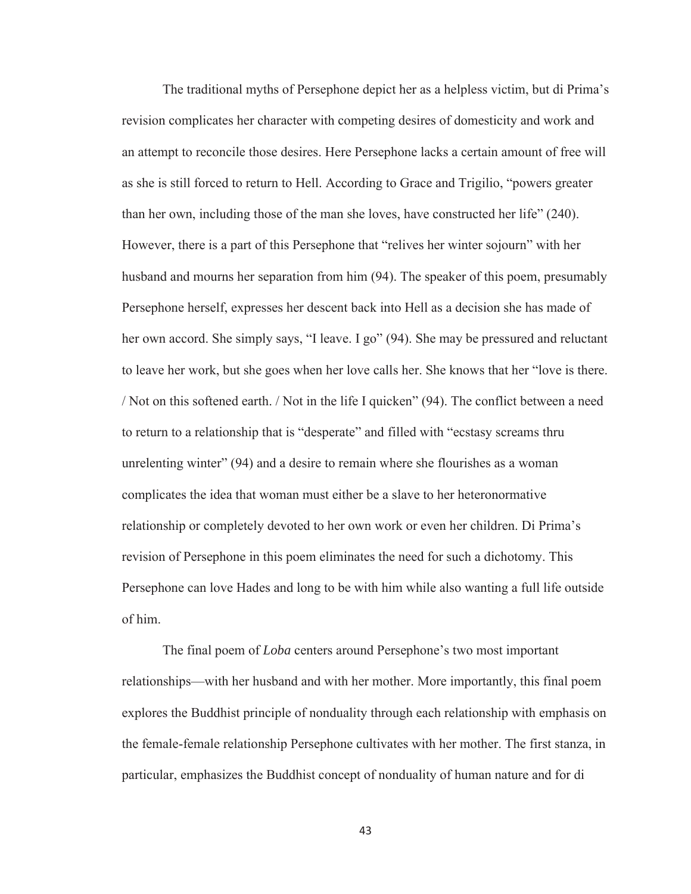The traditional myths of Persephone depict her as a helpless victim, but di Prima's revision complicates her character with competing desires of domesticity and work and an attempt to reconcile those desires. Here Persephone lacks a certain amount of free will as she is still forced to return to Hell. According to Grace and Trigilio, "powers greater than her own, including those of the man she loves, have constructed her life" (240). However, there is a part of this Persephone that "relives her winter sojourn" with her husband and mourns her separation from him (94). The speaker of this poem, presumably Persephone herself, expresses her descent back into Hell as a decision she has made of her own accord. She simply says, "I leave. I go" (94). She may be pressured and reluctant to leave her work, but she goes when her love calls her. She knows that her "love is there. / Not on this softened earth. / Not in the life I quicken" (94). The conflict between a need to return to a relationship that is "desperate" and filled with "ecstasy screams thru unrelenting winter" (94) and a desire to remain where she flourishes as a woman complicates the idea that woman must either be a slave to her heteronormative relationship or completely devoted to her own work or even her children. Di Prima's revision of Persephone in this poem eliminates the need for such a dichotomy. This Persephone can love Hades and long to be with him while also wanting a full life outside of him.

The final poem of *Loba* centers around Persephone's two most important relationships—with her husband and with her mother. More importantly, this final poem explores the Buddhist principle of nonduality through each relationship with emphasis on the female-female relationship Persephone cultivates with her mother. The first stanza, in particular, emphasizes the Buddhist concept of nonduality of human nature and for di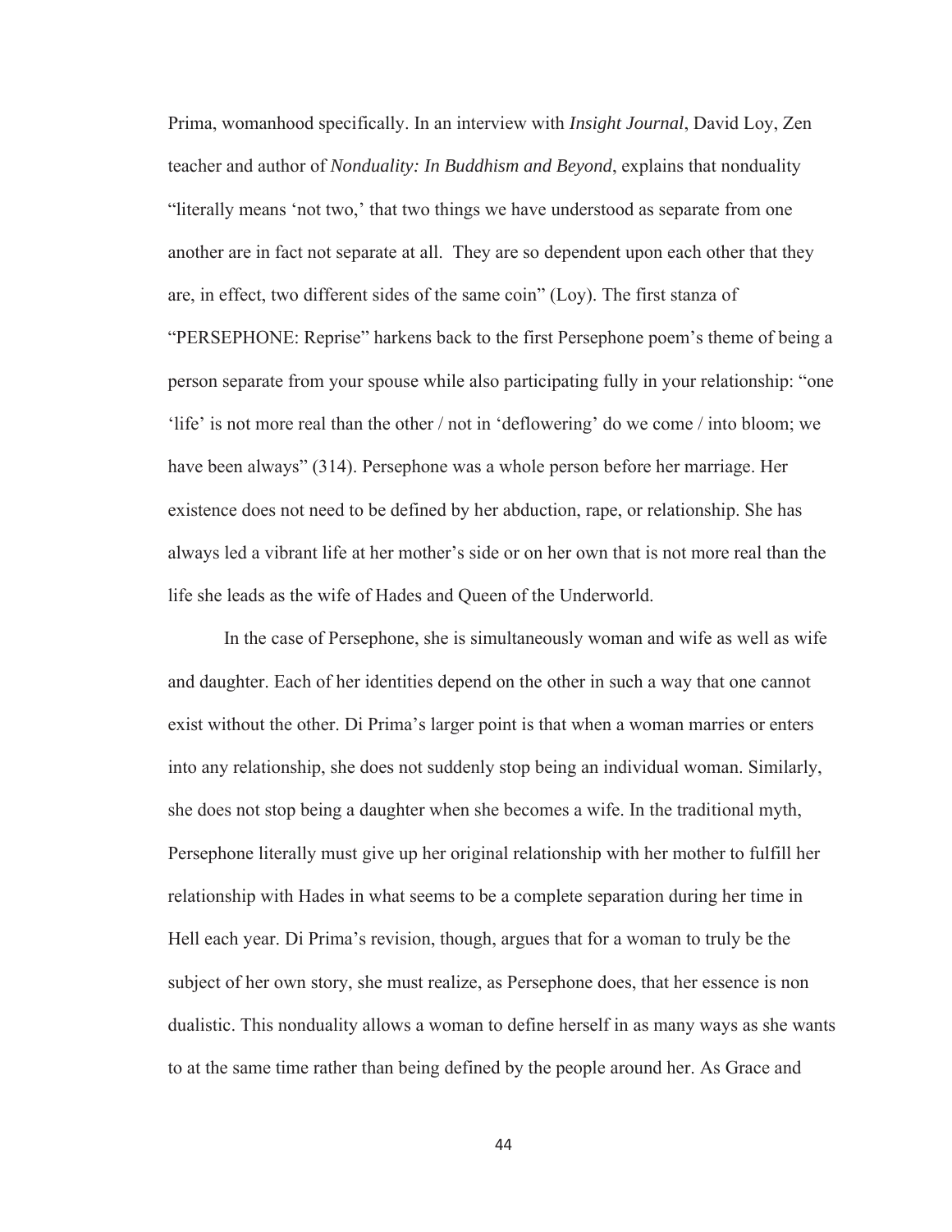Prima, womanhood specifically. In an interview with *Insight Journal*, David Loy, Zen teacher and author of *Nonduality: In Buddhism and Beyond*, explains that nonduality "literally means 'not two,' that two things we have understood as separate from one another are in fact not separate at all. They are so dependent upon each other that they are, in effect, two different sides of the same coin" (Loy). The first stanza of "PERSEPHONE: Reprise" harkens back to the first Persephone poem's theme of being a person separate from your spouse while also participating fully in your relationship: "one 'life' is not more real than the other / not in 'deflowering' do we come / into bloom; we have been always" (314). Persephone was a whole person before her marriage. Her existence does not need to be defined by her abduction, rape, or relationship. She has always led a vibrant life at her mother's side or on her own that is not more real than the life she leads as the wife of Hades and Queen of the Underworld.

In the case of Persephone, she is simultaneously woman and wife as well as wife and daughter. Each of her identities depend on the other in such a way that one cannot exist without the other. Di Prima's larger point is that when a woman marries or enters into any relationship, she does not suddenly stop being an individual woman. Similarly, she does not stop being a daughter when she becomes a wife. In the traditional myth, Persephone literally must give up her original relationship with her mother to fulfill her relationship with Hades in what seems to be a complete separation during her time in Hell each year. Di Prima's revision, though, argues that for a woman to truly be the subject of her own story, she must realize, as Persephone does, that her essence is non dualistic. This nonduality allows a woman to define herself in as many ways as she wants to at the same time rather than being defined by the people around her. As Grace and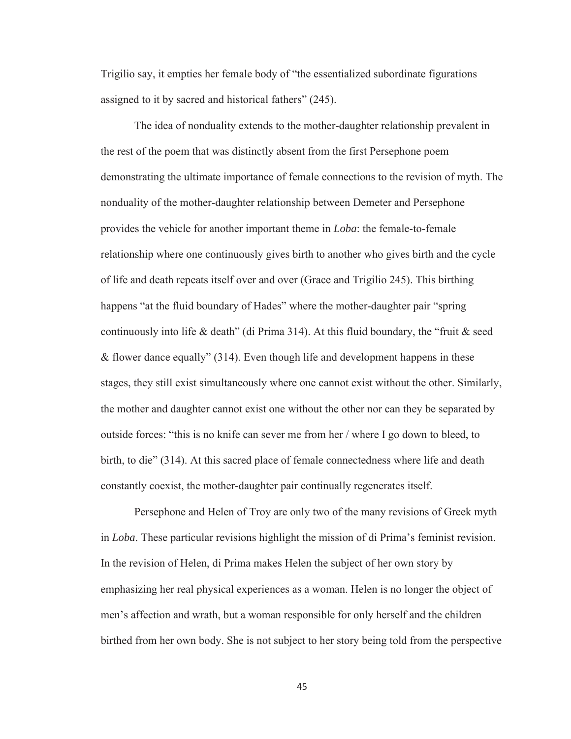Trigilio say, it empties her female body of "the essentialized subordinate figurations assigned to it by sacred and historical fathers" (245).

The idea of nonduality extends to the mother-daughter relationship prevalent in the rest of the poem that was distinctly absent from the first Persephone poem demonstrating the ultimate importance of female connections to the revision of myth. The nonduality of the mother-daughter relationship between Demeter and Persephone provides the vehicle for another important theme in *Loba*: the female-to-female relationship where one continuously gives birth to another who gives birth and the cycle of life and death repeats itself over and over (Grace and Trigilio 245). This birthing happens "at the fluid boundary of Hades" where the mother-daughter pair "spring continuously into life & death" (di Prima 314). At this fluid boundary, the "fruit & seed & flower dance equally" (314). Even though life and development happens in these stages, they still exist simultaneously where one cannot exist without the other. Similarly, the mother and daughter cannot exist one without the other nor can they be separated by outside forces: "this is no knife can sever me from her / where I go down to bleed, to birth, to die" (314). At this sacred place of female connectedness where life and death constantly coexist, the mother-daughter pair continually regenerates itself.

Persephone and Helen of Troy are only two of the many revisions of Greek myth in *Loba*. These particular revisions highlight the mission of di Prima's feminist revision. In the revision of Helen, di Prima makes Helen the subject of her own story by emphasizing her real physical experiences as a woman. Helen is no longer the object of men's affection and wrath, but a woman responsible for only herself and the children birthed from her own body. She is not subject to her story being told from the perspective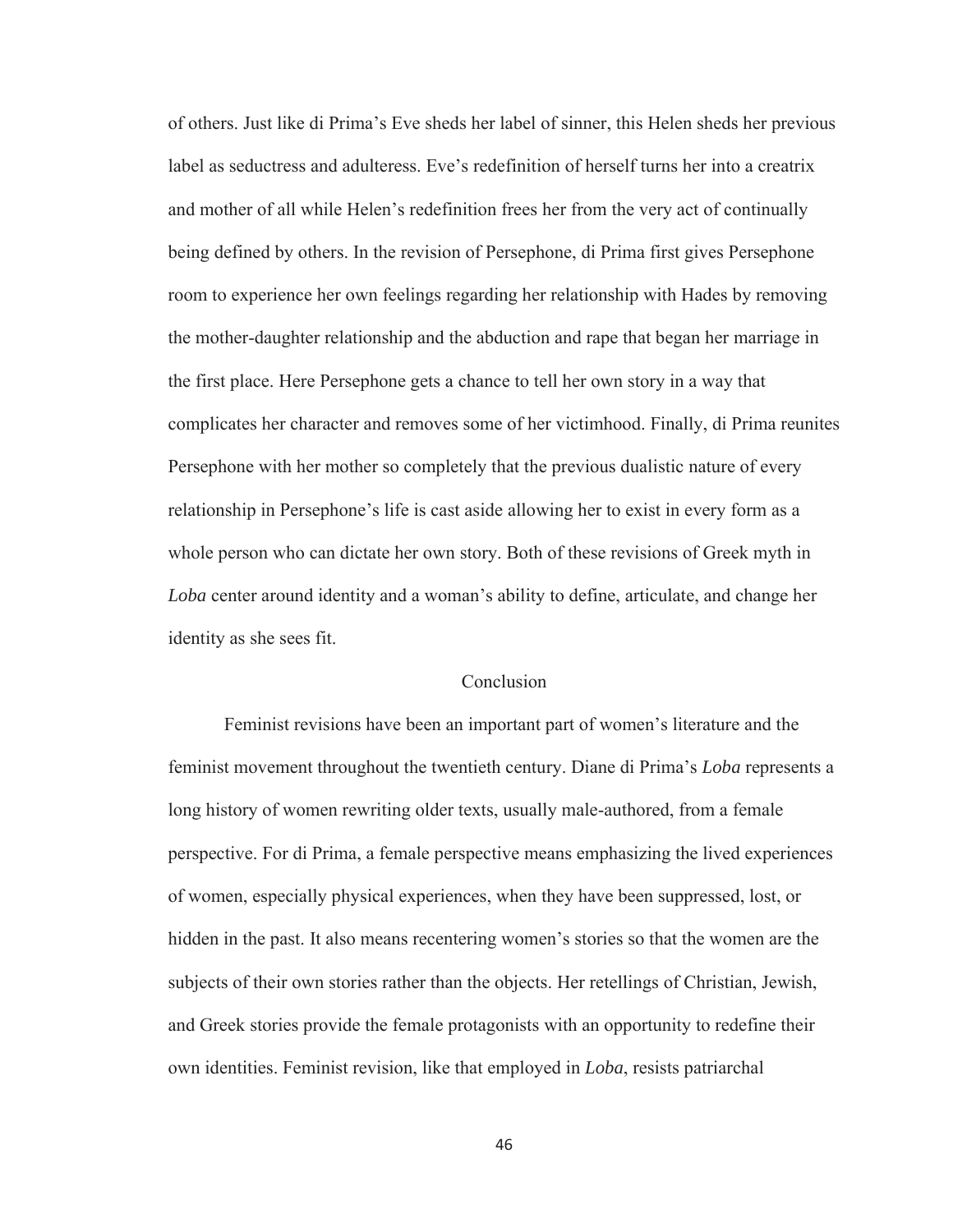of others. Just like di Prima's Eve sheds her label of sinner, this Helen sheds her previous label as seductress and adulteress. Eve's redefinition of herself turns her into a creatrix and mother of all while Helen's redefinition frees her from the very act of continually being defined by others. In the revision of Persephone, di Prima first gives Persephone room to experience her own feelings regarding her relationship with Hades by removing the mother-daughter relationship and the abduction and rape that began her marriage in the first place. Here Persephone gets a chance to tell her own story in a way that complicates her character and removes some of her victimhood. Finally, di Prima reunites Persephone with her mother so completely that the previous dualistic nature of every relationship in Persephone's life is cast aside allowing her to exist in every form as a whole person who can dictate her own story. Both of these revisions of Greek myth in *Loba* center around identity and a woman's ability to define, articulate, and change her identity as she sees fit.

## Conclusion

Feminist revisions have been an important part of women's literature and the feminist movement throughout the twentieth century. Diane di Prima's *Loba* represents a long history of women rewriting older texts, usually male-authored, from a female perspective. For di Prima, a female perspective means emphasizing the lived experiences of women, especially physical experiences, when they have been suppressed, lost, or hidden in the past. It also means recentering women's stories so that the women are the subjects of their own stories rather than the objects. Her retellings of Christian, Jewish, and Greek stories provide the female protagonists with an opportunity to redefine their own identities. Feminist revision, like that employed in *Loba*, resists patriarchal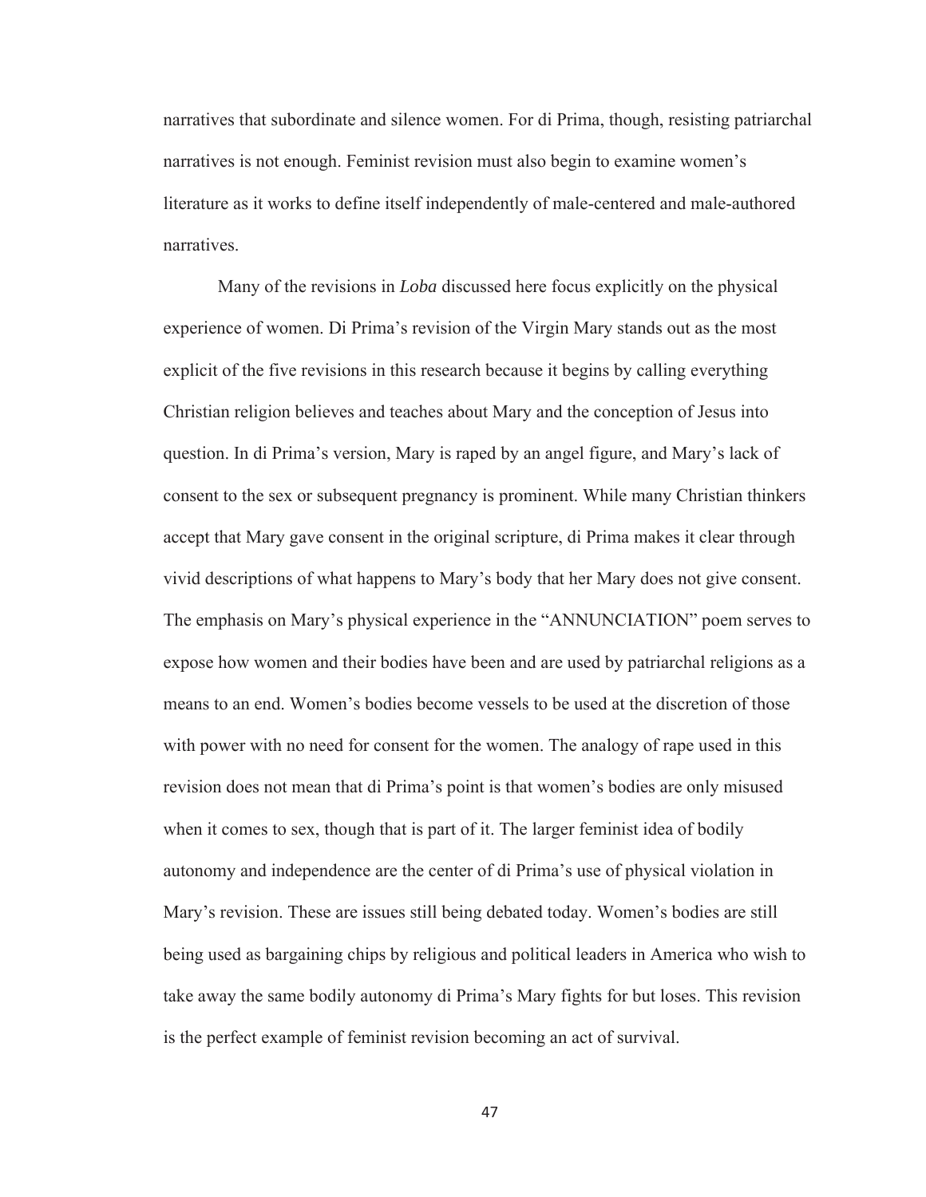narratives that subordinate and silence women. For di Prima, though, resisting patriarchal narratives is not enough. Feminist revision must also begin to examine women's literature as it works to define itself independently of male-centered and male-authored narratives.

Many of the revisions in *Loba* discussed here focus explicitly on the physical experience of women. Di Prima's revision of the Virgin Mary stands out as the most explicit of the five revisions in this research because it begins by calling everything Christian religion believes and teaches about Mary and the conception of Jesus into question. In di Prima's version, Mary is raped by an angel figure, and Mary's lack of consent to the sex or subsequent pregnancy is prominent. While many Christian thinkers accept that Mary gave consent in the original scripture, di Prima makes it clear through vivid descriptions of what happens to Mary's body that her Mary does not give consent. The emphasis on Mary's physical experience in the "ANNUNCIATION" poem serves to expose how women and their bodies have been and are used by patriarchal religions as a means to an end. Women's bodies become vessels to be used at the discretion of those with power with no need for consent for the women. The analogy of rape used in this revision does not mean that di Prima's point is that women's bodies are only misused when it comes to sex, though that is part of it. The larger feminist idea of bodily autonomy and independence are the center of di Prima's use of physical violation in Mary's revision. These are issues still being debated today. Women's bodies are still being used as bargaining chips by religious and political leaders in America who wish to take away the same bodily autonomy di Prima's Mary fights for but loses. This revision is the perfect example of feminist revision becoming an act of survival.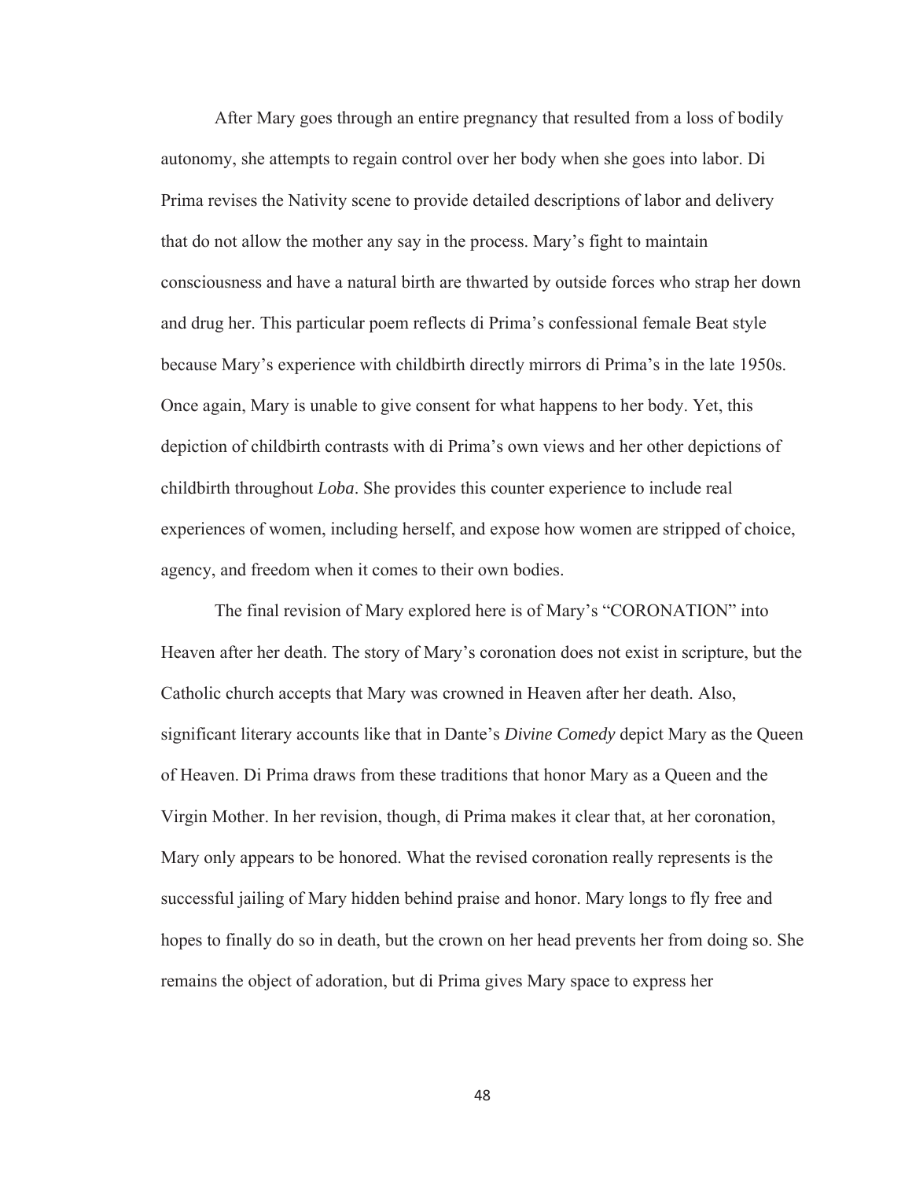After Mary goes through an entire pregnancy that resulted from a loss of bodily autonomy, she attempts to regain control over her body when she goes into labor. Di Prima revises the Nativity scene to provide detailed descriptions of labor and delivery that do not allow the mother any say in the process. Mary's fight to maintain consciousness and have a natural birth are thwarted by outside forces who strap her down and drug her. This particular poem reflects di Prima's confessional female Beat style because Mary's experience with childbirth directly mirrors di Prima's in the late 1950s. Once again, Mary is unable to give consent for what happens to her body. Yet, this depiction of childbirth contrasts with di Prima's own views and her other depictions of childbirth throughout *Loba*. She provides this counter experience to include real experiences of women, including herself, and expose how women are stripped of choice, agency, and freedom when it comes to their own bodies.

The final revision of Mary explored here is of Mary's "CORONATION" into Heaven after her death. The story of Mary's coronation does not exist in scripture, but the Catholic church accepts that Mary was crowned in Heaven after her death. Also, significant literary accounts like that in Dante's *Divine Comedy* depict Mary as the Queen of Heaven. Di Prima draws from these traditions that honor Mary as a Queen and the Virgin Mother. In her revision, though, di Prima makes it clear that, at her coronation, Mary only appears to be honored. What the revised coronation really represents is the successful jailing of Mary hidden behind praise and honor. Mary longs to fly free and hopes to finally do so in death, but the crown on her head prevents her from doing so. She remains the object of adoration, but di Prima gives Mary space to express her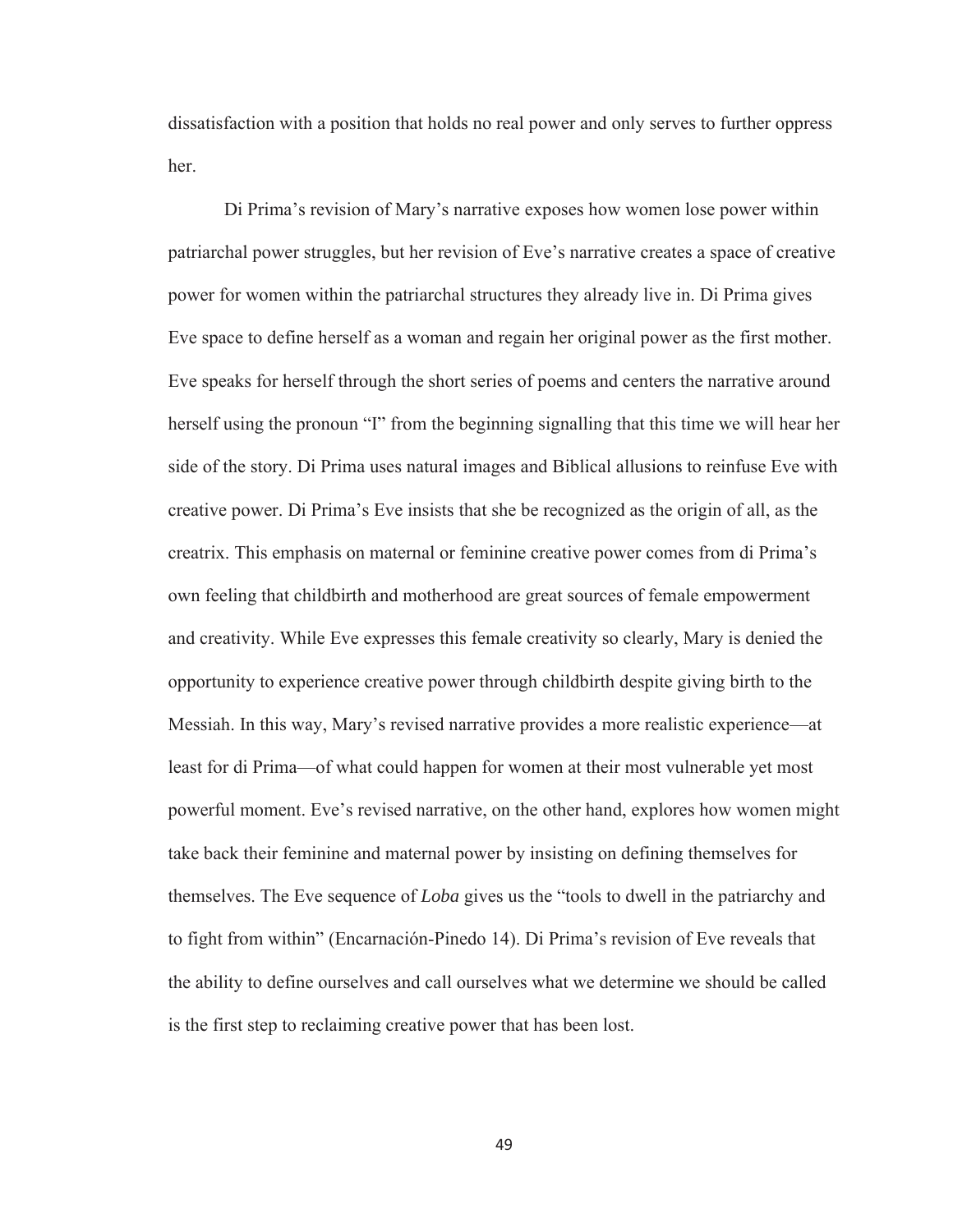dissatisfaction with a position that holds no real power and only serves to further oppress her.

Di Prima's revision of Mary's narrative exposes how women lose power within patriarchal power struggles, but her revision of Eve's narrative creates a space of creative power for women within the patriarchal structures they already live in. Di Prima gives Eve space to define herself as a woman and regain her original power as the first mother. Eve speaks for herself through the short series of poems and centers the narrative around herself using the pronoun "I" from the beginning signalling that this time we will hear her side of the story. Di Prima uses natural images and Biblical allusions to reinfuse Eve with creative power. Di Prima's Eve insists that she be recognized as the origin of all, as the creatrix. This emphasis on maternal or feminine creative power comes from di Prima's own feeling that childbirth and motherhood are great sources of female empowerment and creativity. While Eve expresses this female creativity so clearly, Mary is denied the opportunity to experience creative power through childbirth despite giving birth to the Messiah. In this way, Mary's revised narrative provides a more realistic experience—at least for di Prima—of what could happen for women at their most vulnerable yet most powerful moment. Eve's revised narrative, on the other hand, explores how women might take back their feminine and maternal power by insisting on defining themselves for themselves. The Eve sequence of *Loba* gives us the "tools to dwell in the patriarchy and to fight from within" (Encarnación-Pinedo 14). Di Prima's revision of Eve reveals that the ability to define ourselves and call ourselves what we determine we should be called is the first step to reclaiming creative power that has been lost.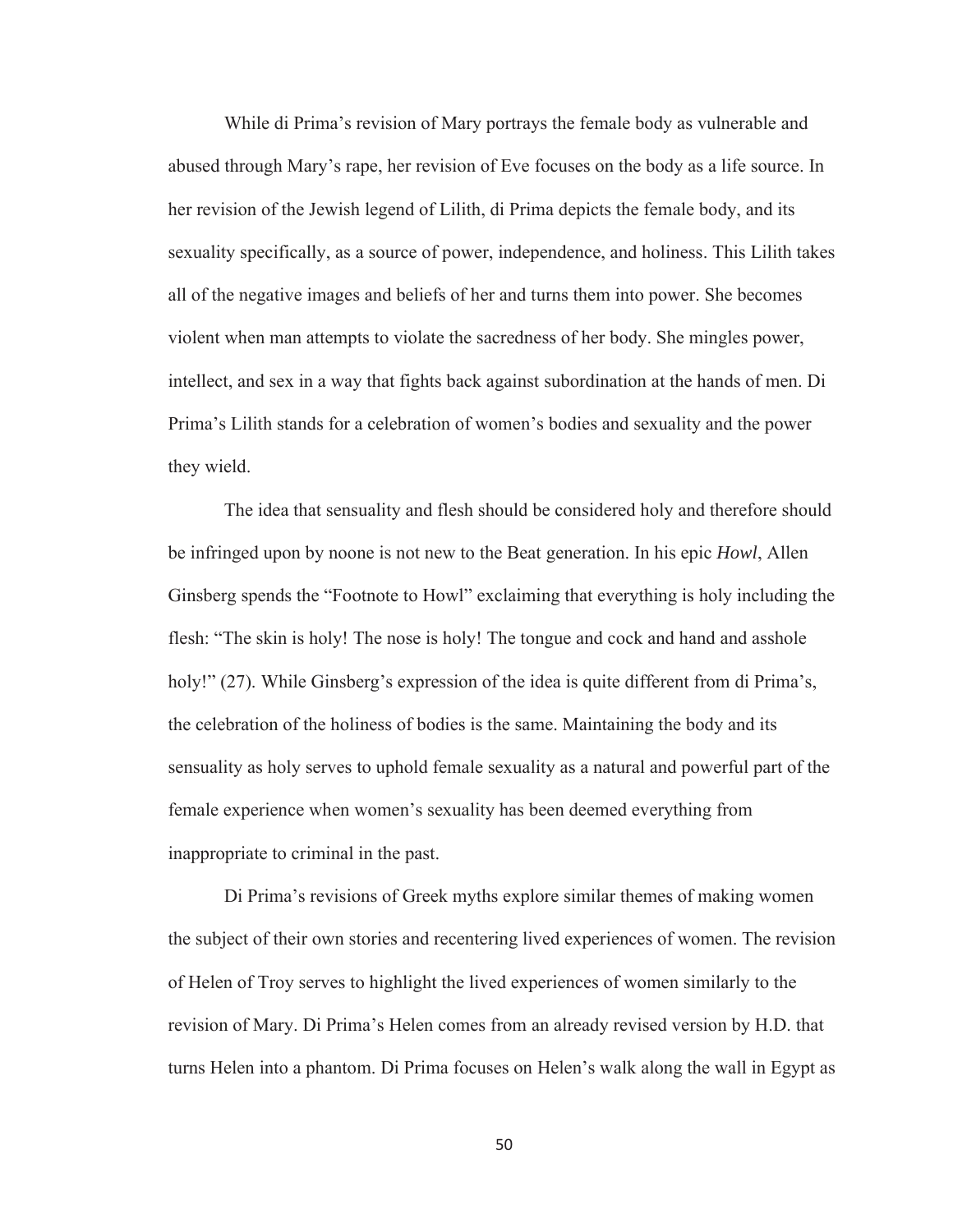While di Prima's revision of Mary portrays the female body as vulnerable and abused through Mary's rape, her revision of Eve focuses on the body as a life source. In her revision of the Jewish legend of Lilith, di Prima depicts the female body, and its sexuality specifically, as a source of power, independence, and holiness. This Lilith takes all of the negative images and beliefs of her and turns them into power. She becomes violent when man attempts to violate the sacredness of her body. She mingles power, intellect, and sex in a way that fights back against subordination at the hands of men. Di Prima's Lilith stands for a celebration of women's bodies and sexuality and the power they wield.

The idea that sensuality and flesh should be considered holy and therefore should be infringed upon by noone is not new to the Beat generation. In his epic *Howl*, Allen Ginsberg spends the "Footnote to Howl" exclaiming that everything is holy including the flesh: "The skin is holy! The nose is holy! The tongue and cock and hand and asshole holy!" (27). While Ginsberg's expression of the idea is quite different from di Prima's, the celebration of the holiness of bodies is the same. Maintaining the body and its sensuality as holy serves to uphold female sexuality as a natural and powerful part of the female experience when women's sexuality has been deemed everything from inappropriate to criminal in the past.

Di Prima's revisions of Greek myths explore similar themes of making women the subject of their own stories and recentering lived experiences of women. The revision of Helen of Troy serves to highlight the lived experiences of women similarly to the revision of Mary. Di Prima's Helen comes from an already revised version by H.D. that turns Helen into a phantom. Di Prima focuses on Helen's walk along the wall in Egypt as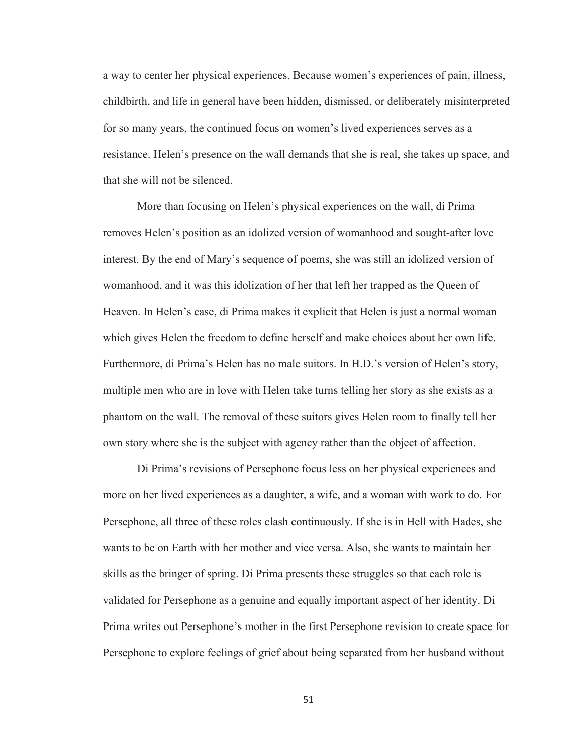a way to center her physical experiences. Because women's experiences of pain, illness, childbirth, and life in general have been hidden, dismissed, or deliberately misinterpreted for so many years, the continued focus on women's lived experiences serves as a resistance. Helen's presence on the wall demands that she is real, she takes up space, and that she will not be silenced.

More than focusing on Helen's physical experiences on the wall, di Prima removes Helen's position as an idolized version of womanhood and sought-after love interest. By the end of Mary's sequence of poems, she was still an idolized version of womanhood, and it was this idolization of her that left her trapped as the Queen of Heaven. In Helen's case, di Prima makes it explicit that Helen is just a normal woman which gives Helen the freedom to define herself and make choices about her own life. Furthermore, di Prima's Helen has no male suitors. In H.D.'s version of Helen's story, multiple men who are in love with Helen take turns telling her story as she exists as a phantom on the wall. The removal of these suitors gives Helen room to finally tell her own story where she is the subject with agency rather than the object of affection.

Di Prima's revisions of Persephone focus less on her physical experiences and more on her lived experiences as a daughter, a wife, and a woman with work to do. For Persephone, all three of these roles clash continuously. If she is in Hell with Hades, she wants to be on Earth with her mother and vice versa. Also, she wants to maintain her skills as the bringer of spring. Di Prima presents these struggles so that each role is validated for Persephone as a genuine and equally important aspect of her identity. Di Prima writes out Persephone's mother in the first Persephone revision to create space for Persephone to explore feelings of grief about being separated from her husband without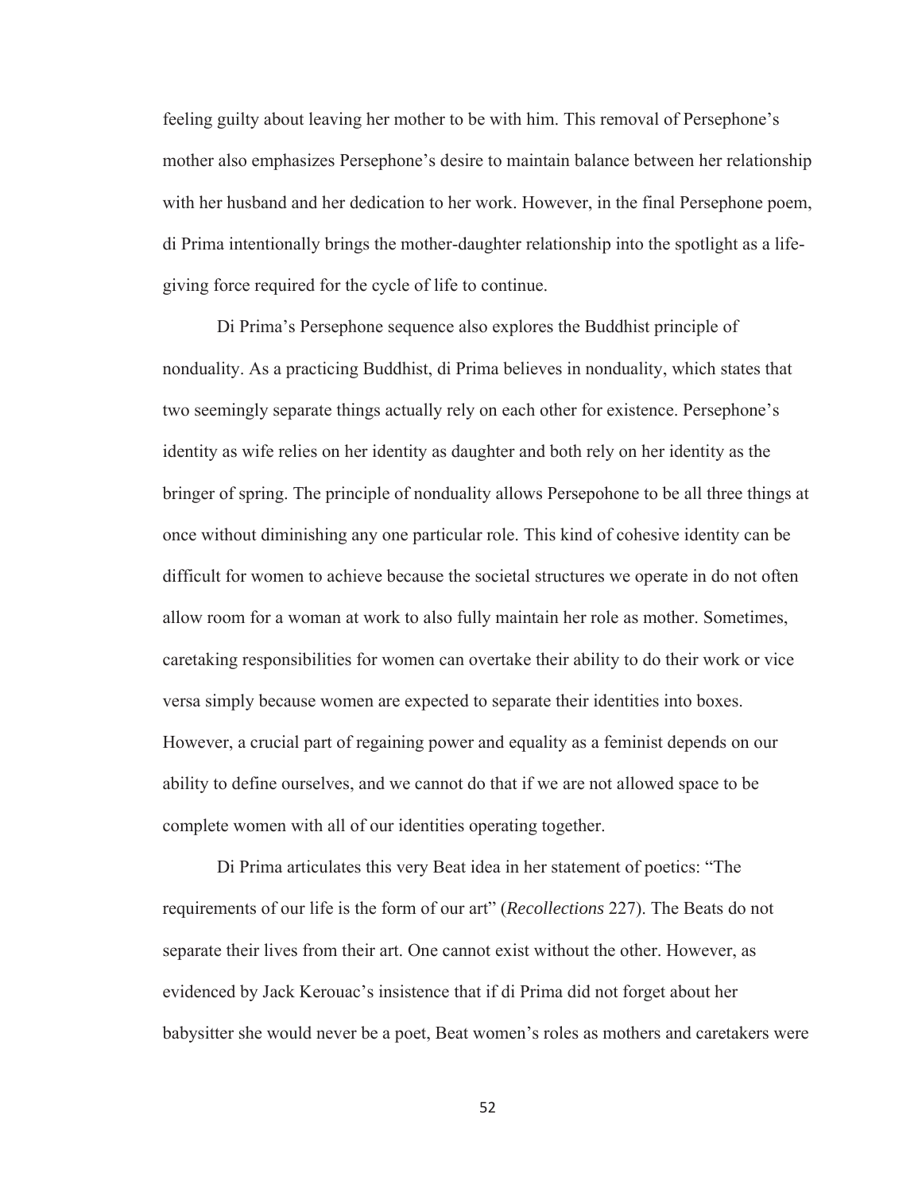feeling guilty about leaving her mother to be with him. This removal of Persephone's mother also emphasizes Persephone's desire to maintain balance between her relationship with her husband and her dedication to her work. However, in the final Persephone poem, di Prima intentionally brings the mother-daughter relationship into the spotlight as a life-giving force required for the cycle of life to continue.

Di Prima's Persephone sequence also explores the Buddhist principle of nonduality. As a practicing Buddhist, di Prima believes in nonduality, which states that two seemingly separate things actually rely on each other for existence. Persephone's identity as wife relies on her identity as daughter and both rely on her identity as the bringer of spring. The principle of nonduality allows Persepohone to be all three things at once without diminishing any one particular role. This kind of cohesive identity can be difficult for women to achieve because the societal structures we operate in do not often allow room for a woman at work to also fully maintain her role as mother. Sometimes, caretaking responsibilities for women can overtake their ability to do their work or vice versa simply because women are expected to separate their identities into boxes. However, a crucial part of regaining power and equality as a feminist depends on our ability to define ourselves, and we cannot do that if we are not allowed space to be complete women with all of our identities operating together.

Di Prima articulates this very Beat idea in her statement of poetics: "The requirements of our life is the form of our art" (*Recollections* 227). The Beats do not separate their lives from their art. One cannot exist without the other. However, as evidenced by Jack Kerouac's insistence that if di Prima did not forget about her babysitter she would never be a poet, Beat women's roles as mothers and caretakers were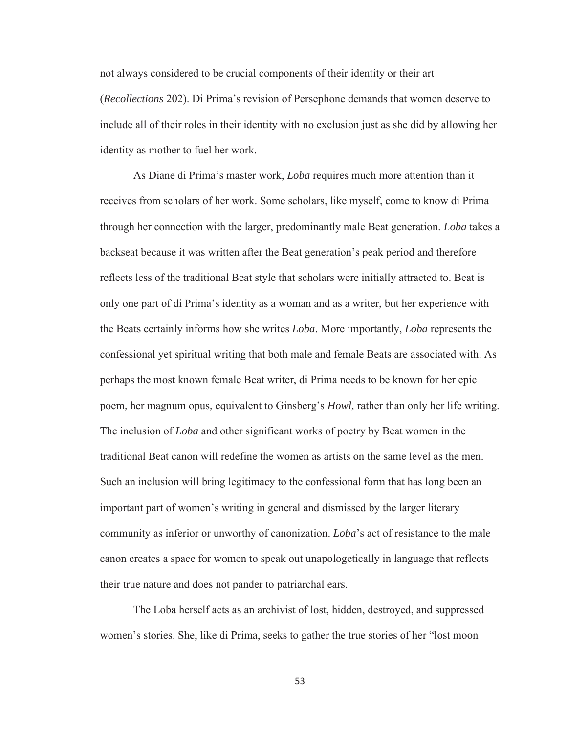not always considered to be crucial components of their identity or their art (*Recollections* 202). Di Prima's revision of Persephone demands that women deserve to include all of their roles in their identity with no exclusion just as she did by allowing her identity as mother to fuel her work.

As Diane di Prima's master work, *Loba* requires much more attention than it receives from scholars of her work. Some scholars, like myself, come to know di Prima through her connection with the larger, predominantly male Beat generation. *Loba* takes a backseat because it was written after the Beat generation's peak period and therefore reflects less of the traditional Beat style that scholars were initially attracted to. Beat is only one part of di Prima's identity as a woman and as a writer, but her experience with the Beats certainly informs how she writes *Loba*. More importantly, *Loba* represents the confessional yet spiritual writing that both male and female Beats are associated with. As perhaps the most known female Beat writer, di Prima needs to be known for her epic poem, her magnum opus, equivalent to Ginsberg's *Howl,* rather than only her life writing. The inclusion of *Loba* and other significant works of poetry by Beat women in the traditional Beat canon will redefine the women as artists on the same level as the men. Such an inclusion will bring legitimacy to the confessional form that has long been an important part of women's writing in general and dismissed by the larger literary community as inferior or unworthy of canonization. *Loba*'s act of resistance to the male canon creates a space for women to speak out unapologetically in language that reflects their true nature and does not pander to patriarchal ears.

The Loba herself acts as an archivist of lost, hidden, destroyed, and suppressed women's stories. She, like di Prima, seeks to gather the true stories of her "lost moon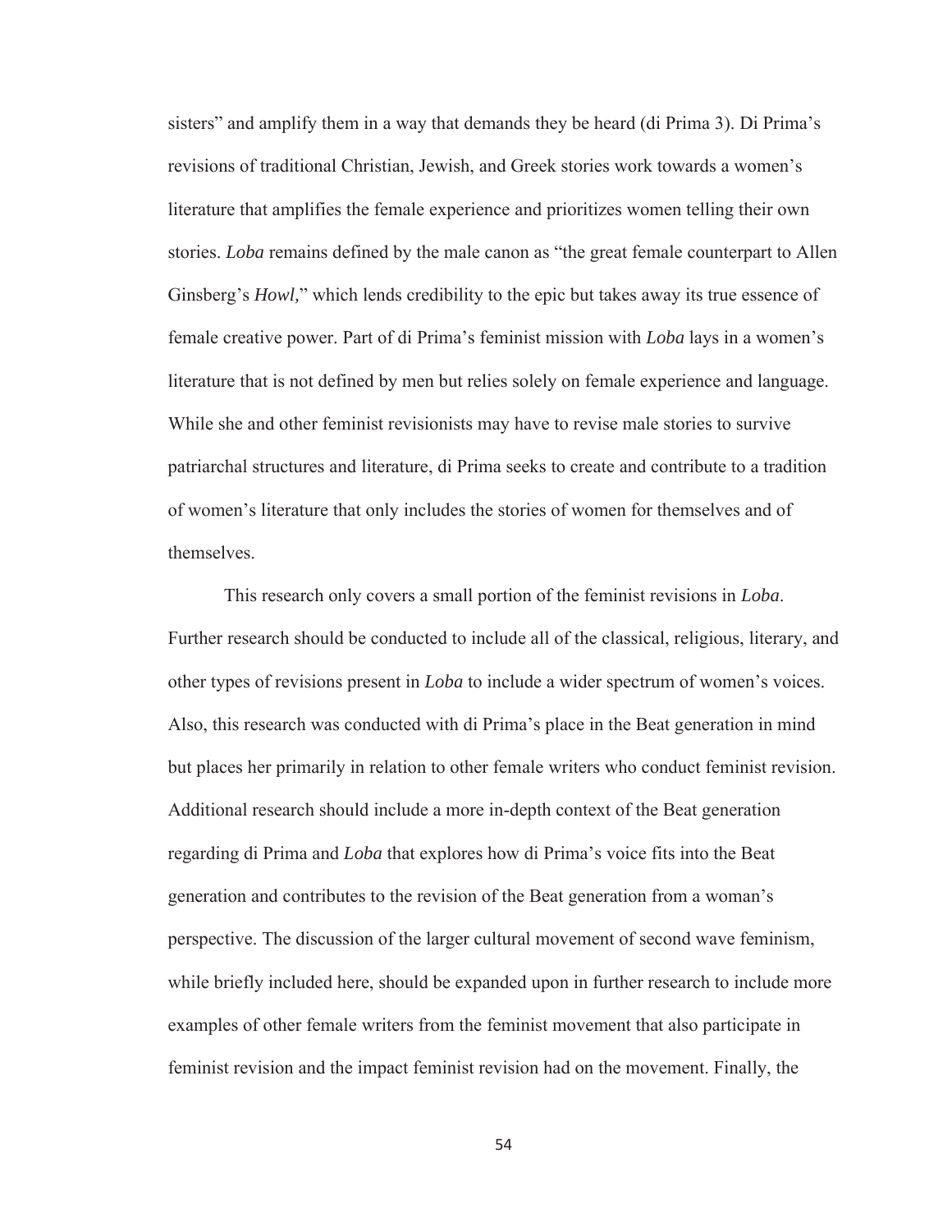sisters" and amplify them in a way that demands they be heard (di Prima 3). Di Prima's revisions of traditional Christian, Jewish, and Greek stories work towards a women's literature that amplifies the female experience and prioritizes women telling their own stories. *Loba* remains defined by the male canon as "the great female counterpart to Allen Ginsberg's *Howl,*" which lends credibility to the epic but takes away its true essence of female creative power. Part of di Prima's feminist mission with *Loba* lays in a women's literature that is not defined by men but relies solely on female experience and language. While she and other feminist revisionists may have to revise male stories to survive patriarchal structures and literature, di Prima seeks to create and contribute to a tradition of women's literature that only includes the stories of women for themselves and of themselves.

This research only covers a small portion of the feminist revisions in *Loba*. Further research should be conducted to include all of the classical, religious, literary, and other types of revisions present in *Loba* to include a wider spectrum of women's voices. Also, this research was conducted with di Prima's place in the Beat generation in mind but places her primarily in relation to other female writers who conduct feminist revision. Additional research should include a more in-depth context of the Beat generation regarding di Prima and *Loba* that explores how di Prima's voice fits into the Beat generation and contributes to the revision of the Beat generation from a woman's perspective. The discussion of the larger cultural movement of second wave feminism, while briefly included here, should be expanded upon in further research to include more examples of other female writers from the feminist movement that also participate in feminist revision and the impact feminist revision had on the movement. Finally, the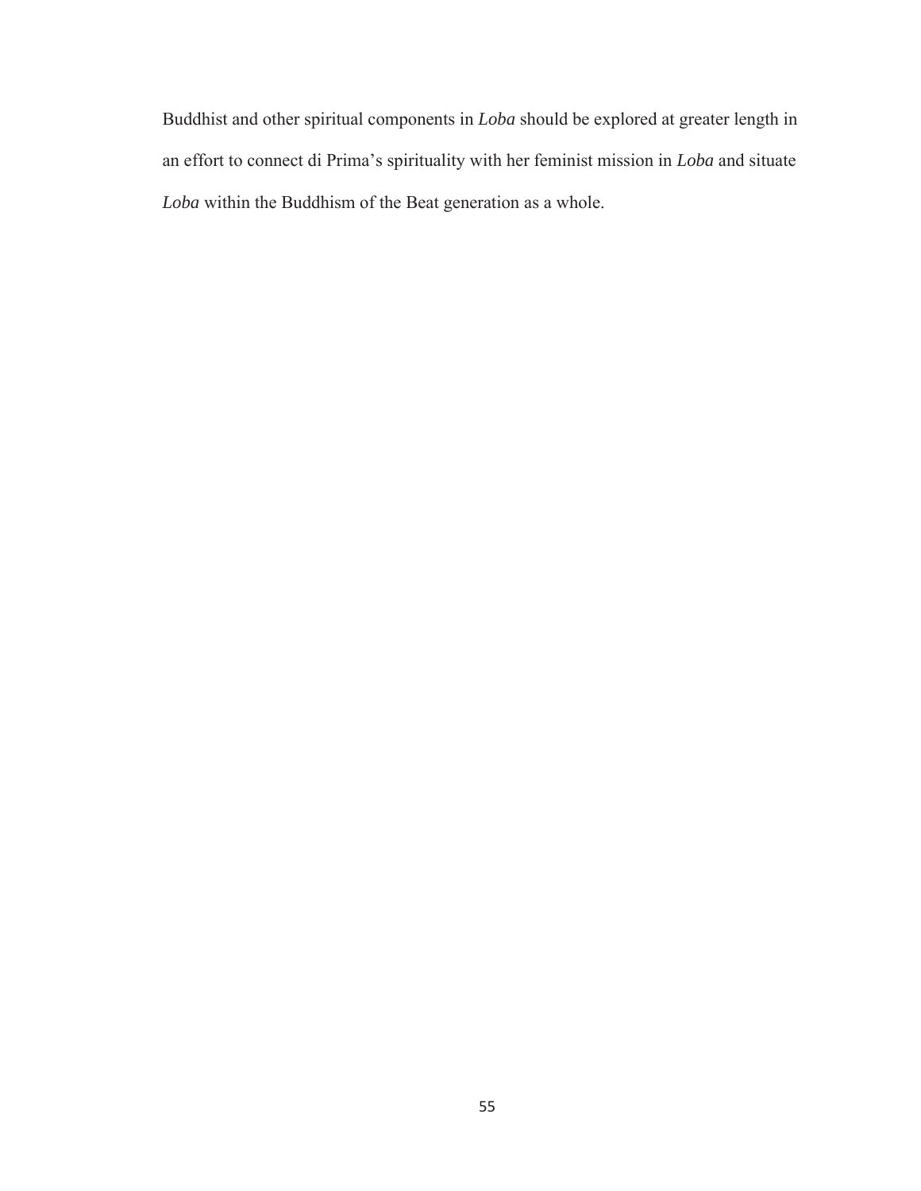Buddhist and other spiritual components in *Loba* should be explored at greater length in an effort to connect di Prima's spirituality with her feminist mission in *Loba* and situate *Loba* within the Buddhism of the Beat generation as a whole.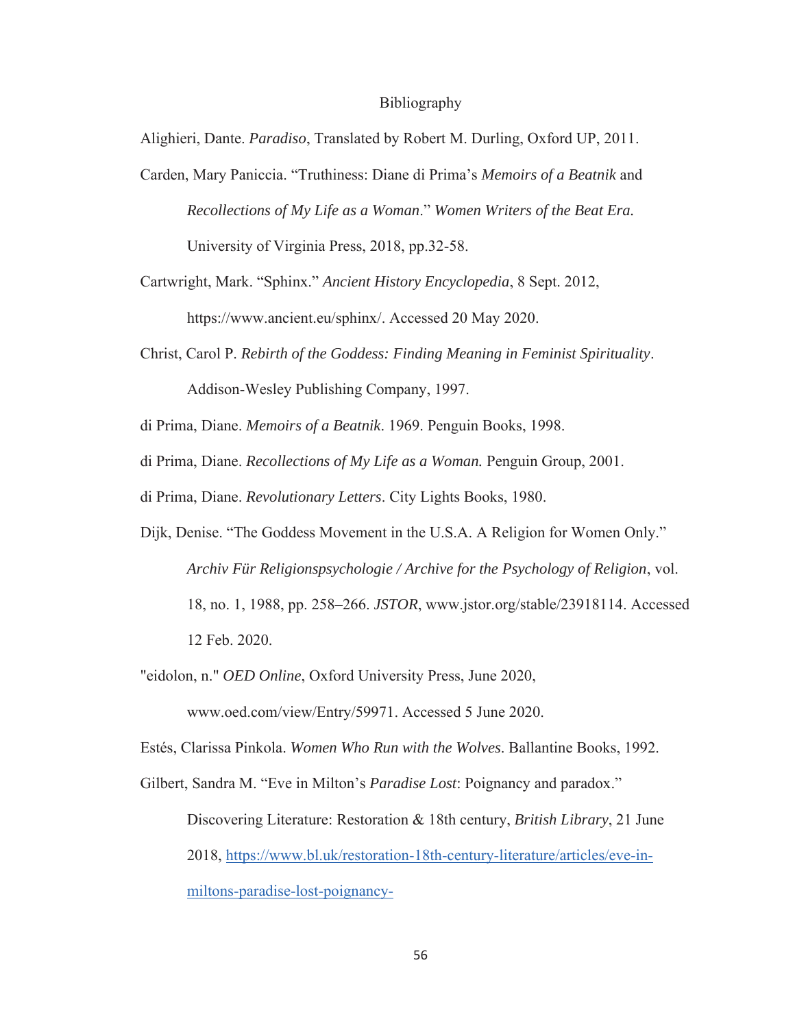# Bibliography

Alighieri, Dante. *Paradiso*, Translated by Robert M. Durling, Oxford UP, 2011.

Carden, Mary Paniccia. "Truthiness: Diane di Prima's *Memoirs of a Beatnik* and *Recollections of My Life as a Woman*." *Women Writers of the Beat Era.* University of Virginia Press, 2018, pp.32-58.

Cartwright, Mark. "Sphinx." *Ancient History Encyclopedia*, 8 Sept. 2012, https://www.ancient.eu/sphinx/. Accessed 20 May 2020.

Christ, Carol P. *Rebirth of the Goddess: Finding Meaning in Feminist Spirituality*. Addison-Wesley Publishing Company, 1997.

di Prima, Diane. *Memoirs of a Beatnik*. 1969. Penguin Books, 1998.

di Prima, Diane. *Recollections of My Life as a Woman.* Penguin Group, 2001.

di Prima, Diane. *Revolutionary Letters*. City Lights Books, 1980.

Dijk, Denise. "The Goddess Movement in the U.S.A. A Religion for Women Only." *Archiv Für Religionspsychologie / Archive for the Psychology of Religion*, vol. 18, no. 1, 1988, pp. 258–266. *JSTOR*, www.jstor.org/stable/23918114. Accessed 12 Feb. 2020.

"eidolon, n." *OED Online*, Oxford University Press, June 2020, www.oed.com/view/Entry/59971. Accessed 5 June 2020.

Estés, Clarissa Pinkola. *Women Who Run with the Wolves*. Ballantine Books, 1992.

Gilbert, Sandra M. "Eve in Milton's *Paradise Lost*: Poignancy and paradox." Discovering Literature: Restoration & 18th century, *British Library*, 21 June 2018, https://www.bl.uk/restoration-18th-century-literature/articles/eve-in-miltons-paradise-lost-poignancy-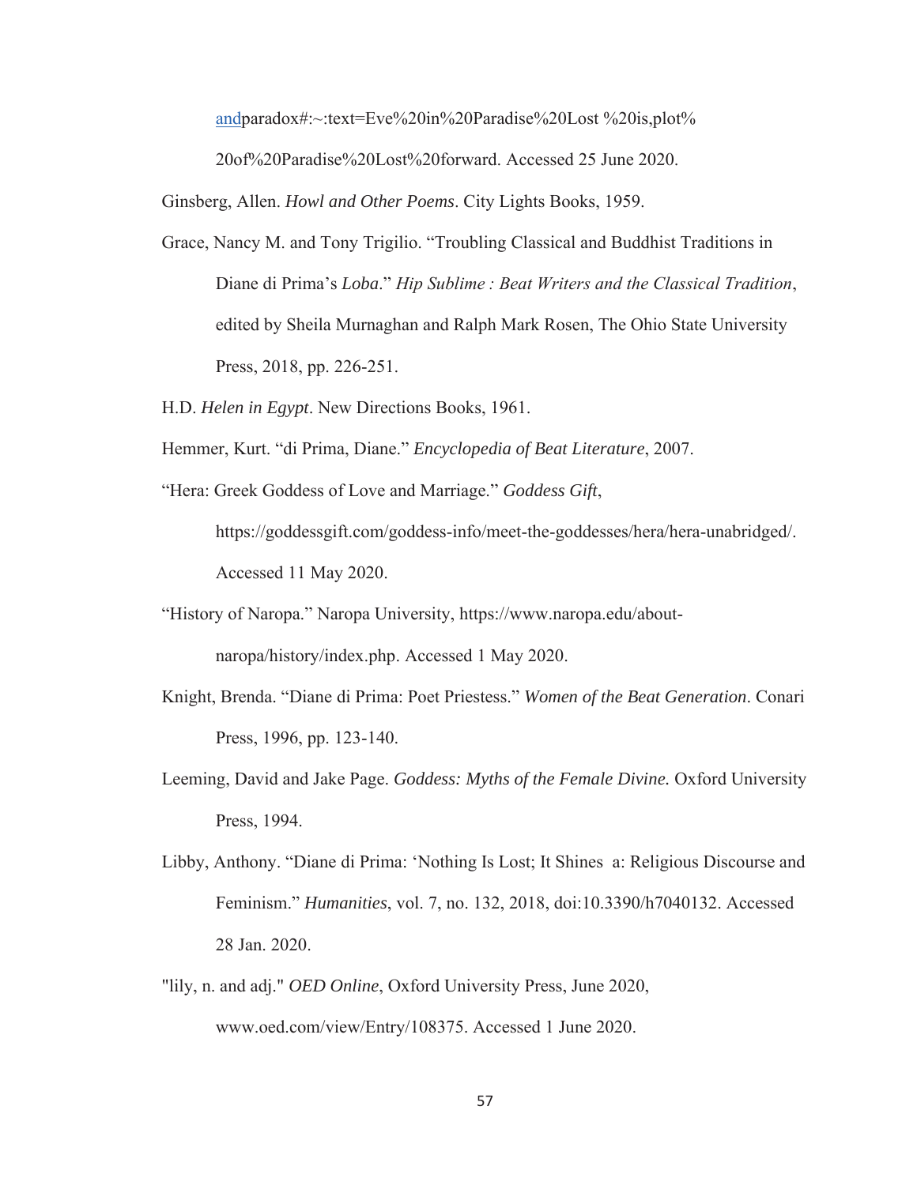andparadox#:~:text=Eve%20in%20Paradise%20Lost %20is,plot%20of%20Paradise%20Lost%20forward. Accessed 25 June 2020.

Ginsberg, Allen. *Howl and Other Poems*. City Lights Books, 1959.

Grace, Nancy M. and Tony Trigilio. "Troubling Classical and Buddhist Traditions in Diane di Prima's *Loba*." *Hip Sublime : Beat Writers and the Classical Tradition*, edited by Sheila Murnaghan and Ralph Mark Rosen, The Ohio State University Press, 2018, pp. 226-251.

H.D. *Helen in Egypt*. New Directions Books, 1961.

Hemmer, Kurt. "di Prima, Diane." *Encyclopedia of Beat Literature*, 2007.

"Hera: Greek Goddess of Love and Marriage." *Goddess Gift*, https://goddessgift.com/goddess-info/meet-the-goddesses/hera/hera-unabridged/. Accessed 11 May 2020.

"History of Naropa." Naropa University, https://www.naropa.edu/about-naropa/history/index.php. Accessed 1 May 2020.

Knight, Brenda. "Diane di Prima: Poet Priestess." *Women of the Beat Generation*. Conari Press, 1996, pp. 123-140.

Leeming, David and Jake Page. *Goddess: Myths of the Female Divine.* Oxford University Press, 1994.

Libby, Anthony. "Diane di Prima: 'Nothing Is Lost; It Shines a: Religious Discourse and Feminism." *Humanities*, vol. 7, no. 132, 2018, doi:10.3390/h7040132. Accessed 28 Jan. 2020.

"lily, n. and adj." *OED Online*, Oxford University Press, June 2020, www.oed.com/view/Entry/108375. Accessed 1 June 2020.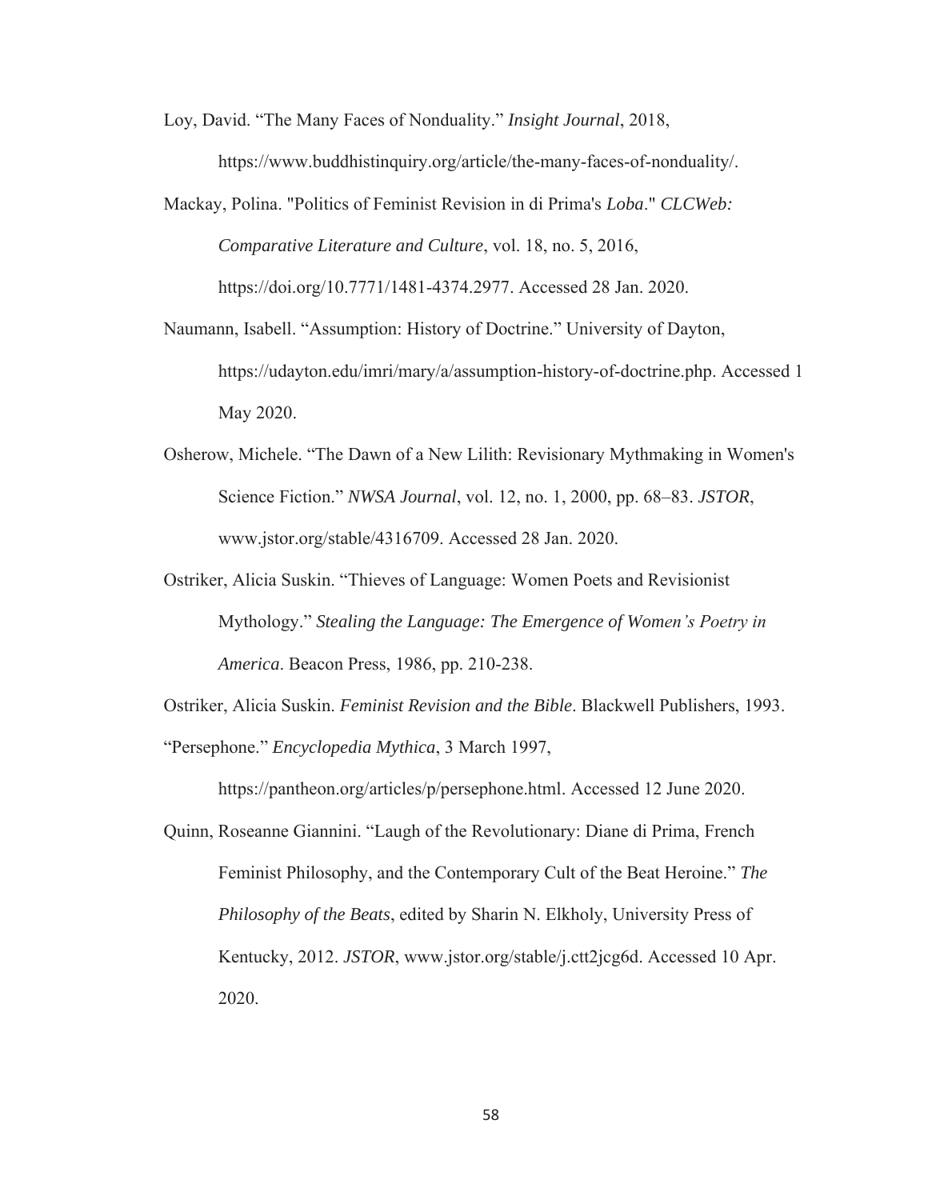Loy, David. "The Many Faces of Nonduality." *Insight Journal*, 2018, https://www.buddhistinquiry.org/article/the-many-faces-of-nonduality/.

Mackay, Polina. "Politics of Feminist Revision in di Prima's *Loba*." *CLCWeb: Comparative Literature and Culture*, vol. 18, no. 5, 2016, https://doi.org/10.7771/1481-4374.2977. Accessed 28 Jan. 2020.

Naumann, Isabell. "Assumption: History of Doctrine." University of Dayton, https://udayton.edu/imri/mary/a/assumption-history-of-doctrine.php. Accessed 1 May 2020.

Osherow, Michele. "The Dawn of a New Lilith: Revisionary Mythmaking in Women's Science Fiction." *NWSA Journal*, vol. 12, no. 1, 2000, pp. 68–83. *JSTOR*, www.jstor.org/stable/4316709. Accessed 28 Jan. 2020.

Ostriker, Alicia Suskin. "Thieves of Language: Women Poets and Revisionist Mythology." *Stealing the Language: The Emergence of Women's Poetry in America*. Beacon Press, 1986, pp. 210-238.

Ostriker, Alicia Suskin. *Feminist Revision and the Bible*. Blackwell Publishers, 1993.

"Persephone." *Encyclopedia Mythica*, 3 March 1997, https://pantheon.org/articles/p/persephone.html. Accessed 12 June 2020.

Quinn, Roseanne Giannini. "Laugh of the Revolutionary: Diane di Prima, French Feminist Philosophy, and the Contemporary Cult of the Beat Heroine." *The Philosophy of the Beats*, edited by Sharin N. Elkholy, University Press of Kentucky, 2012. *JSTOR*, www.jstor.org/stable/j.ctt2jcg6d. Accessed 10 Apr. 2020.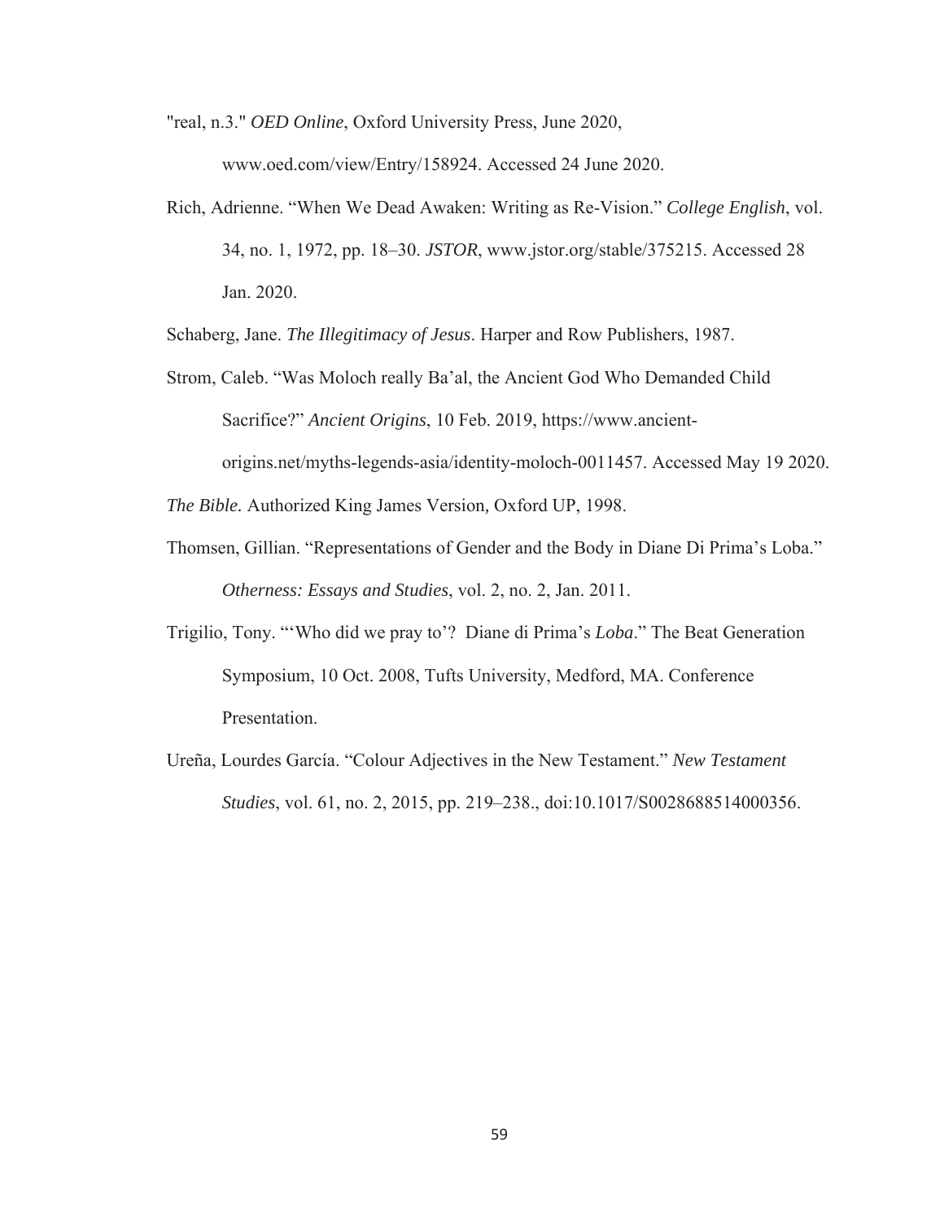"real, n.3." *OED Online*, Oxford University Press, June 2020, www.oed.com/view/Entry/158924. Accessed 24 June 2020.

Rich, Adrienne. "When We Dead Awaken: Writing as Re-Vision." *College English*, vol. 34, no. 1, 1972, pp. 18–30. *JSTOR*, www.jstor.org/stable/375215. Accessed 28 Jan. 2020.

Schaberg, Jane. *The Illegitimacy of Jesus*. Harper and Row Publishers, 1987.

Strom, Caleb. "Was Moloch really Ba'al, the Ancient God Who Demanded Child Sacrifice?" *Ancient Origins*, 10 Feb. 2019, https://www.ancient-origins.net/myths-legends-asia/identity-moloch-0011457. Accessed May 19 2020.

*The Bible.* Authorized King James Version, Oxford UP, 1998.

Thomsen, Gillian. "Representations of Gender and the Body in Diane Di Prima's Loba." *Otherness: Essays and Studies*, vol. 2, no. 2, Jan. 2011.

Trigilio, Tony. "'Who did we pray to'? Diane di Prima's *Loba*." The Beat Generation Symposium, 10 Oct. 2008, Tufts University, Medford, MA. Conference Presentation.

Ureña, Lourdes García. "Colour Adjectives in the New Testament." *New Testament Studies*, vol. 61, no. 2, 2015, pp. 219–238., doi:10.1017/S0028688514000356.